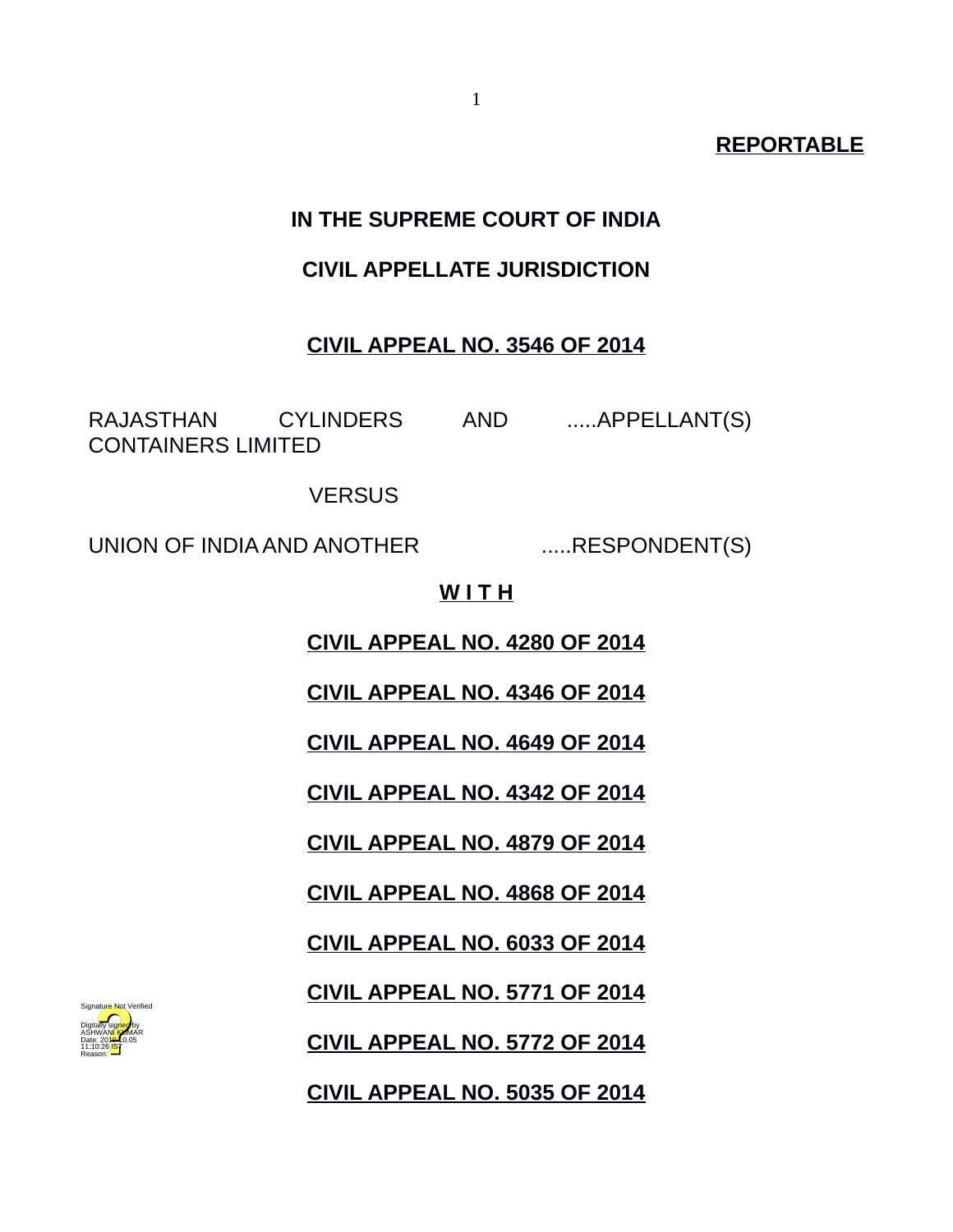**REPORTABLE**

**IN THE SUPREME COURT OF INDIA**

**CIVIL APPELLATE JURISDICTION**

**CIVIL APPEAL NO. 3546 OF 2014**

RAJASTHAN CYLINDERS AND CONTAINERS LIMITED .....APPELLANT(S)

VERSUS

UNION OF INDIA AND ANOTHER .....RESPONDENT(S)

**W I T H**

**CIVIL APPEAL NO. 4280 OF 2014**

**CIVIL APPEAL NO. 4346 OF 2014**

**CIVIL APPEAL NO. 4649 OF 2014**

**CIVIL APPEAL NO. 4342 OF 2014**

**CIVIL APPEAL NO. 4879 OF 2014**

**CIVIL APPEAL NO. 4868 OF 2014**

**CIVIL APPEAL NO. 6033 OF 2014**

**CIVIL APPEAL NO. 5771 OF 2014**

**CIVIL APPEAL NO. 5772 OF 2014**

**CIVIL APPEAL NO. 5035 OF 2014**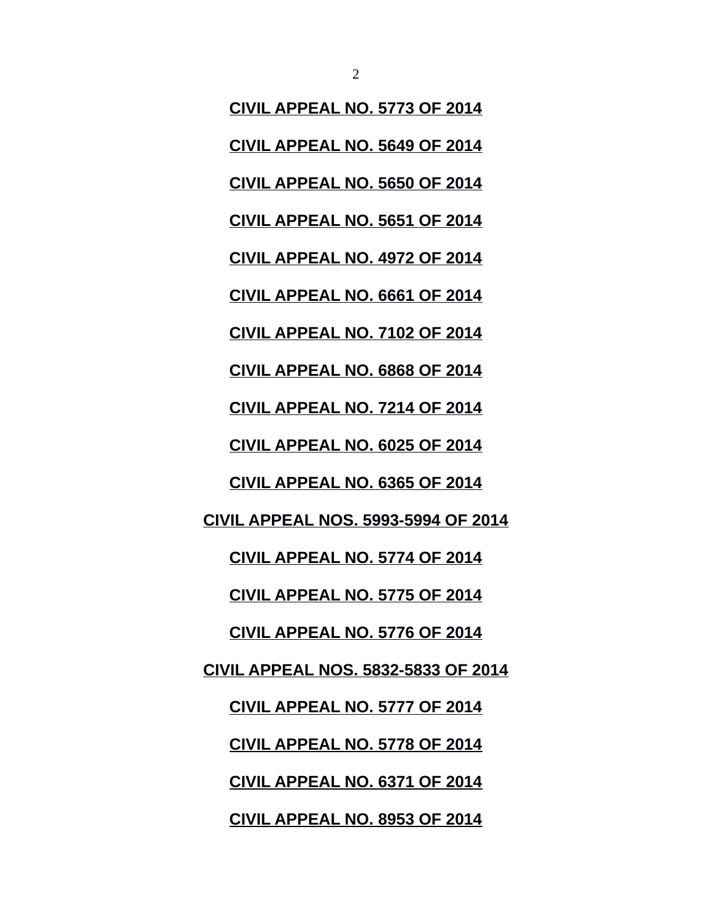**CIVIL APPEAL NO. 5773 OF 2014**

**CIVIL APPEAL NO. 5649 OF 2014**

**CIVIL APPEAL NO. 5650 OF 2014**

**CIVIL APPEAL NO. 5651 OF 2014**

**CIVIL APPEAL NO. 4972 OF 2014**

**CIVIL APPEAL NO. 6661 OF 2014**

**CIVIL APPEAL NO. 7102 OF 2014**

**CIVIL APPEAL NO. 6868 OF 2014**

**CIVIL APPEAL NO. 7214 OF 2014**

**CIVIL APPEAL NO. 6025 OF 2014**

**CIVIL APPEAL NO. 6365 OF 2014**

**CIVIL APPEAL NOS. 5993-5994 OF 2014**

**CIVIL APPEAL NO. 5774 OF 2014**

**CIVIL APPEAL NO. 5775 OF 2014**

**CIVIL APPEAL NO. 5776 OF 2014**

**CIVIL APPEAL NOS. 5832-5833 OF 2014**

**CIVIL APPEAL NO. 5777 OF 2014**

**CIVIL APPEAL NO. 5778 OF 2014**

**CIVIL APPEAL NO. 6371 OF 2014**

**CIVIL APPEAL NO. 8953 OF 2014**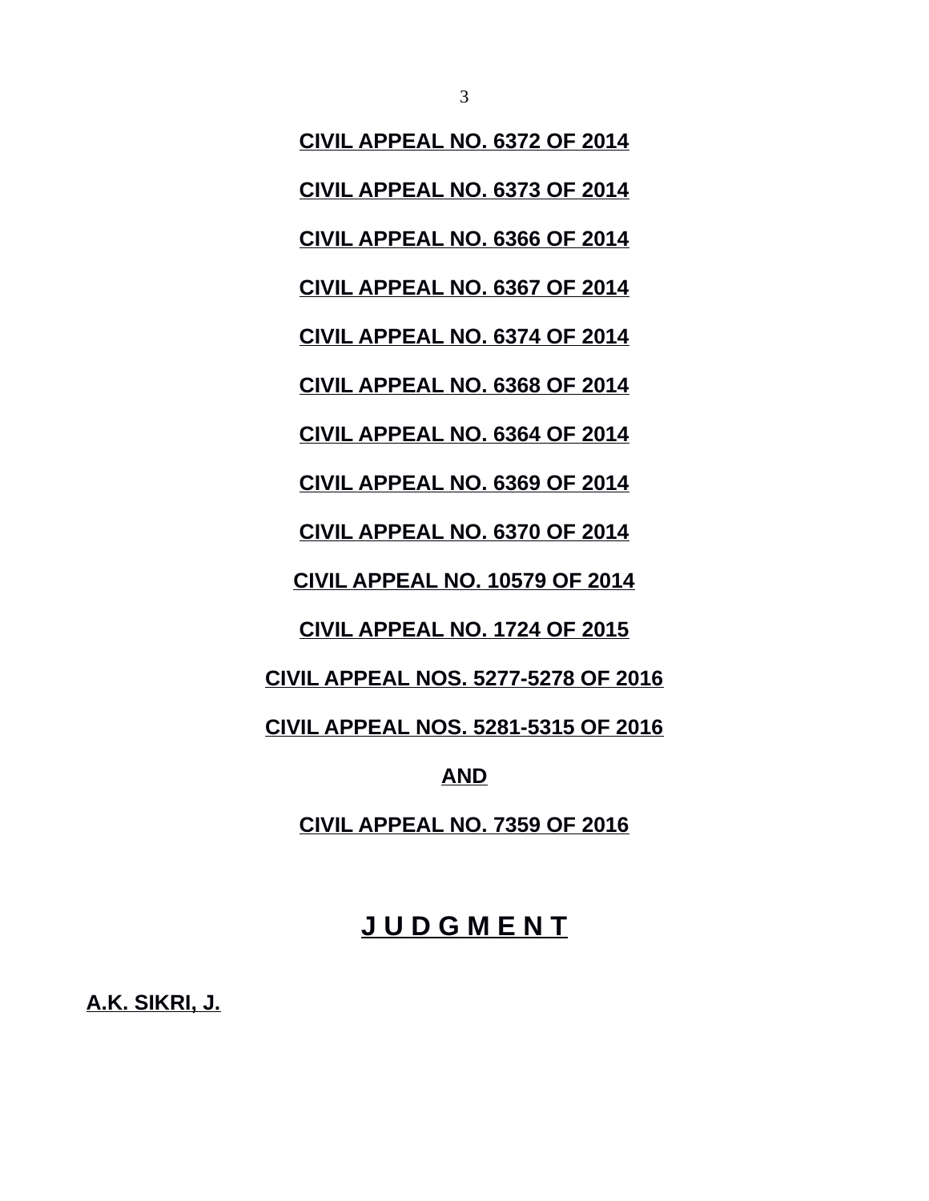**CIVIL APPEAL NO. 6372 OF 2014**

**CIVIL APPEAL NO. 6373 OF 2014**

**CIVIL APPEAL NO. 6366 OF 2014**

**CIVIL APPEAL NO. 6367 OF 2014**

**CIVIL APPEAL NO. 6374 OF 2014**

**CIVIL APPEAL NO. 6368 OF 2014**

**CIVIL APPEAL NO. 6364 OF 2014**

**CIVIL APPEAL NO. 6369 OF 2014**

**CIVIL APPEAL NO. 6370 OF 2014**

**CIVIL APPEAL NO. 10579 OF 2014**

**CIVIL APPEAL NO. 1724 OF 2015**

**CIVIL APPEAL NOS. 5277-5278 OF 2016**

**CIVIL APPEAL NOS. 5281-5315 OF 2016**

**AND**

**CIVIL APPEAL NO. 7359 OF 2016**

## J U D G M E N T

**A.K. SIKRI, J.**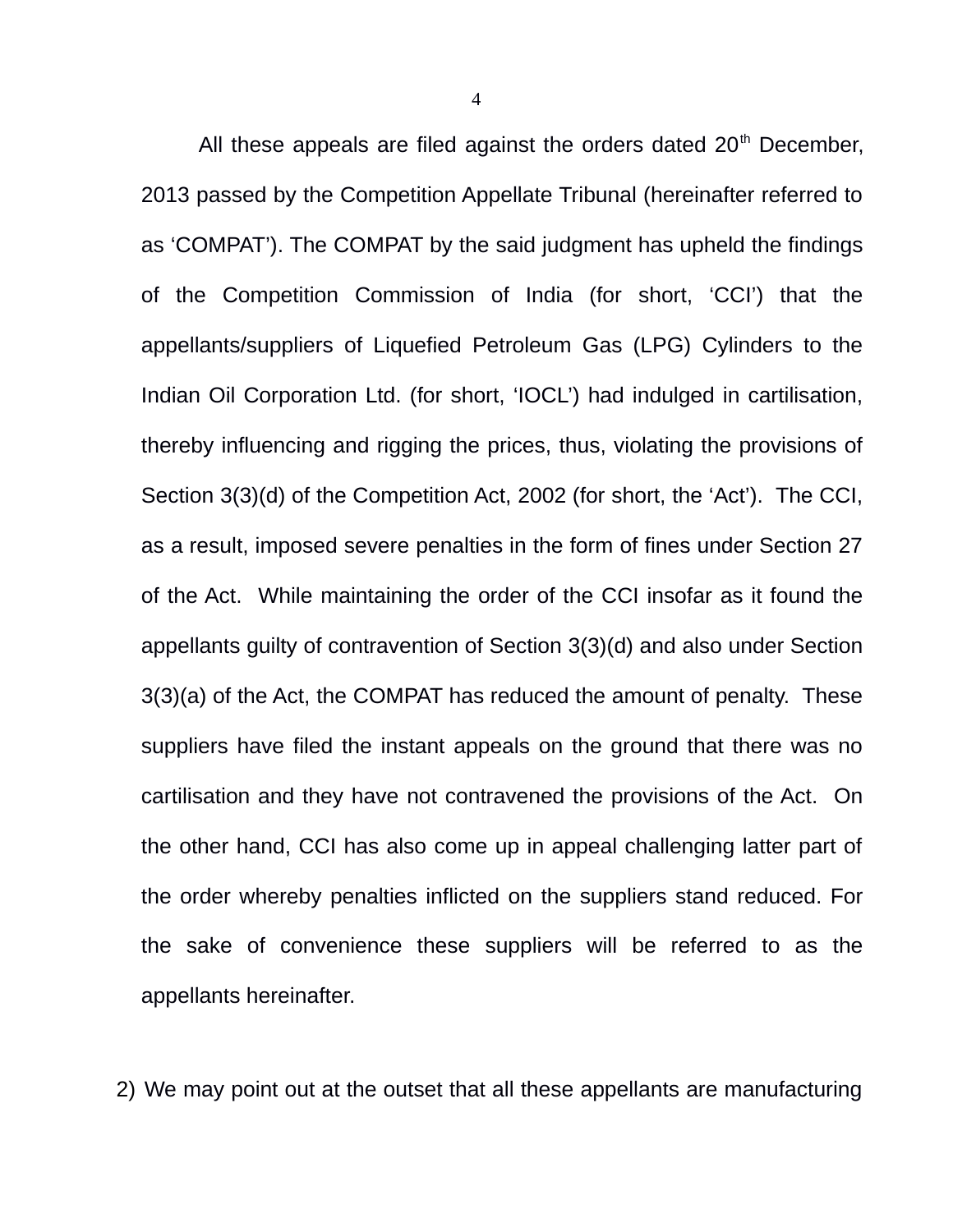All these appeals are filed against the orders dated 20th December, 2013 passed by the Competition Appellate Tribunal (hereinafter referred to as 'COMPAT'). The COMPAT by the said judgment has upheld the findings of the Competition Commission of India (for short, 'CCI') that the appellants/suppliers of Liquefied Petroleum Gas (LPG) Cylinders to the Indian Oil Corporation Ltd. (for short, 'IOCL') had indulged in cartilisation, thereby influencing and rigging the prices, thus, violating the provisions of Section 3(3)(d) of the Competition Act, 2002 (for short, the 'Act'). The CCI, as a result, imposed severe penalties in the form of fines under Section 27 of the Act. While maintaining the order of the CCI insofar as it found the appellants guilty of contravention of Section 3(3)(d) and also under Section 3(3)(a) of the Act, the COMPAT has reduced the amount of penalty. These suppliers have filed the instant appeals on the ground that there was no cartilisation and they have not contravened the provisions of the Act. On the other hand, CCI has also come up in appeal challenging latter part of the order whereby penalties inflicted on the suppliers stand reduced. For the sake of convenience these suppliers will be referred to as the appellants hereinafter.

2) We may point out at the outset that all these appellants are manufacturing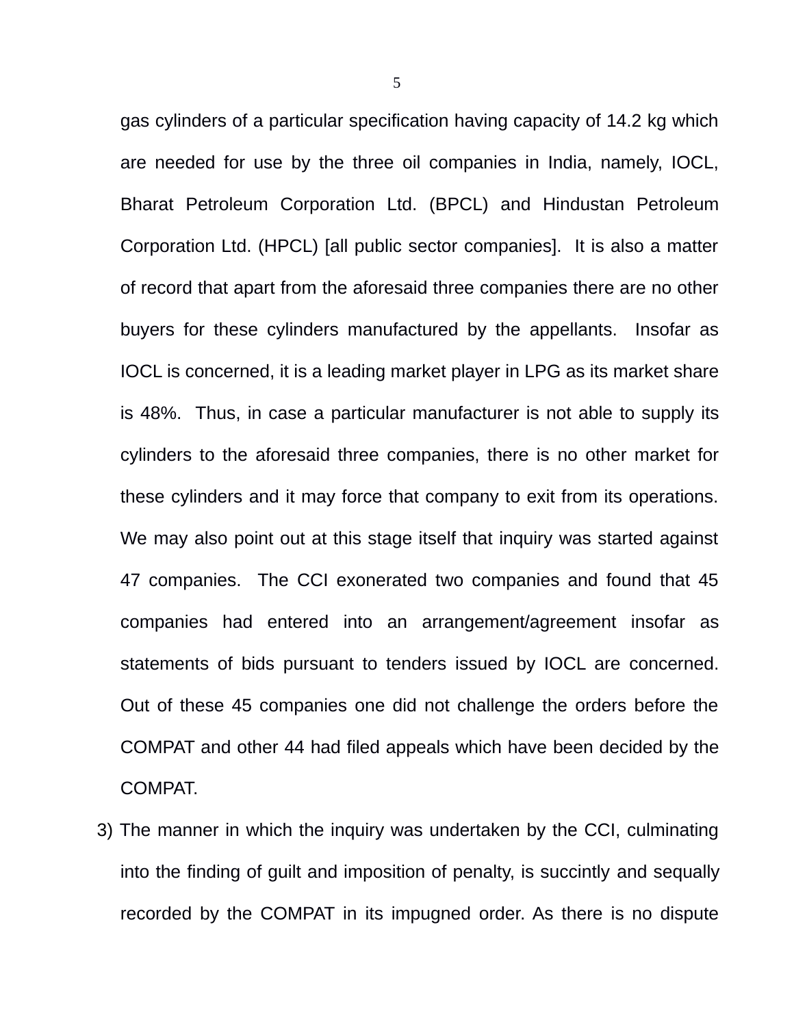gas cylinders of a particular specification having capacity of 14.2 kg which are needed for use by the three oil companies in India, namely, IOCL, Bharat Petroleum Corporation Ltd. (BPCL) and Hindustan Petroleum Corporation Ltd. (HPCL) [all public sector companies]. It is also a matter of record that apart from the aforesaid three companies there are no other buyers for these cylinders manufactured by the appellants. Insofar as IOCL is concerned, it is a leading market player in LPG as its market share is 48%. Thus, in case a particular manufacturer is not able to supply its cylinders to the aforesaid three companies, there is no other market for these cylinders and it may force that company to exit from its operations. We may also point out at this stage itself that inquiry was started against 47 companies. The CCI exonerated two companies and found that 45 companies had entered into an arrangement/agreement insofar as statements of bids pursuant to tenders issued by IOCL are concerned. Out of these 45 companies one did not challenge the orders before the COMPAT and other 44 had filed appeals which have been decided by the COMPAT.

3) The manner in which the inquiry was undertaken by the CCI, culminating into the finding of guilt and imposition of penalty, is succintly and sequally recorded by the COMPAT in its impugned order. As there is no dispute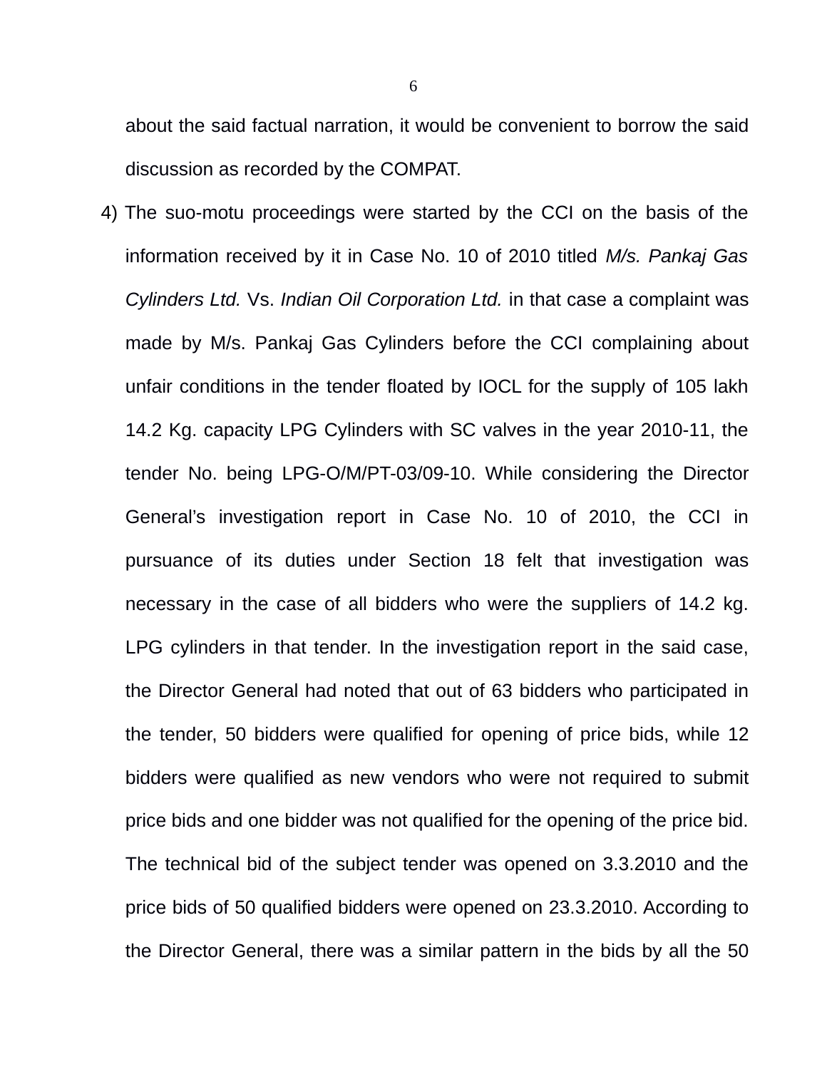about the said factual narration, it would be convenient to borrow the said discussion as recorded by the COMPAT.

4) The suo-motu proceedings were started by the CCI on the basis of the information received by it in Case No. 10 of 2010 titled *M/s. Pankaj Gas Cylinders Ltd.* Vs. *Indian Oil Corporation Ltd.* in that case a complaint was made by M/s. Pankaj Gas Cylinders before the CCI complaining about unfair conditions in the tender floated by IOCL for the supply of 105 lakh 14.2 Kg. capacity LPG Cylinders with SC valves in the year 2010-11, the tender No. being LPG-O/M/PT-03/09-10. While considering the Director General's investigation report in Case No. 10 of 2010, the CCI in pursuance of its duties under Section 18 felt that investigation was necessary in the case of all bidders who were the suppliers of 14.2 kg. LPG cylinders in that tender. In the investigation report in the said case, the Director General had noted that out of 63 bidders who participated in the tender, 50 bidders were qualified for opening of price bids, while 12 bidders were qualified as new vendors who were not required to submit price bids and one bidder was not qualified for the opening of the price bid. The technical bid of the subject tender was opened on 3.3.2010 and the price bids of 50 qualified bidders were opened on 23.3.2010. According to the Director General, there was a similar pattern in the bids by all the 50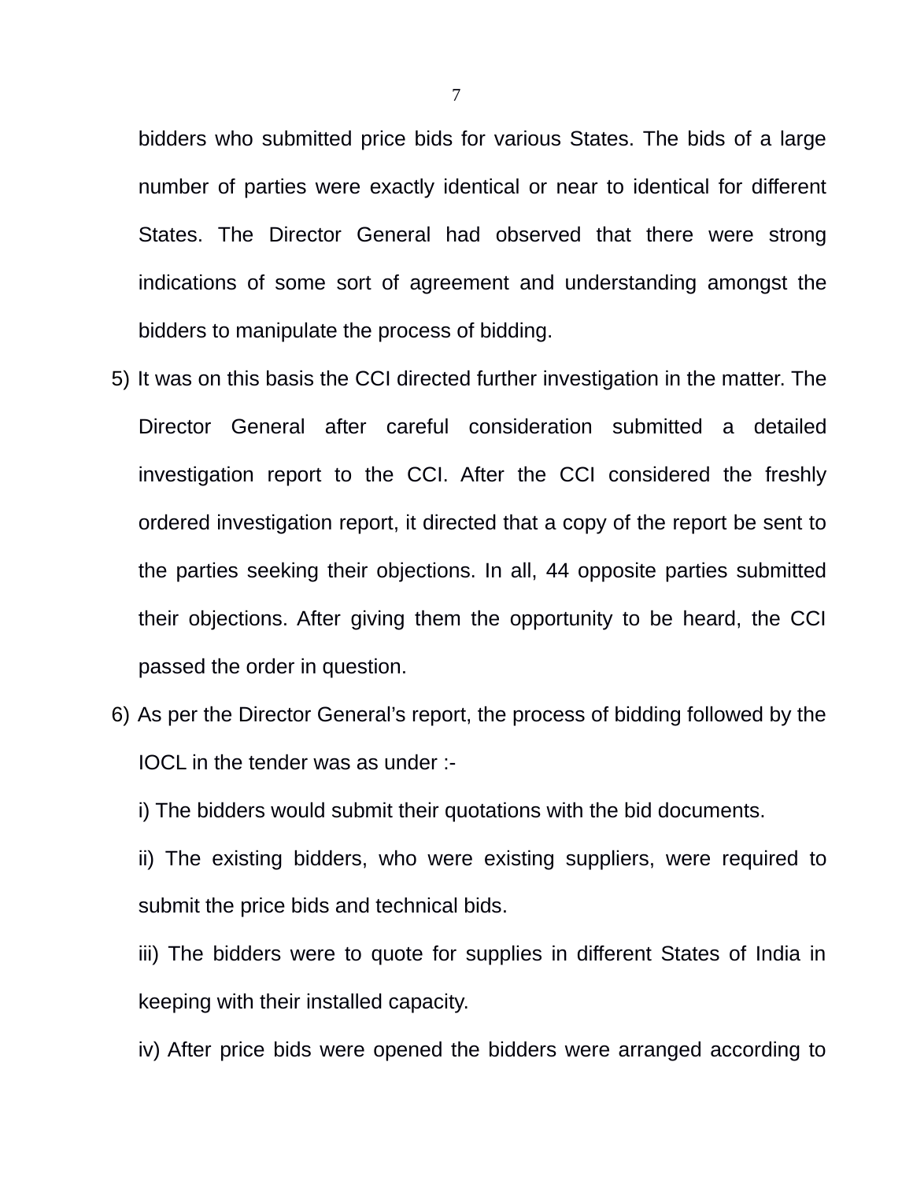bidders who submitted price bids for various States. The bids of a large number of parties were exactly identical or near to identical for different States. The Director General had observed that there were strong indications of some sort of agreement and understanding amongst the bidders to manipulate the process of bidding.

5) It was on this basis the CCI directed further investigation in the matter. The Director General after careful consideration submitted a detailed investigation report to the CCI. After the CCI considered the freshly ordered investigation report, it directed that a copy of the report be sent to the parties seeking their objections. In all, 44 opposite parties submitted their objections. After giving them the opportunity to be heard, the CCI passed the order in question.

6) As per the Director General's report, the process of bidding followed by the IOCL in the tender was as under :-

i) The bidders would submit their quotations with the bid documents.

ii) The existing bidders, who were existing suppliers, were required to submit the price bids and technical bids.

iii) The bidders were to quote for supplies in different States of India in keeping with their installed capacity.

iv) After price bids were opened the bidders were arranged according to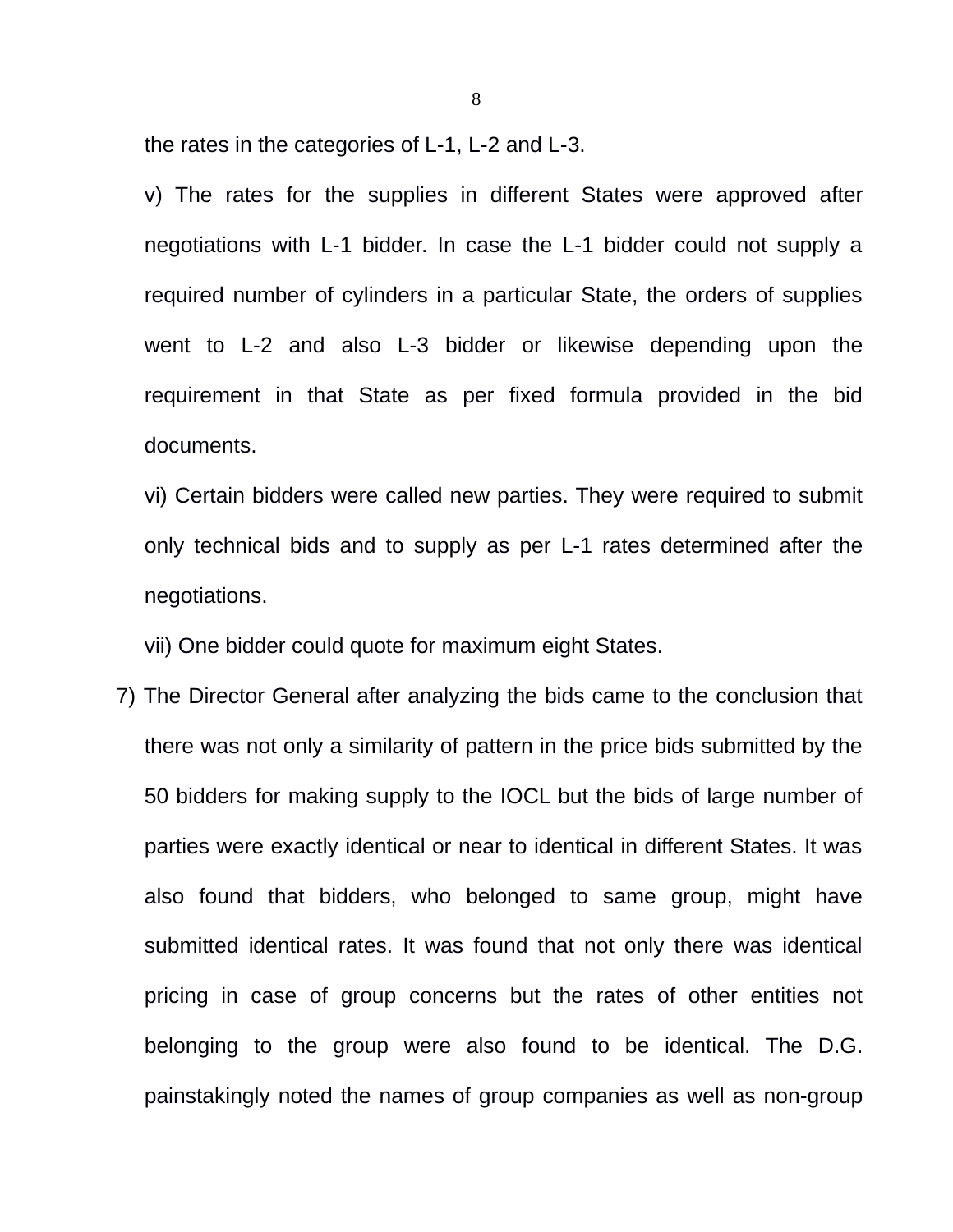the rates in the categories of L-1, L-2 and L-3.

v) The rates for the supplies in different States were approved after negotiations with L-1 bidder. In case the L-1 bidder could not supply a required number of cylinders in a particular State, the orders of supplies went to L-2 and also L-3 bidder or likewise depending upon the requirement in that State as per fixed formula provided in the bid documents.

vi) Certain bidders were called new parties. They were required to submit only technical bids and to supply as per L-1 rates determined after the negotiations.

vii) One bidder could quote for maximum eight States.

7) The Director General after analyzing the bids came to the conclusion that there was not only a similarity of pattern in the price bids submitted by the 50 bidders for making supply to the IOCL but the bids of large number of parties were exactly identical or near to identical in different States. It was also found that bidders, who belonged to same group, might have submitted identical rates. It was found that not only there was identical pricing in case of group concerns but the rates of other entities not belonging to the group were also found to be identical. The D.G. painstakingly noted the names of group companies as well as non-group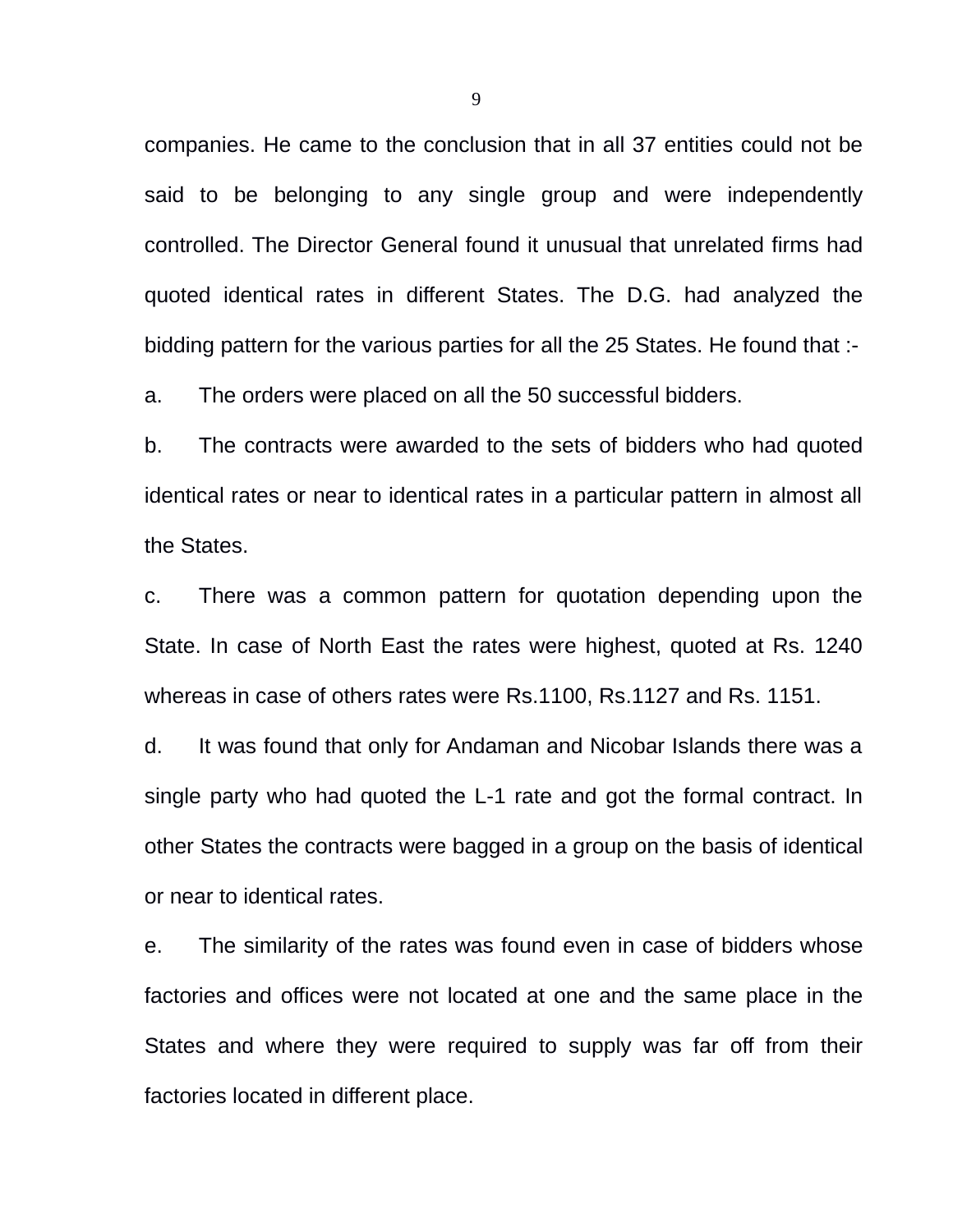companies. He came to the conclusion that in all 37 entities could not be said to be belonging to any single group and were independently controlled. The Director General found it unusual that unrelated firms had quoted identical rates in different States. The D.G. had analyzed the bidding pattern for the various parties for all the 25 States. He found that :-

a. The orders were placed on all the 50 successful bidders.

b. The contracts were awarded to the sets of bidders who had quoted identical rates or near to identical rates in a particular pattern in almost all the States.

c. There was a common pattern for quotation depending upon the State. In case of North East the rates were highest, quoted at Rs. 1240 whereas in case of others rates were Rs.1100, Rs.1127 and Rs. 1151.

d. It was found that only for Andaman and Nicobar Islands there was a single party who had quoted the L-1 rate and got the formal contract. In other States the contracts were bagged in a group on the basis of identical or near to identical rates.

e. The similarity of the rates was found even in case of bidders whose factories and offices were not located at one and the same place in the States and where they were required to supply was far off from their factories located in different place.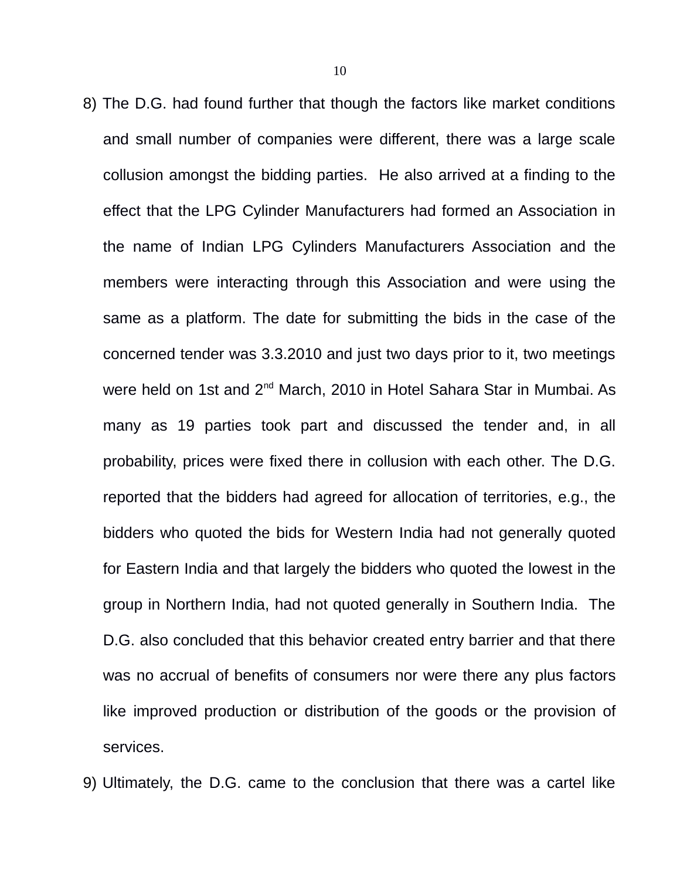8) The D.G. had found further that though the factors like market conditions and small number of companies were different, there was a large scale collusion amongst the bidding parties. He also arrived at a finding to the effect that the LPG Cylinder Manufacturers had formed an Association in the name of Indian LPG Cylinders Manufacturers Association and the members were interacting through this Association and were using the same as a platform. The date for submitting the bids in the case of the concerned tender was 3.3.2010 and just two days prior to it, two meetings were held on 1st and 2nd March, 2010 in Hotel Sahara Star in Mumbai. As many as 19 parties took part and discussed the tender and, in all probability, prices were fixed there in collusion with each other. The D.G. reported that the bidders had agreed for allocation of territories, e.g., the bidders who quoted the bids for Western India had not generally quoted for Eastern India and that largely the bidders who quoted the lowest in the group in Northern India, had not quoted generally in Southern India. The D.G. also concluded that this behavior created entry barrier and that there was no accrual of benefits of consumers nor were there any plus factors like improved production or distribution of the goods or the provision of services.

9) Ultimately, the D.G. came to the conclusion that there was a cartel like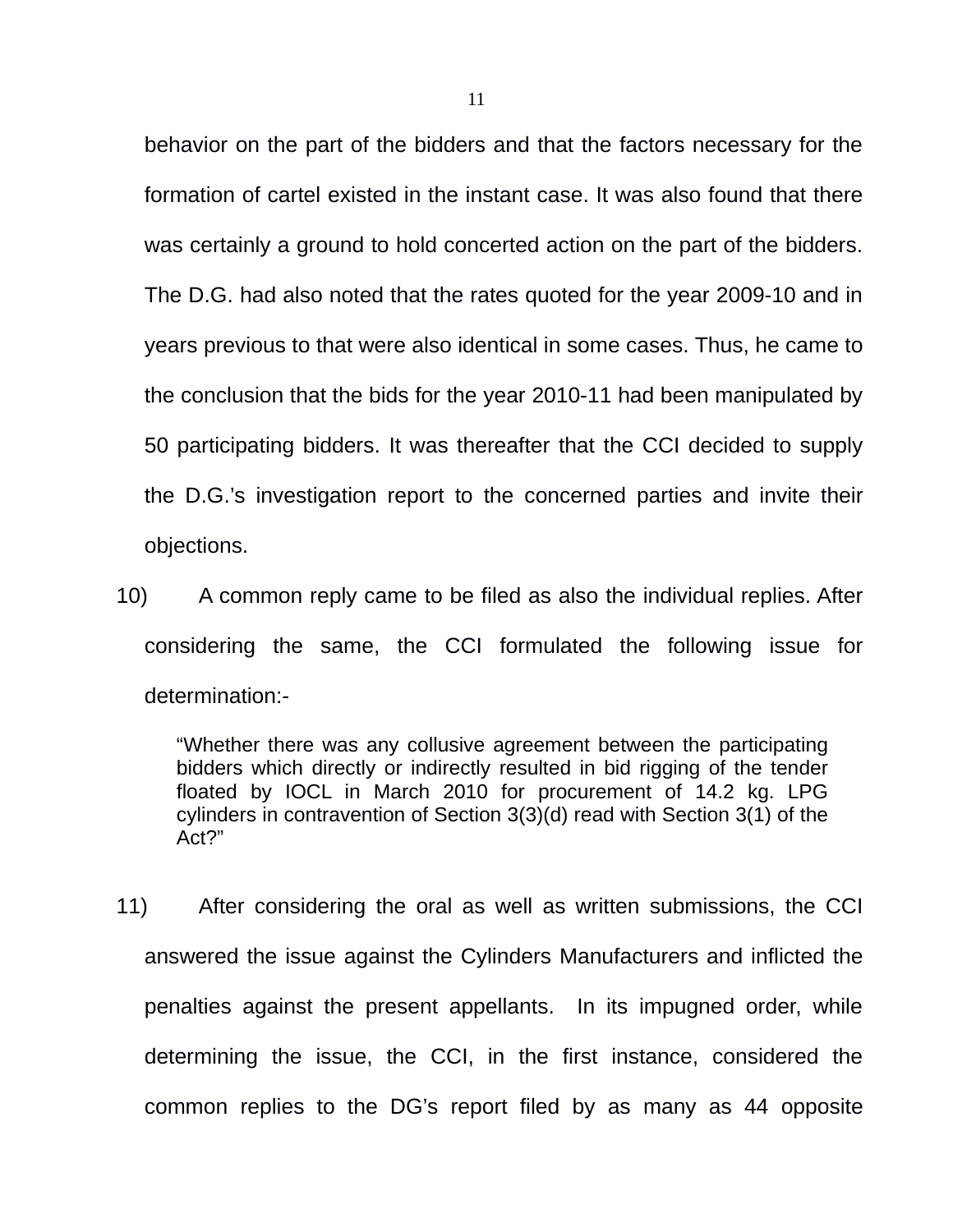behavior on the part of the bidders and that the factors necessary for the formation of cartel existed in the instant case. It was also found that there was certainly a ground to hold concerted action on the part of the bidders. The D.G. had also noted that the rates quoted for the year 2009-10 and in years previous to that were also identical in some cases. Thus, he came to the conclusion that the bids for the year 2010-11 had been manipulated by 50 participating bidders. It was thereafter that the CCI decided to supply the D.G.'s investigation report to the concerned parties and invite their objections.

10) A common reply came to be filed as also the individual replies. After considering the same, the CCI formulated the following issue for determination:-

> "Whether there was any collusive agreement between the participating bidders which directly or indirectly resulted in bid rigging of the tender floated by IOCL in March 2010 for procurement of 14.2 kg. LPG cylinders in contravention of Section 3(3)(d) read with Section 3(1) of the Act?"

11) After considering the oral as well as written submissions, the CCI answered the issue against the Cylinders Manufacturers and inflicted the penalties against the present appellants. In its impugned order, while determining the issue, the CCI, in the first instance, considered the common replies to the DG's report filed by as many as 44 opposite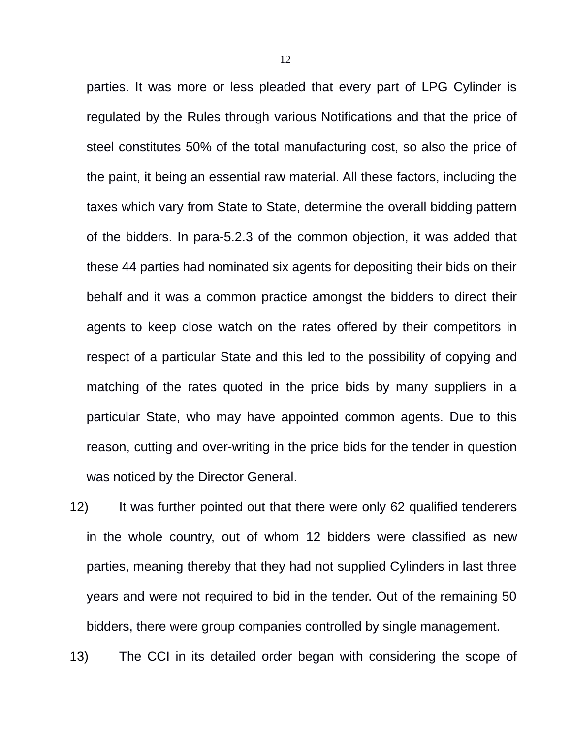parties. It was more or less pleaded that every part of LPG Cylinder is regulated by the Rules through various Notifications and that the price of steel constitutes 50% of the total manufacturing cost, so also the price of the paint, it being an essential raw material. All these factors, including the taxes which vary from State to State, determine the overall bidding pattern of the bidders. In para-5.2.3 of the common objection, it was added that these 44 parties had nominated six agents for depositing their bids on their behalf and it was a common practice amongst the bidders to direct their agents to keep close watch on the rates offered by their competitors in respect of a particular State and this led to the possibility of copying and matching of the rates quoted in the price bids by many suppliers in a particular State, who may have appointed common agents. Due to this reason, cutting and over-writing in the price bids for the tender in question was noticed by the Director General.

12) It was further pointed out that there were only 62 qualified tenderers in the whole country, out of whom 12 bidders were classified as new parties, meaning thereby that they had not supplied Cylinders in last three years and were not required to bid in the tender. Out of the remaining 50 bidders, there were group companies controlled by single management.

13) The CCI in its detailed order began with considering the scope of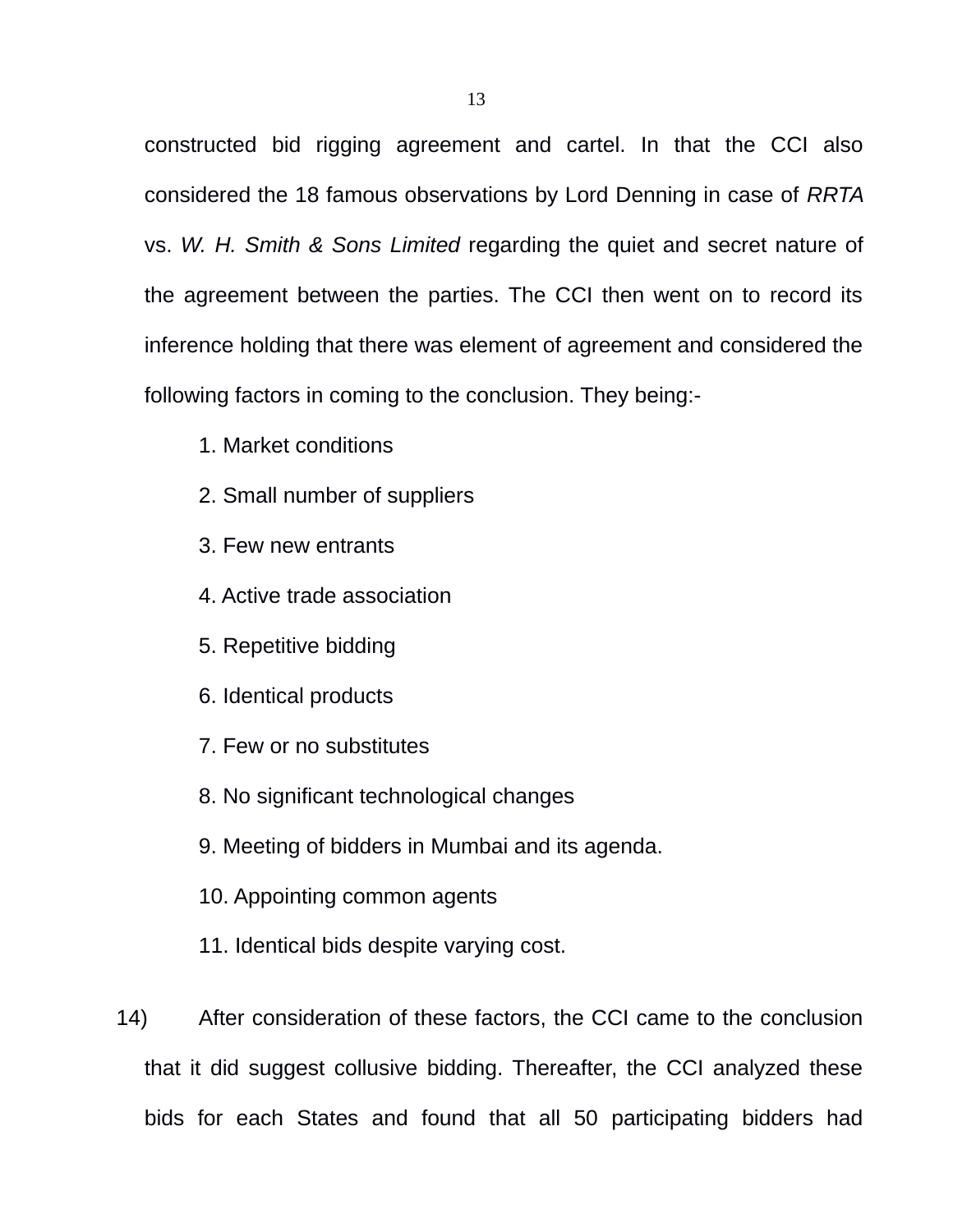constructed bid rigging agreement and cartel. In that the CCI also considered the 18 famous observations by Lord Denning in case of *RRTA* vs. *W. H. Smith & Sons Limited* regarding the quiet and secret nature of the agreement between the parties. The CCI then went on to record its inference holding that there was element of agreement and considered the following factors in coming to the conclusion. They being:-

1. Market conditions
2. Small number of suppliers
3. Few new entrants
4. Active trade association
5. Repetitive bidding
6. Identical products
7. Few or no substitutes
8. No significant technological changes
9. Meeting of bidders in Mumbai and its agenda.
10. Appointing common agents
11. Identical bids despite varying cost.

14) After consideration of these factors, the CCI came to the conclusion that it did suggest collusive bidding. Thereafter, the CCI analyzed these bids for each States and found that all 50 participating bidders had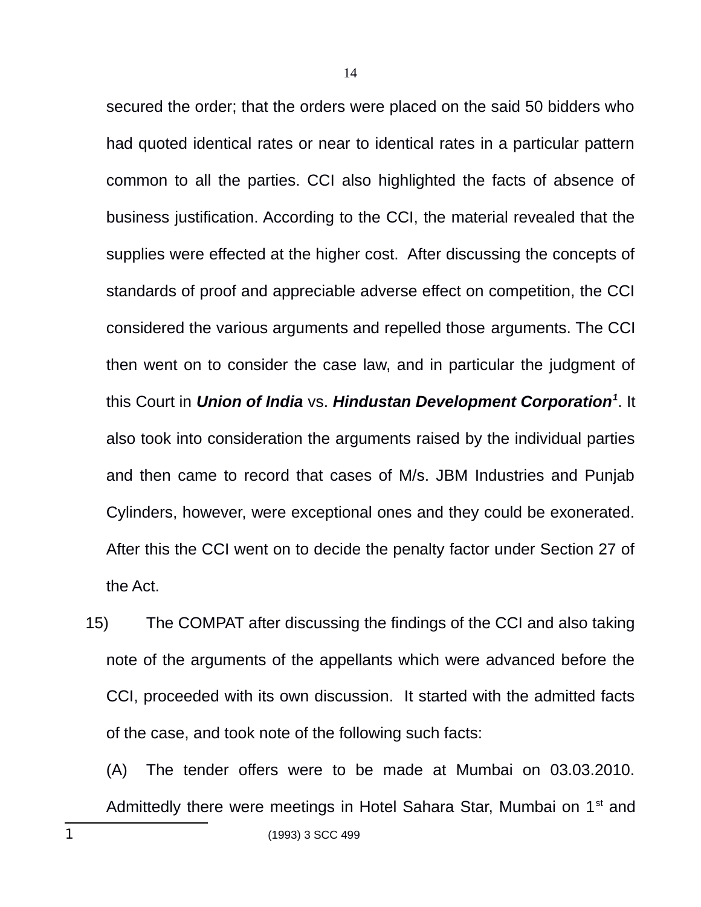secured the order; that the orders were placed on the said 50 bidders who had quoted identical rates or near to identical rates in a particular pattern common to all the parties. CCI also highlighted the facts of absence of business justification. According to the CCI, the material revealed that the supplies were effected at the higher cost. After discussing the concepts of standards of proof and appreciable adverse effect on competition, the CCI considered the various arguments and repelled those arguments. The CCI then went on to consider the case law, and in particular the judgment of this Court in ***Union of India*** vs. ***Hindustan Development Corporation***[1]. It also took into consideration the arguments raised by the individual parties and then came to record that cases of M/s. JBM Industries and Punjab Cylinders, however, were exceptional ones and they could be exonerated. After this the CCI went on to decide the penalty factor under Section 27 of the Act.

15) The COMPAT after discussing the findings of the CCI and also taking note of the arguments of the appellants which were advanced before the CCI, proceeded with its own discussion. It started with the admitted facts of the case, and took note of the following such facts:

(A) The tender offers were to be made at Mumbai on 03.03.2010. Admittedly there were meetings in Hotel Sahara Star, Mumbai on 1st and

---

1 (1993) 3 SCC 499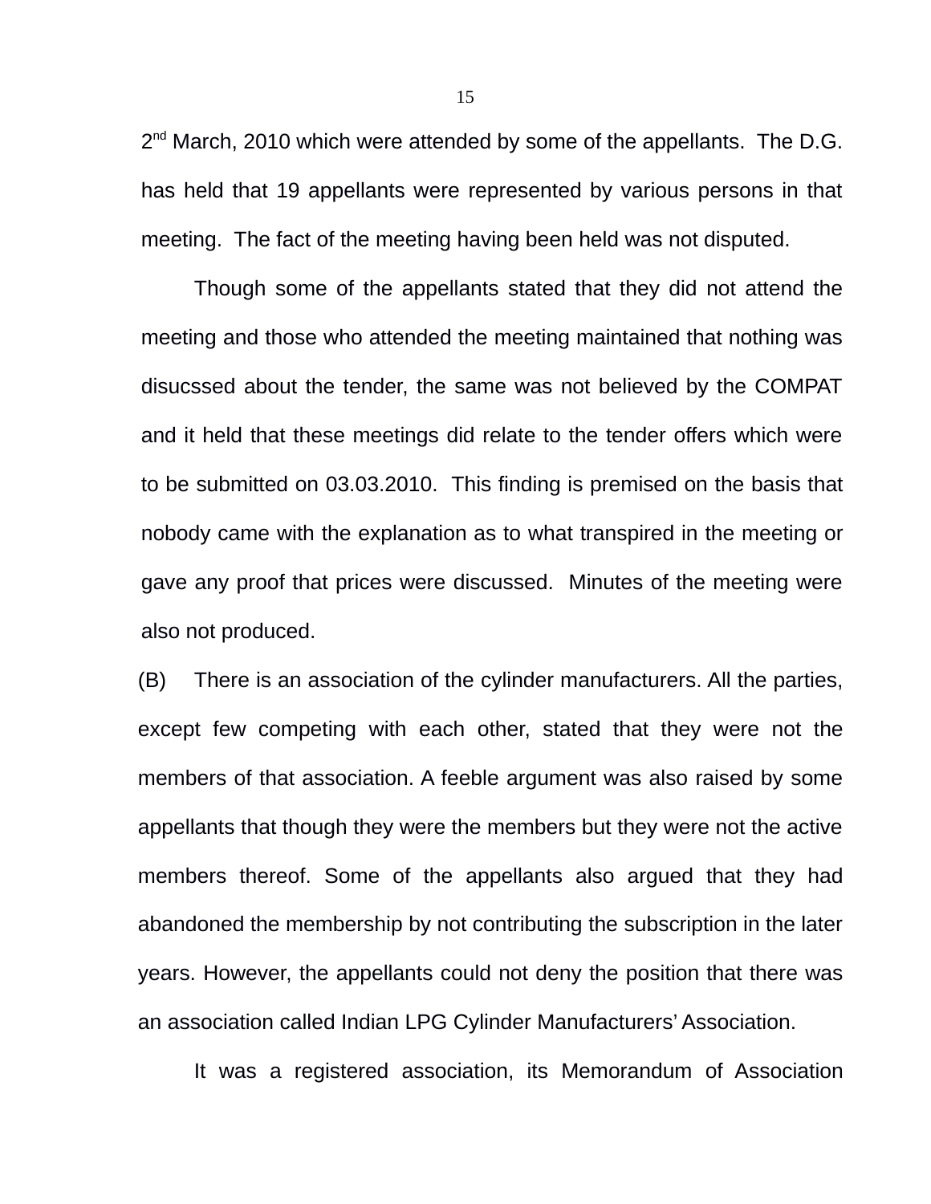2nd March, 2010 which were attended by some of the appellants. The D.G. has held that 19 appellants were represented by various persons in that meeting. The fact of the meeting having been held was not disputed.

Though some of the appellants stated that they did not attend the meeting and those who attended the meeting maintained that nothing was disucssed about the tender, the same was not believed by the COMPAT and it held that these meetings did relate to the tender offers which were to be submitted on 03.03.2010. This finding is premised on the basis that nobody came with the explanation as to what transpired in the meeting or gave any proof that prices were discussed. Minutes of the meeting were also not produced.

(B) There is an association of the cylinder manufacturers. All the parties, except few competing with each other, stated that they were not the members of that association. A feeble argument was also raised by some appellants that though they were the members but they were not the active members thereof. Some of the appellants also argued that they had abandoned the membership by not contributing the subscription in the later years. However, the appellants could not deny the position that there was an association called Indian LPG Cylinder Manufacturers' Association.

It was a registered association, its Memorandum of Association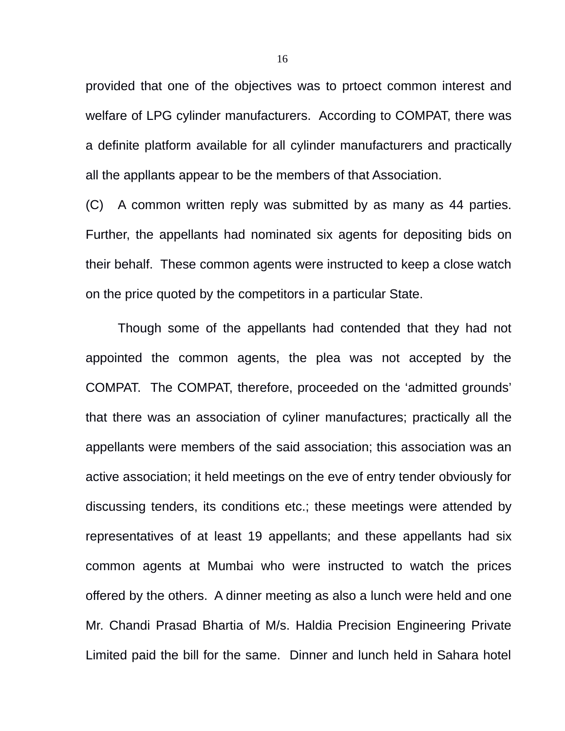provided that one of the objectives was to prtoect common interest and welfare of LPG cylinder manufacturers. According to COMPAT, there was a definite platform available for all cylinder manufacturers and practically all the appllants appear to be the members of that Association.

(C) A common written reply was submitted by as many as 44 parties. Further, the appellants had nominated six agents for depositing bids on their behalf. These common agents were instructed to keep a close watch on the price quoted by the competitors in a particular State.

Though some of the appellants had contended that they had not appointed the common agents, the plea was not accepted by the COMPAT. The COMPAT, therefore, proceeded on the 'admitted grounds' that there was an association of cyliner manufactures; practically all the appellants were members of the said association; this association was an active association; it held meetings on the eve of entry tender obviously for discussing tenders, its conditions etc.; these meetings were attended by representatives of at least 19 appellants; and these appellants had six common agents at Mumbai who were instructed to watch the prices offered by the others. A dinner meeting as also a lunch were held and one Mr. Chandi Prasad Bhartia of M/s. Haldia Precision Engineering Private Limited paid the bill for the same. Dinner and lunch held in Sahara hotel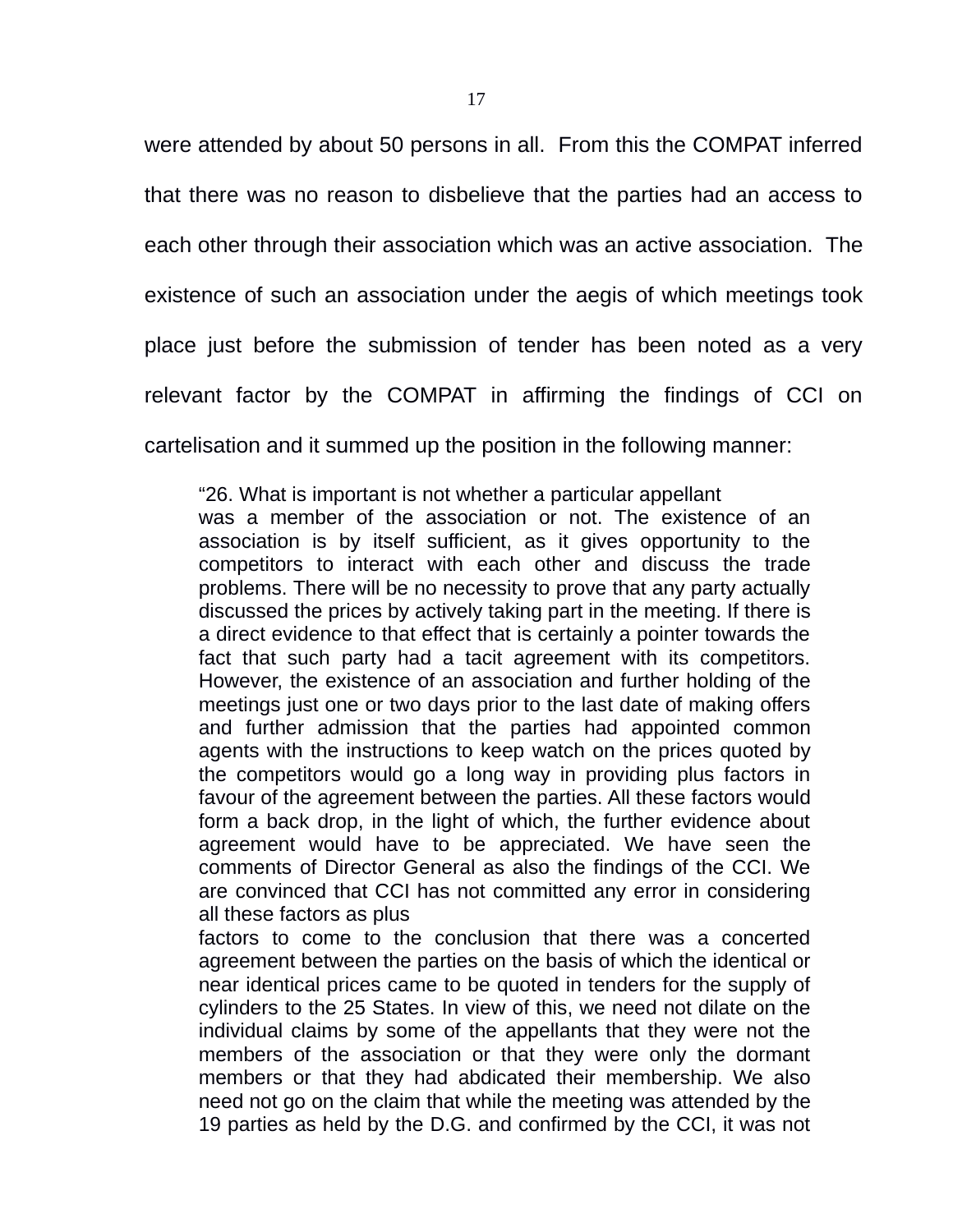were attended by about 50 persons in all. From this the COMPAT inferred that there was no reason to disbelieve that the parties had an access to each other through their association which was an active association. The existence of such an association under the aegis of which meetings took place just before the submission of tender has been noted as a very relevant factor by the COMPAT in affirming the findings of CCI on cartelisation and it summed up the position in the following manner:

> "26. What is important is not whether a particular appellant was a member of the association or not. The existence of an association is by itself sufficient, as it gives opportunity to the competitors to interact with each other and discuss the trade problems. There will be no necessity to prove that any party actually discussed the prices by actively taking part in the meeting. If there is a direct evidence to that effect that is certainly a pointer towards the fact that such party had a tacit agreement with its competitors. However, the existence of an association and further holding of the meetings just one or two days prior to the last date of making offers and further admission that the parties had appointed common agents with the instructions to keep watch on the prices quoted by the competitors would go a long way in providing plus factors in favour of the agreement between the parties. All these factors would form a back drop, in the light of which, the further evidence about agreement would have to be appreciated. We have seen the comments of Director General as also the findings of the CCI. We are convinced that CCI has not committed any error in considering all these factors as plus factors to come to the conclusion that there was a concerted agreement between the parties on the basis of which the identical or near identical prices came to be quoted in tenders for the supply of cylinders to the 25 States. In view of this, we need not dilate on the individual claims by some of the appellants that they were not the members of the association or that they were only the dormant members or that they had abdicated their membership. We also need not go on the claim that while the meeting was attended by the 19 parties as held by the D.G. and confirmed by the CCI, it was not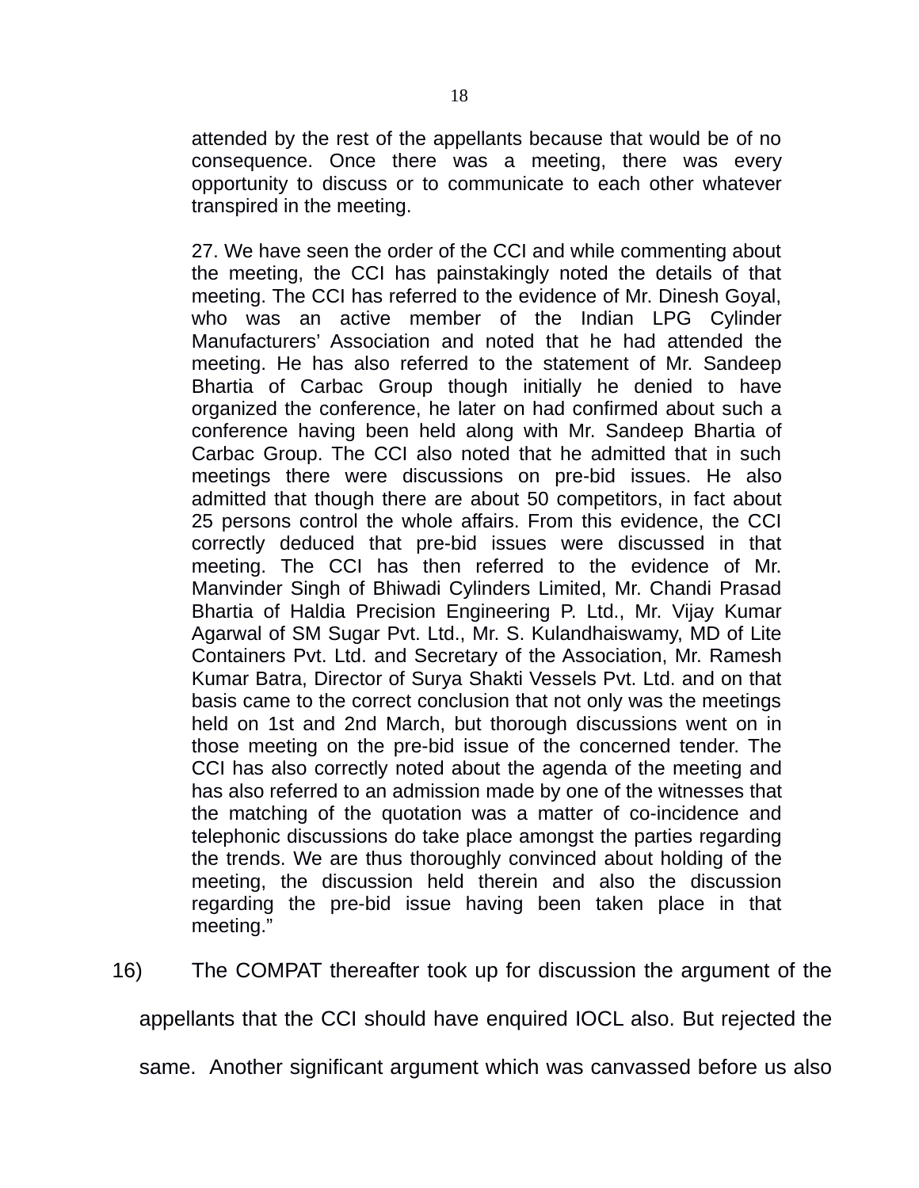> attended by the rest of the appellants because that would be of no consequence. Once there was a meeting, there was every opportunity to discuss or to communicate to each other whatever transpired in the meeting.
>
> 27. We have seen the order of the CCI and while commenting about the meeting, the CCI has painstakingly noted the details of that meeting. The CCI has referred to the evidence of Mr. Dinesh Goyal, who was an active member of the Indian LPG Cylinder Manufacturers' Association and noted that he had attended the meeting. He has also referred to the statement of Mr. Sandeep Bhartia of Carbac Group though initially he denied to have organized the conference, he later on had confirmed about such a conference having been held along with Mr. Sandeep Bhartia of Carbac Group. The CCI also noted that he admitted that in such meetings there were discussions on pre-bid issues. He also admitted that though there are about 50 competitors, in fact about 25 persons control the whole affairs. From this evidence, the CCI correctly deduced that pre-bid issues were discussed in that meeting. The CCI has then referred to the evidence of Mr. Manvinder Singh of Bhiwadi Cylinders Limited, Mr. Chandi Prasad Bhartia of Haldia Precision Engineering P. Ltd., Mr. Vijay Kumar Agarwal of SM Sugar Pvt. Ltd., Mr. S. Kulandhaiswamy, MD of Lite Containers Pvt. Ltd. and Secretary of the Association, Mr. Ramesh Kumar Batra, Director of Surya Shakti Vessels Pvt. Ltd. and on that basis came to the correct conclusion that not only was the meetings held on 1st and 2nd March, but thorough discussions went on in those meeting on the pre-bid issue of the concerned tender. The CCI has also correctly noted about the agenda of the meeting and has also referred to an admission made by one of the witnesses that the matching of the quotation was a matter of co-incidence and telephonic discussions do take place amongst the parties regarding the trends. We are thus thoroughly convinced about holding of the meeting, the discussion held therein and also the discussion regarding the pre-bid issue having been taken place in that meeting."

16) The COMPAT thereafter took up for discussion the argument of the appellants that the CCI should have enquired IOCL also. But rejected the same. Another significant argument which was canvassed before us also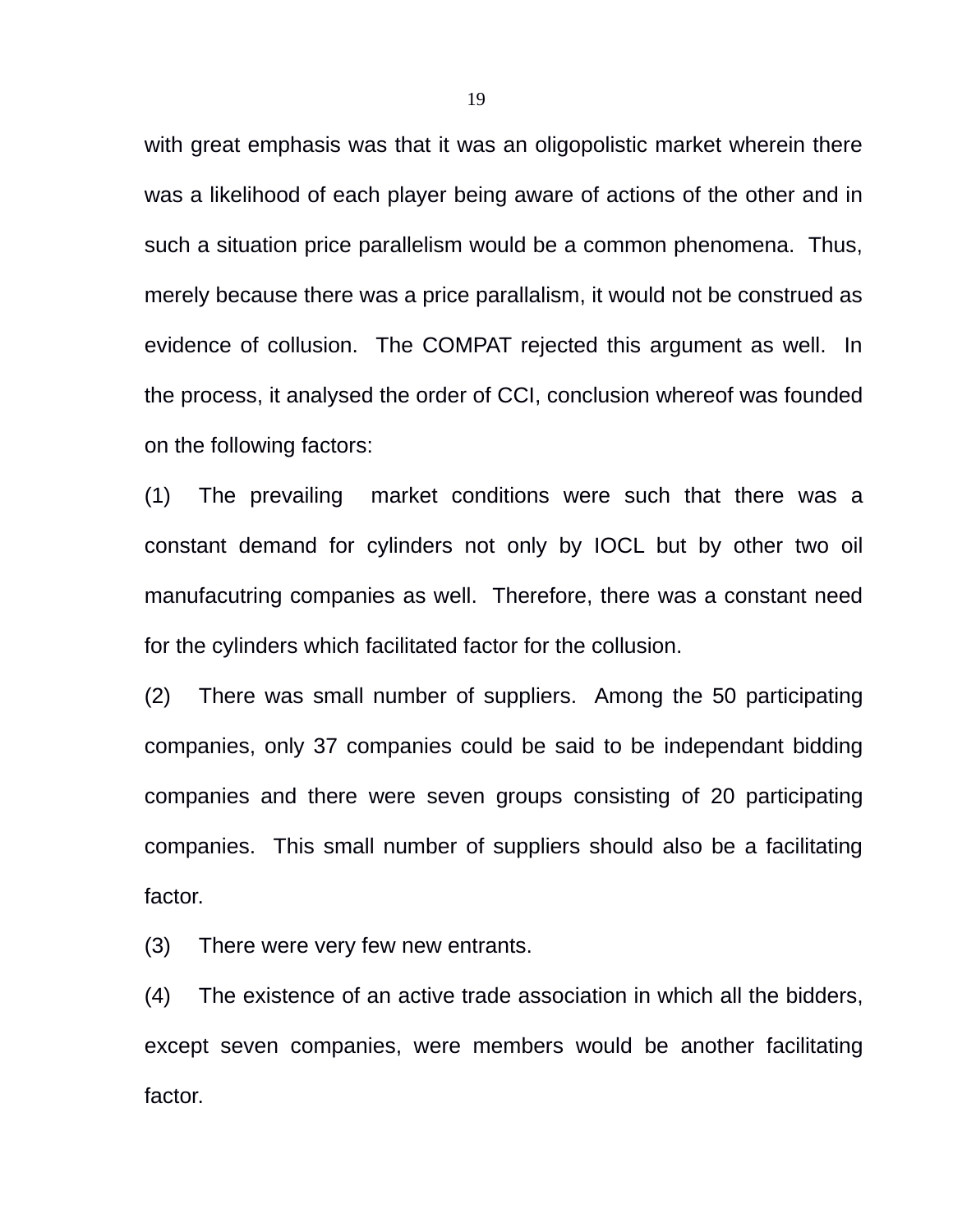with great emphasis was that it was an oligopolistic market wherein there was a likelihood of each player being aware of actions of the other and in such a situation price parallelism would be a common phenomena. Thus, merely because there was a price parallalism, it would not be construed as evidence of collusion. The COMPAT rejected this argument as well. In the process, it analysed the order of CCI, conclusion whereof was founded on the following factors:

(1) The prevailing market conditions were such that there was a constant demand for cylinders not only by IOCL but by other two oil manufacutring companies as well. Therefore, there was a constant need for the cylinders which facilitated factor for the collusion.

(2) There was small number of suppliers. Among the 50 participating companies, only 37 companies could be said to be independant bidding companies and there were seven groups consisting of 20 participating companies. This small number of suppliers should also be a facilitating factor.

(3) There were very few new entrants.

(4) The existence of an active trade association in which all the bidders, except seven companies, were members would be another facilitating factor.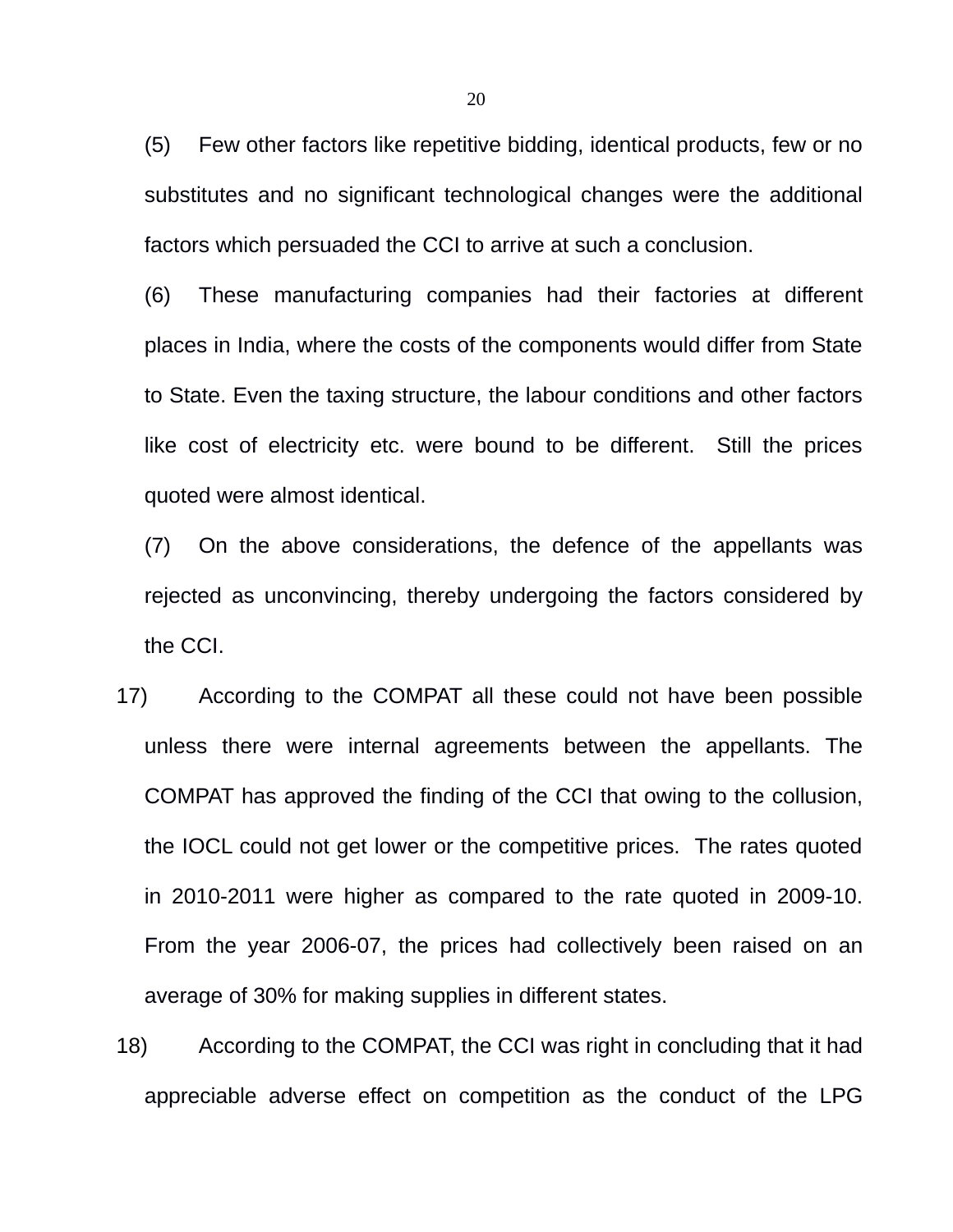(5) Few other factors like repetitive bidding, identical products, few or no substitutes and no significant technological changes were the additional factors which persuaded the CCI to arrive at such a conclusion.

(6) These manufacturing companies had their factories at different places in India, where the costs of the components would differ from State to State. Even the taxing structure, the labour conditions and other factors like cost of electricity etc. were bound to be different. Still the prices quoted were almost identical.

(7) On the above considerations, the defence of the appellants was rejected as unconvincing, thereby undergoing the factors considered by the CCI.

17) According to the COMPAT all these could not have been possible unless there were internal agreements between the appellants. The COMPAT has approved the finding of the CCI that owing to the collusion, the IOCL could not get lower or the competitive prices. The rates quoted in 2010-2011 were higher as compared to the rate quoted in 2009-10. From the year 2006-07, the prices had collectively been raised on an average of 30% for making supplies in different states.

18) According to the COMPAT, the CCI was right in concluding that it had appreciable adverse effect on competition as the conduct of the LPG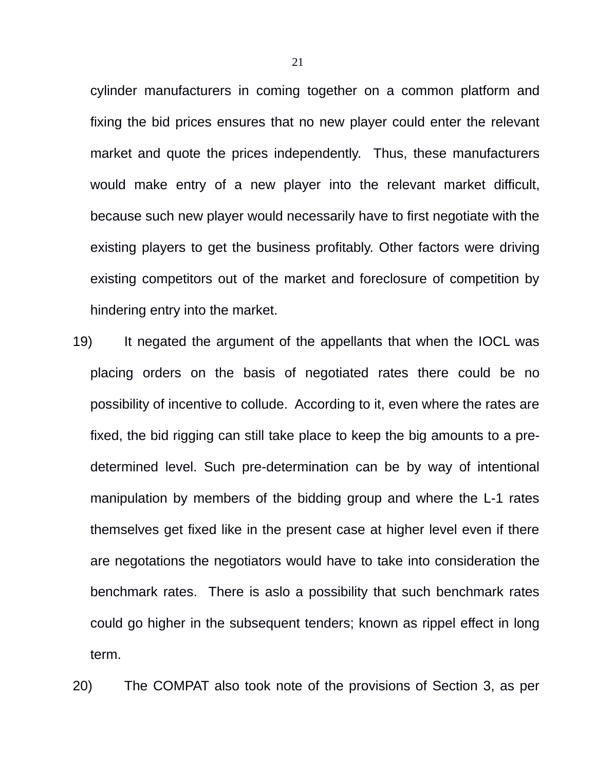cylinder manufacturers in coming together on a common platform and fixing the bid prices ensures that no new player could enter the relevant market and quote the prices independently. Thus, these manufacturers would make entry of a new player into the relevant market difficult, because such new player would necessarily have to first negotiate with the existing players to get the business profitably. Other factors were driving existing competitors out of the market and foreclosure of competition by hindering entry into the market.

19) It negated the argument of the appellants that when the IOCL was placing orders on the basis of negotiated rates there could be no possibility of incentive to collude. According to it, even where the rates are fixed, the bid rigging can still take place to keep the big amounts to a pre-determined level. Such pre-determination can be by way of intentional manipulation by members of the bidding group and where the L-1 rates themselves get fixed like in the present case at higher level even if there are negotations the negotiators would have to take into consideration the benchmark rates. There is aslo a possibility that such benchmark rates could go higher in the subsequent tenders; known as rippel effect in long term.

20) The COMPAT also took note of the provisions of Section 3, as per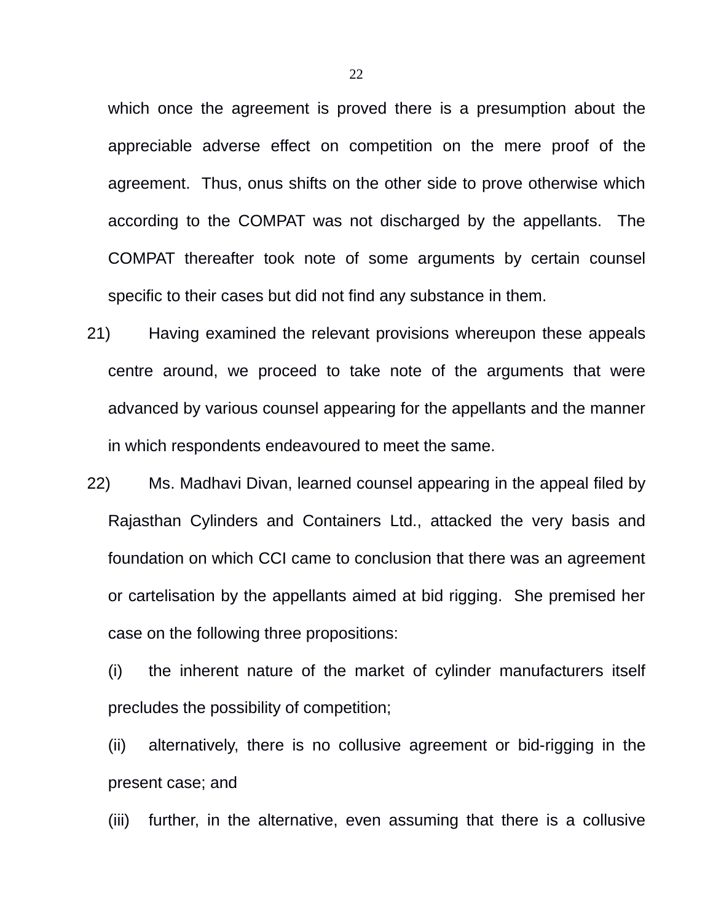which once the agreement is proved there is a presumption about the appreciable adverse effect on competition on the mere proof of the agreement. Thus, onus shifts on the other side to prove otherwise which according to the COMPAT was not discharged by the appellants. The COMPAT thereafter took note of some arguments by certain counsel specific to their cases but did not find any substance in them.

21) Having examined the relevant provisions whereupon these appeals centre around, we proceed to take note of the arguments that were advanced by various counsel appearing for the appellants and the manner in which respondents endeavoured to meet the same.

22) Ms. Madhavi Divan, learned counsel appearing in the appeal filed by Rajasthan Cylinders and Containers Ltd., attacked the very basis and foundation on which CCI came to conclusion that there was an agreement or cartelisation by the appellants aimed at bid rigging. She premised her case on the following three propositions:

(i) the inherent nature of the market of cylinder manufacturers itself precludes the possibility of competition;

(ii) alternatively, there is no collusive agreement or bid-rigging in the present case; and

(iii) further, in the alternative, even assuming that there is a collusive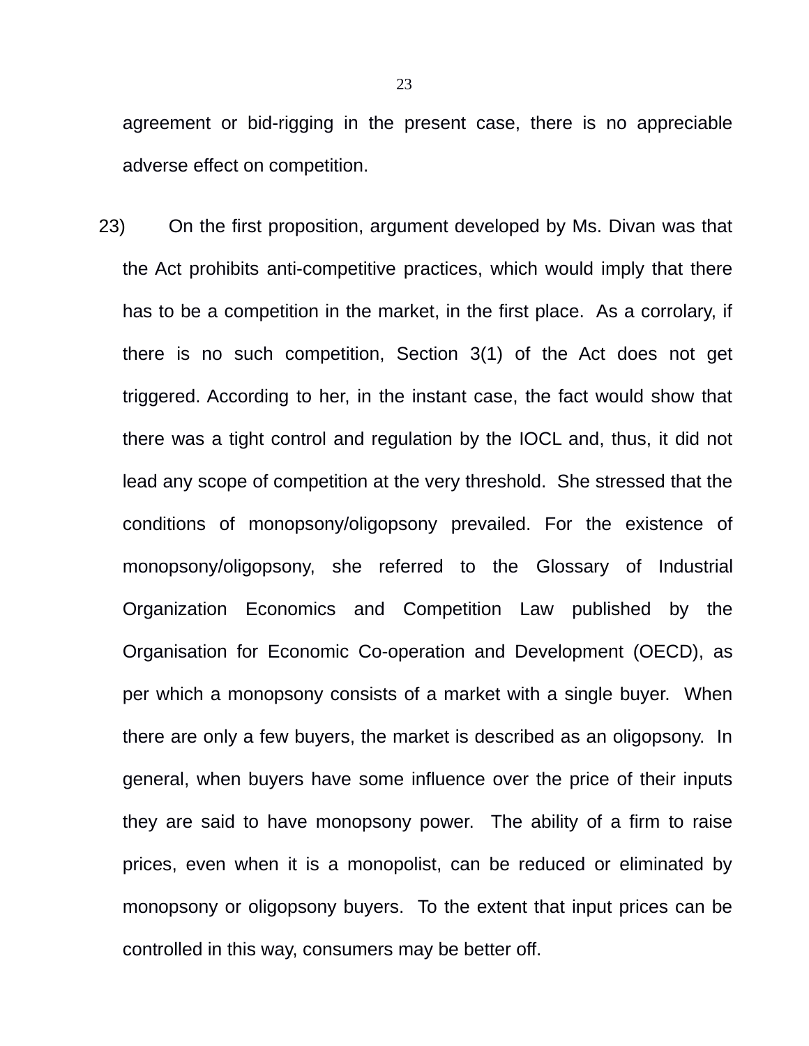agreement or bid-rigging in the present case, there is no appreciable adverse effect on competition.

23) On the first proposition, argument developed by Ms. Divan was that the Act prohibits anti-competitive practices, which would imply that there has to be a competition in the market, in the first place. As a corrolary, if there is no such competition, Section 3(1) of the Act does not get triggered. According to her, in the instant case, the fact would show that there was a tight control and regulation by the IOCL and, thus, it did not lead any scope of competition at the very threshold. She stressed that the conditions of monopsony/oligopsony prevailed. For the existence of monopsony/oligopsony, she referred to the Glossary of Industrial Organization Economics and Competition Law published by the Organisation for Economic Co-operation and Development (OECD), as per which a monopsony consists of a market with a single buyer. When there are only a few buyers, the market is described as an oligopsony. In general, when buyers have some influence over the price of their inputs they are said to have monopsony power. The ability of a firm to raise prices, even when it is a monopolist, can be reduced or eliminated by monopsony or oligopsony buyers. To the extent that input prices can be controlled in this way, consumers may be better off.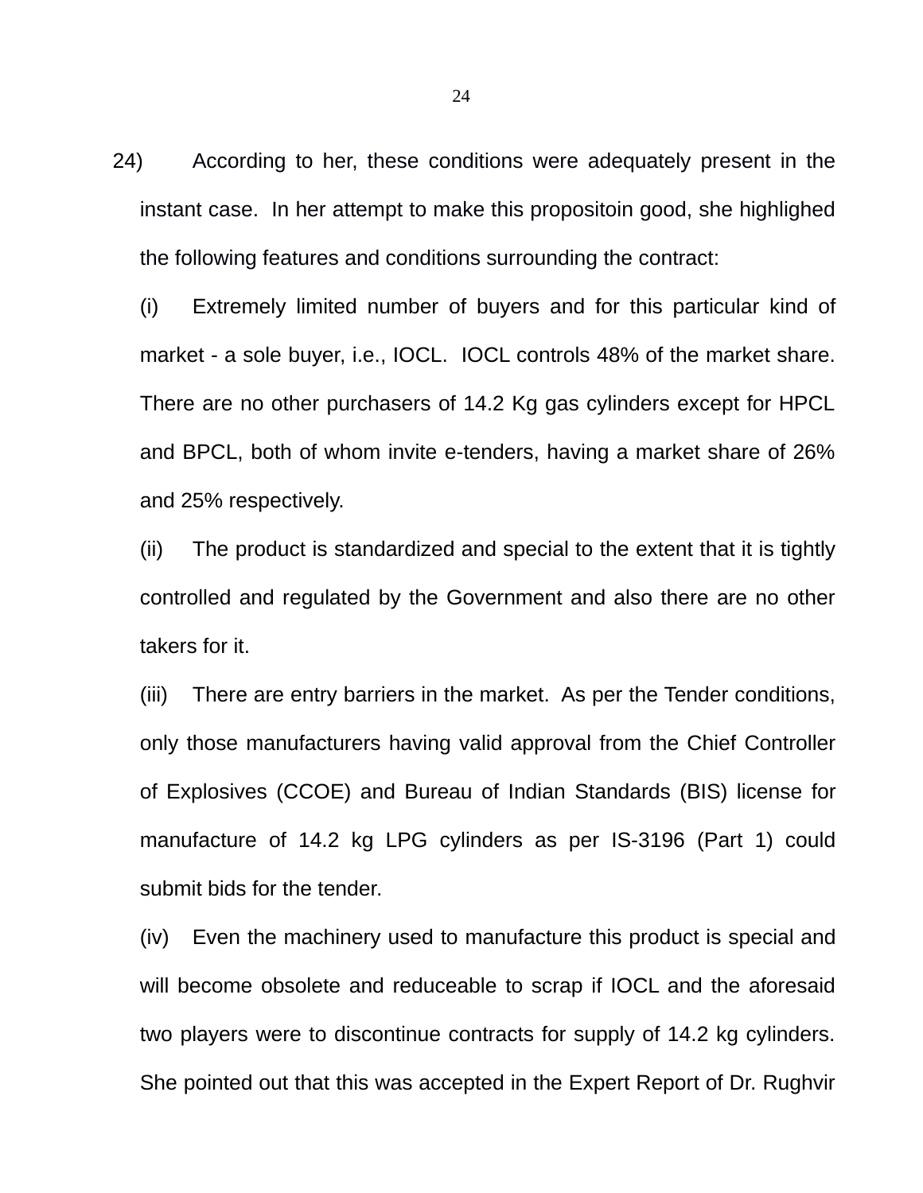24) According to her, these conditions were adequately present in the instant case. In her attempt to make this propositoin good, she highlighed the following features and conditions surrounding the contract:

(i) Extremely limited number of buyers and for this particular kind of market - a sole buyer, i.e., IOCL. IOCL controls 48% of the market share. There are no other purchasers of 14.2 Kg gas cylinders except for HPCL and BPCL, both of whom invite e-tenders, having a market share of 26% and 25% respectively.

(ii) The product is standardized and special to the extent that it is tightly controlled and regulated by the Government and also there are no other takers for it.

(iii) There are entry barriers in the market. As per the Tender conditions, only those manufacturers having valid approval from the Chief Controller of Explosives (CCOE) and Bureau of Indian Standards (BIS) license for manufacture of 14.2 kg LPG cylinders as per IS-3196 (Part 1) could submit bids for the tender.

(iv) Even the machinery used to manufacture this product is special and will become obsolete and reduceable to scrap if IOCL and the aforesaid two players were to discontinue contracts for supply of 14.2 kg cylinders. She pointed out that this was accepted in the Expert Report of Dr. Rughvir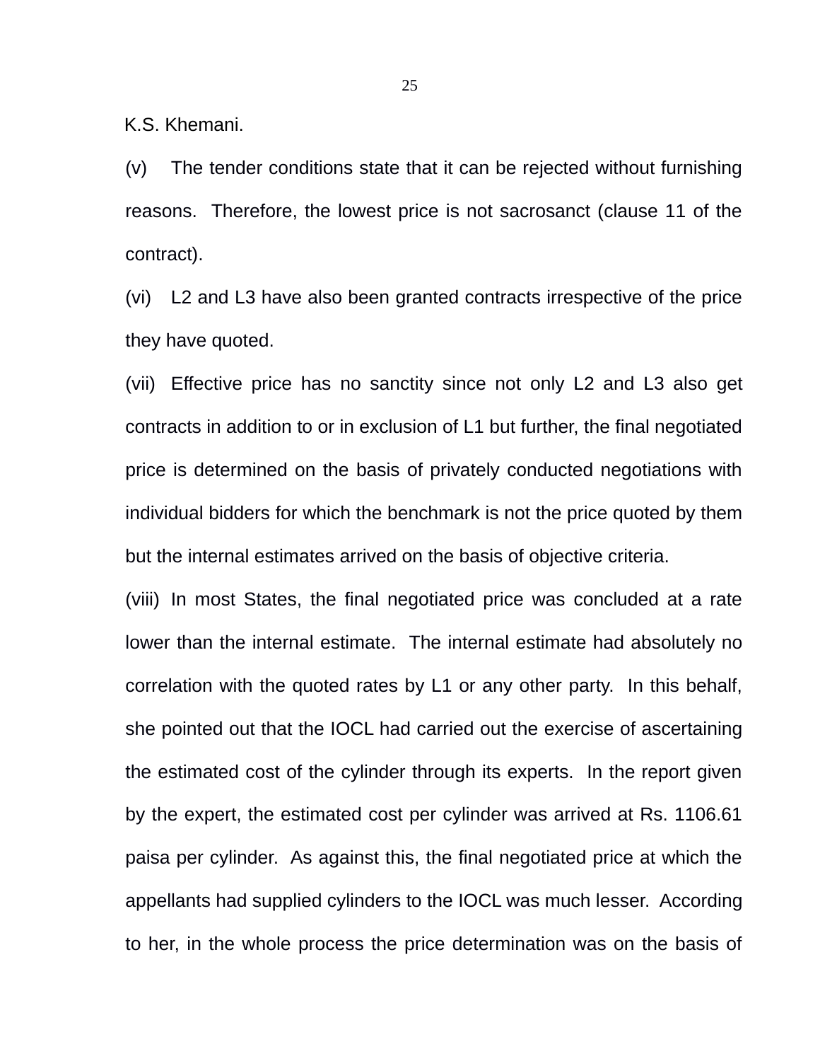K.S. Khemani.

(v) The tender conditions state that it can be rejected without furnishing reasons. Therefore, the lowest price is not sacrosanct (clause 11 of the contract).

(vi) L2 and L3 have also been granted contracts irrespective of the price they have quoted.

(vii) Effective price has no sanctity since not only L2 and L3 also get contracts in addition to or in exclusion of L1 but further, the final negotiated price is determined on the basis of privately conducted negotiations with individual bidders for which the benchmark is not the price quoted by them but the internal estimates arrived on the basis of objective criteria.

(viii) In most States, the final negotiated price was concluded at a rate lower than the internal estimate. The internal estimate had absolutely no correlation with the quoted rates by L1 or any other party. In this behalf, she pointed out that the IOCL had carried out the exercise of ascertaining the estimated cost of the cylinder through its experts. In the report given by the expert, the estimated cost per cylinder was arrived at Rs. 1106.61 paisa per cylinder. As against this, the final negotiated price at which the appellants had supplied cylinders to the IOCL was much lesser. According to her, in the whole process the price determination was on the basis of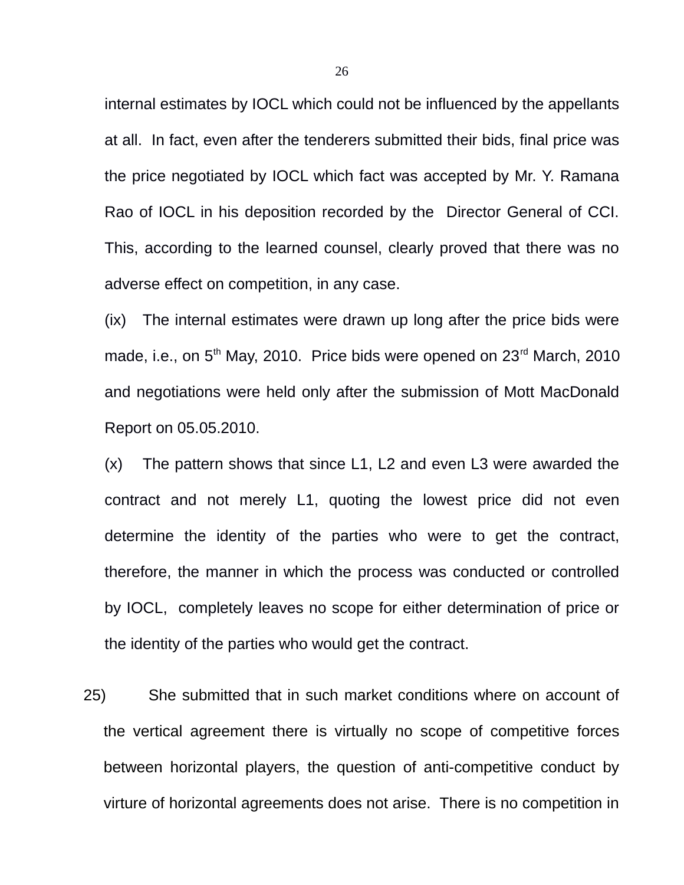internal estimates by IOCL which could not be influenced by the appellants at all. In fact, even after the tenderers submitted their bids, final price was the price negotiated by IOCL which fact was accepted by Mr. Y. Ramana Rao of IOCL in his deposition recorded by the Director General of CCI. This, according to the learned counsel, clearly proved that there was no adverse effect on competition, in any case.

(ix) The internal estimates were drawn up long after the price bids were made, i.e., on 5th May, 2010. Price bids were opened on 23rd March, 2010 and negotiations were held only after the submission of Mott MacDonald Report on 05.05.2010.

(x) The pattern shows that since L1, L2 and even L3 were awarded the contract and not merely L1, quoting the lowest price did not even determine the identity of the parties who were to get the contract, therefore, the manner in which the process was conducted or controlled by IOCL, completely leaves no scope for either determination of price or the identity of the parties who would get the contract.

25) She submitted that in such market conditions where on account of the vertical agreement there is virtually no scope of competitive forces between horizontal players, the question of anti-competitive conduct by virture of horizontal agreements does not arise. There is no competition in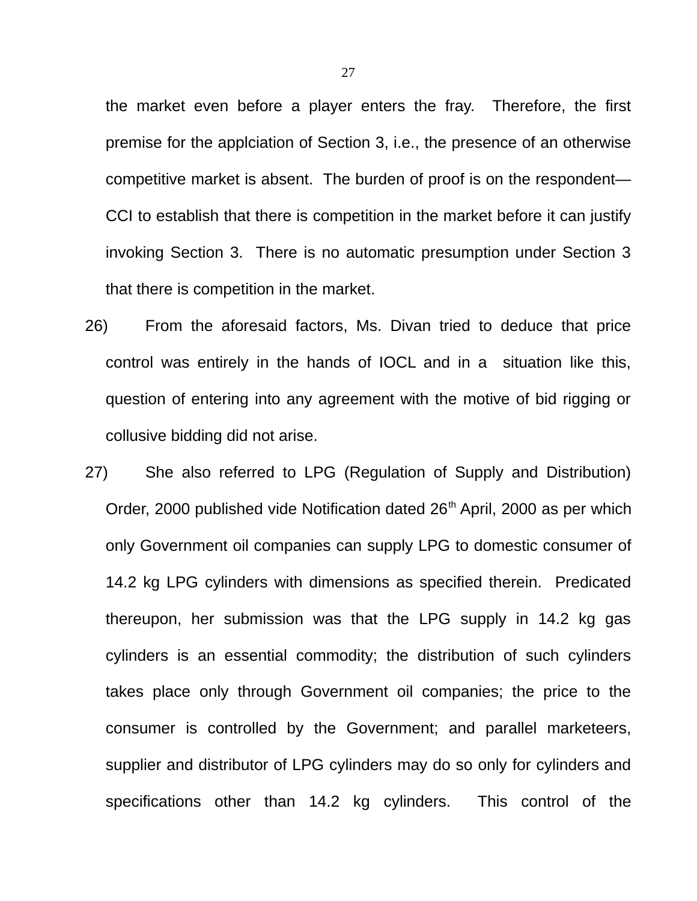the market even before a player enters the fray. Therefore, the first premise for the applciation of Section 3, i.e., the presence of an otherwise competitive market is absent. The burden of proof is on the respondent—CCI to establish that there is competition in the market before it can justify invoking Section 3. There is no automatic presumption under Section 3 that there is competition in the market.

26) From the aforesaid factors, Ms. Divan tried to deduce that price control was entirely in the hands of IOCL and in a situation like this, question of entering into any agreement with the motive of bid rigging or collusive bidding did not arise.

27) She also referred to LPG (Regulation of Supply and Distribution) Order, 2000 published vide Notification dated 26th April, 2000 as per which only Government oil companies can supply LPG to domestic consumer of 14.2 kg LPG cylinders with dimensions as specified therein. Predicated thereupon, her submission was that the LPG supply in 14.2 kg gas cylinders is an essential commodity; the distribution of such cylinders takes place only through Government oil companies; the price to the consumer is controlled by the Government; and parallel marketeers, supplier and distributor of LPG cylinders may do so only for cylinders and specifications other than 14.2 kg cylinders. This control of the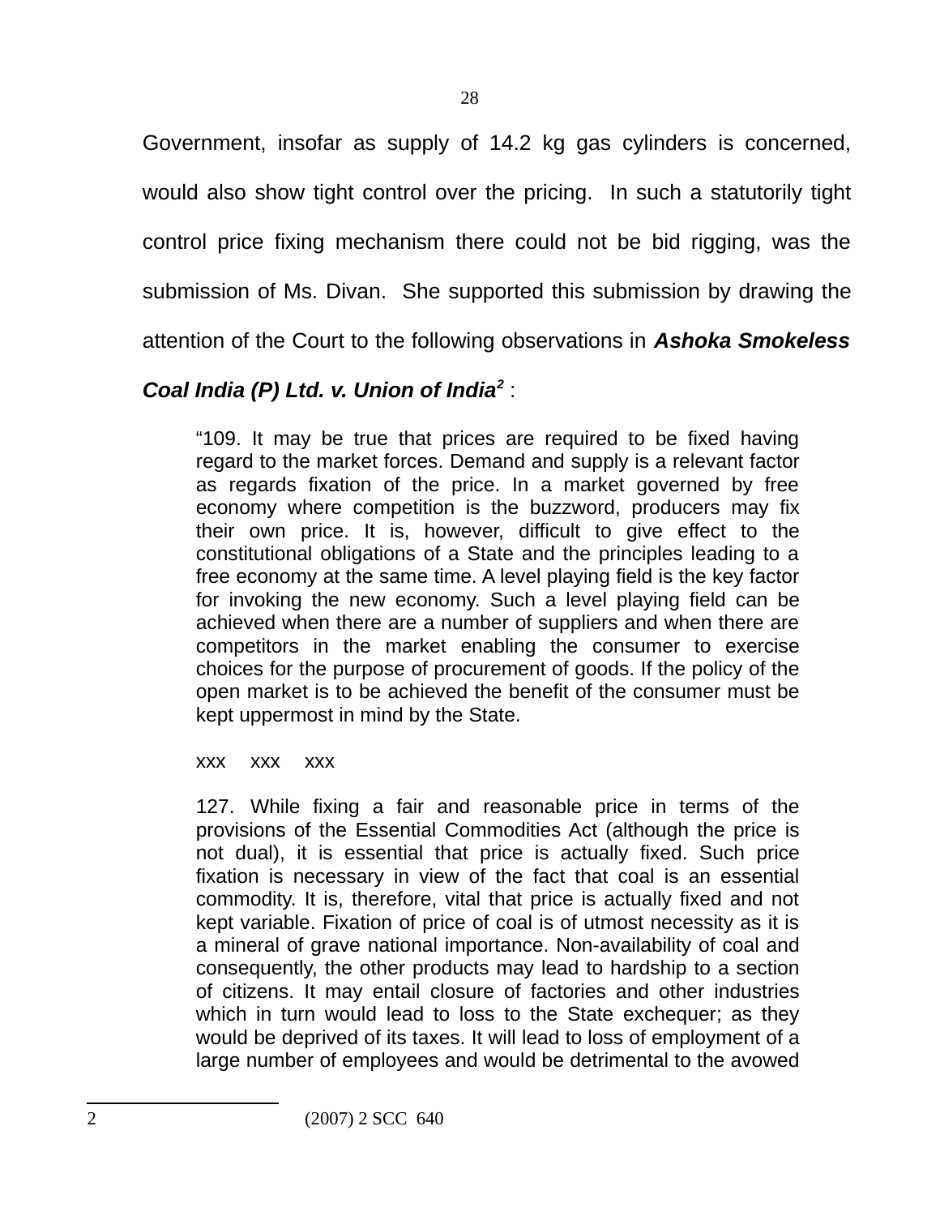Government, insofar as supply of 14.2 kg gas cylinders is concerned, would also show tight control over the pricing. In such a statutorily tight control price fixing mechanism there could not be bid rigging, was the submission of Ms. Divan. She supported this submission by drawing the attention of the Court to the following observations in ***Ashoka Smokeless Coal India (P) Ltd. v. Union of India***[2] :

> "109. It may be true that prices are required to be fixed having regard to the market forces. Demand and supply is a relevant factor as regards fixation of the price. In a market governed by free economy where competition is the buzzword, producers may fix their own price. It is, however, difficult to give effect to the constitutional obligations of a State and the principles leading to a free economy at the same time. A level playing field is the key factor for invoking the new economy. Such a level playing field can be achieved when there are a number of suppliers and when there are competitors in the market enabling the consumer to exercise choices for the purpose of procurement of goods. If the policy of the open market is to be achieved the benefit of the consumer must be kept uppermost in mind by the State.
>
> xxx xxx xxx
>
> 127. While fixing a fair and reasonable price in terms of the provisions of the Essential Commodities Act (although the price is not dual), it is essential that price is actually fixed. Such price fixation is necessary in view of the fact that coal is an essential commodity. It is, therefore, vital that price is actually fixed and not kept variable. Fixation of price of coal is of utmost necessity as it is a mineral of grave national importance. Non-availability of coal and consequently, the other products may lead to hardship to a section of citizens. It may entail closure of factories and other industries which in turn would lead to loss to the State exchequer; as they would be deprived of its taxes. It will lead to loss of employment of a large number of employees and would be detrimental to the avowed

---

2 (2007) 2 SCC 640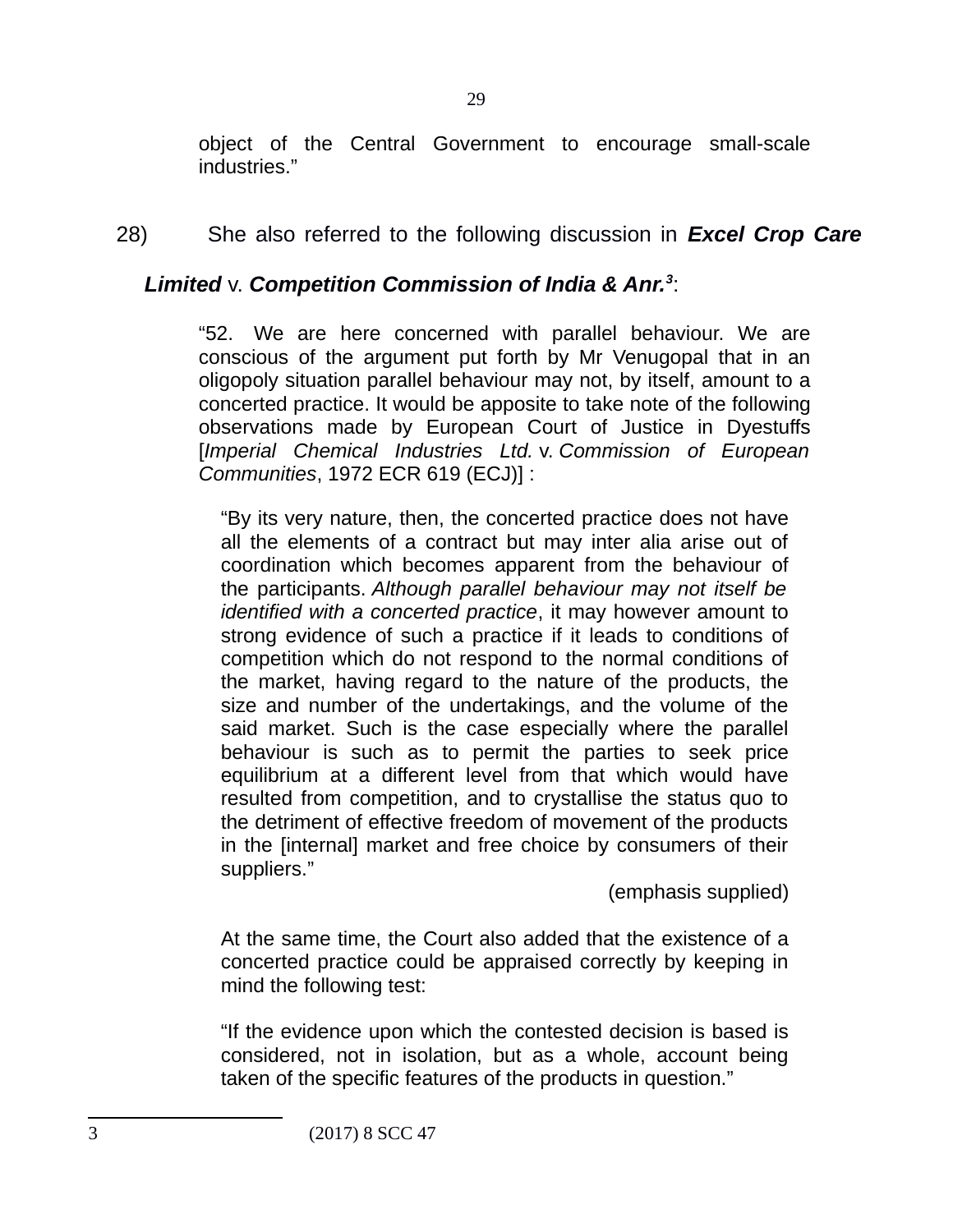object of the Central Government to encourage small-scale industries."

28) She also referred to the following discussion in ***Excel Crop Care Limited*** v. ***Competition Commission of India & Anr.***[3]:

> "52. We are here concerned with parallel behaviour. We are conscious of the argument put forth by Mr Venugopal that in an oligopoly situation parallel behaviour may not, by itself, amount to a concerted practice. It would be apposite to take note of the following observations made by European Court of Justice in Dyestuffs [*Imperial Chemical Industries Ltd.* v. *Commission of European Communities*, 1972 ECR 619 (ECJ)] :
>
> > "By its very nature, then, the concerted practice does not have all the elements of a contract but may inter alia arise out of coordination which becomes apparent from the behaviour of the participants. *Although parallel behaviour may not itself be identified with a concerted practice*, it may however amount to strong evidence of such a practice if it leads to conditions of competition which do not respond to the normal conditions of the market, having regard to the nature of the products, the size and number of the undertakings, and the volume of the said market. Such is the case especially where the parallel behaviour is such as to permit the parties to seek price equilibrium at a different level from that which would have resulted from competition, and to crystallise the status quo to the detriment of effective freedom of movement of the products in the [internal] market and free choice by consumers of their suppliers."
> >
> > (emphasis supplied)
> >
> > At the same time, the Court also added that the existence of a concerted practice could be appraised correctly by keeping in mind the following test:
> >
> > "If the evidence upon which the contested decision is based is considered, not in isolation, but as a whole, account being taken of the specific features of the products in question."

---

3 (2017) 8 SCC 47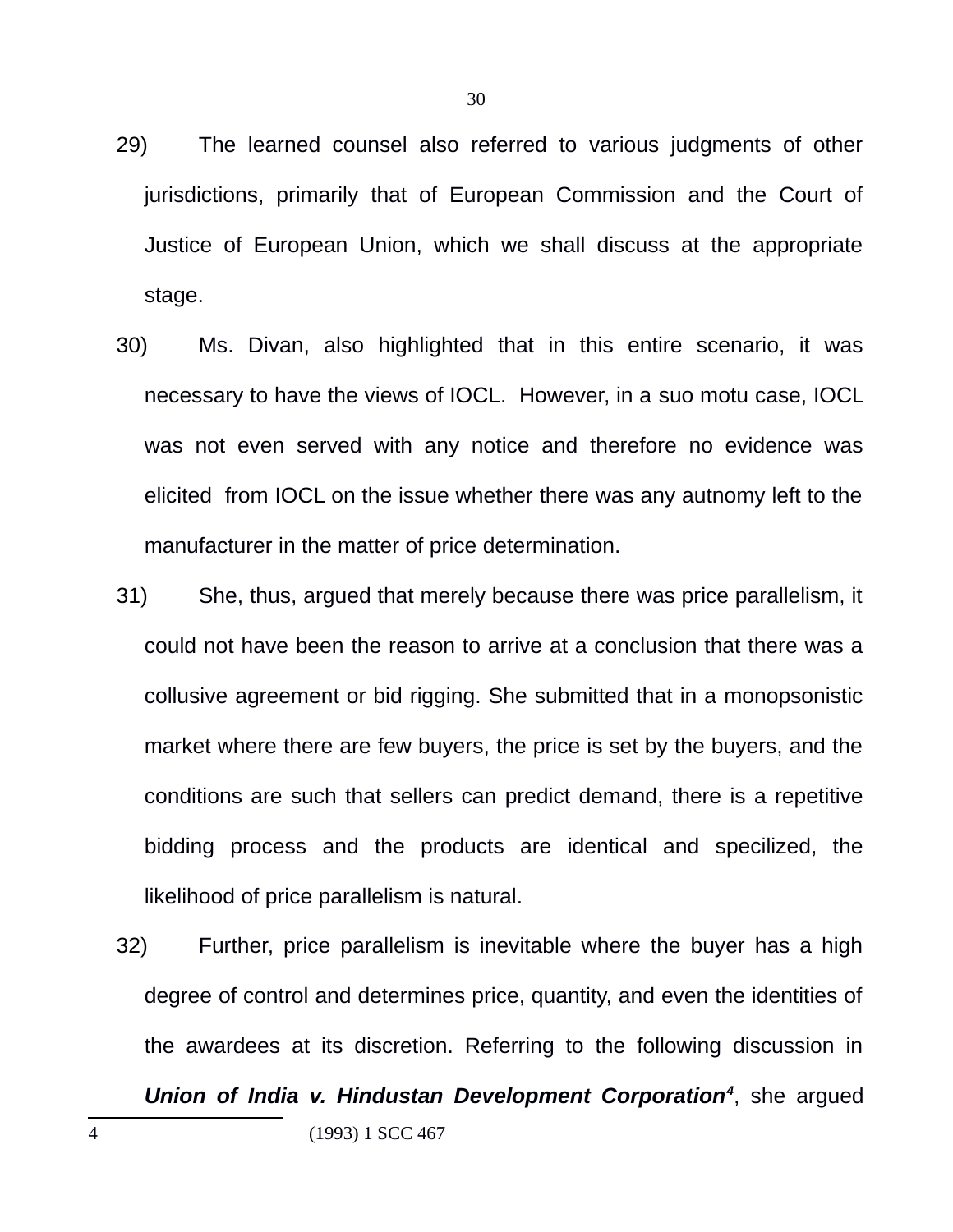29) The learned counsel also referred to various judgments of other jurisdictions, primarily that of European Commission and the Court of Justice of European Union, which we shall discuss at the appropriate stage.

30) Ms. Divan, also highlighted that in this entire scenario, it was necessary to have the views of IOCL. However, in a suo motu case, IOCL was not even served with any notice and therefore no evidence was elicited from IOCL on the issue whether there was any autnomy left to the manufacturer in the matter of price determination.

31) She, thus, argued that merely because there was price parallelism, it could not have been the reason to arrive at a conclusion that there was a collusive agreement or bid rigging. She submitted that in a monopsonistic market where there are few buyers, the price is set by the buyers, and the conditions are such that sellers can predict demand, there is a repetitive bidding process and the products are identical and specilized, the likelihood of price parallelism is natural.

32) Further, price parallelism is inevitable where the buyer has a high degree of control and determines price, quantity, and even the identities of the awardees at its discretion. Referring to the following discussion in ***Union of India v. Hindustan Development Corporation***[4], she argued

---

4 (1993) 1 SCC 467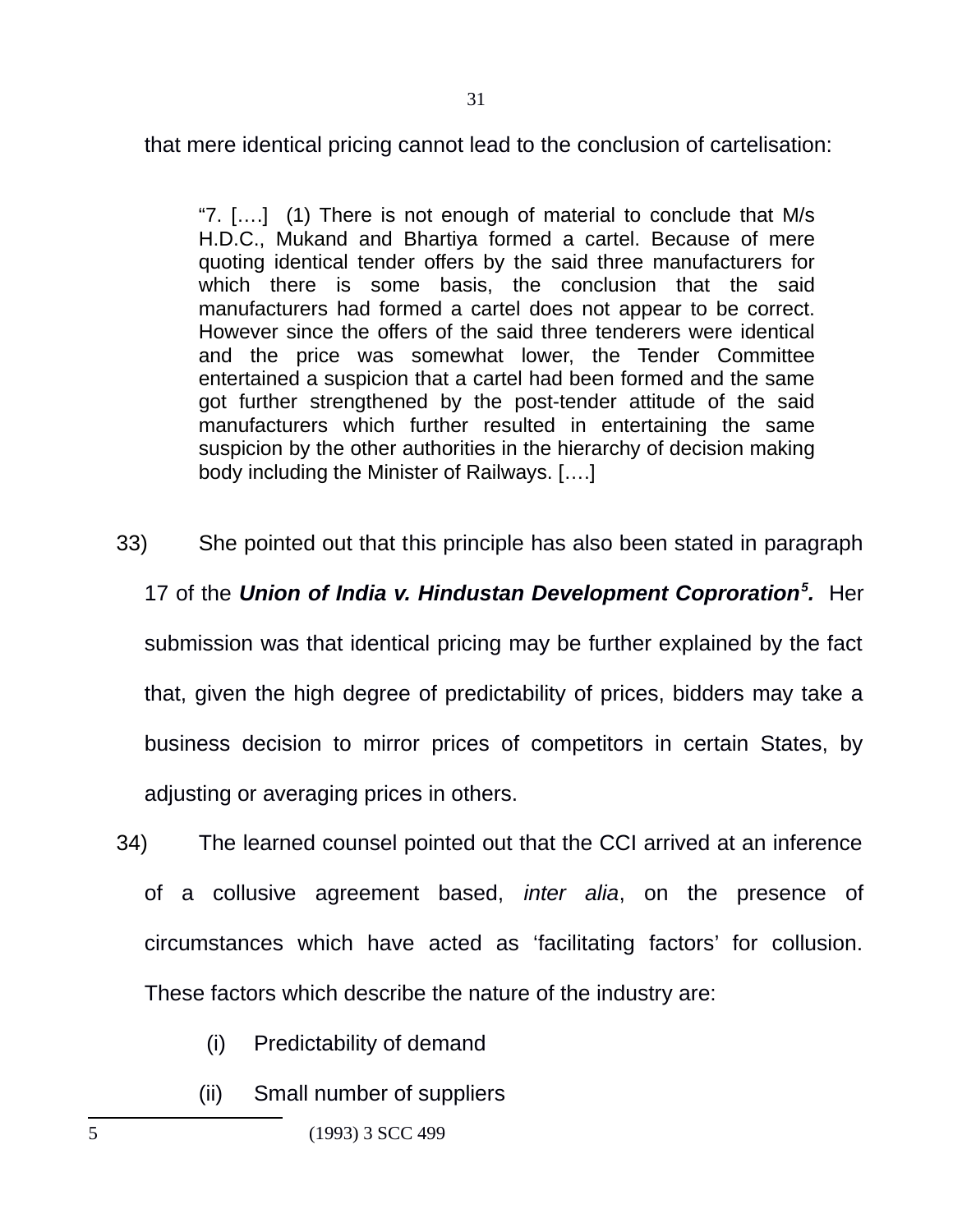that mere identical pricing cannot lead to the conclusion of cartelisation:

> "7. [….] (1) There is not enough of material to conclude that M/s H.D.C., Mukand and Bhartiya formed a cartel. Because of mere quoting identical tender offers by the said three manufacturers for which there is some basis, the conclusion that the said manufacturers had formed a cartel does not appear to be correct. However since the offers of the said three tenderers were identical and the price was somewhat lower, the Tender Committee entertained a suspicion that a cartel had been formed and the same got further strengthened by the post-tender attitude of the said manufacturers which further resulted in entertaining the same suspicion by the other authorities in the hierarchy of decision making body including the Minister of Railways. [….]

33) She pointed out that this principle has also been stated in paragraph 17 of the ***Union of India v. Hindustan Development Coproration***[5]. Her submission was that identical pricing may be further explained by the fact that, given the high degree of predictability of prices, bidders may take a business decision to mirror prices of competitors in certain States, by adjusting or averaging prices in others.

34) The learned counsel pointed out that the CCI arrived at an inference of a collusive agreement based, *inter alia*, on the presence of circumstances which have acted as 'facilitating factors' for collusion. These factors which describe the nature of the industry are:

(i) Predictability of demand

(ii) Small number of suppliers

---

5 (1993) 3 SCC 499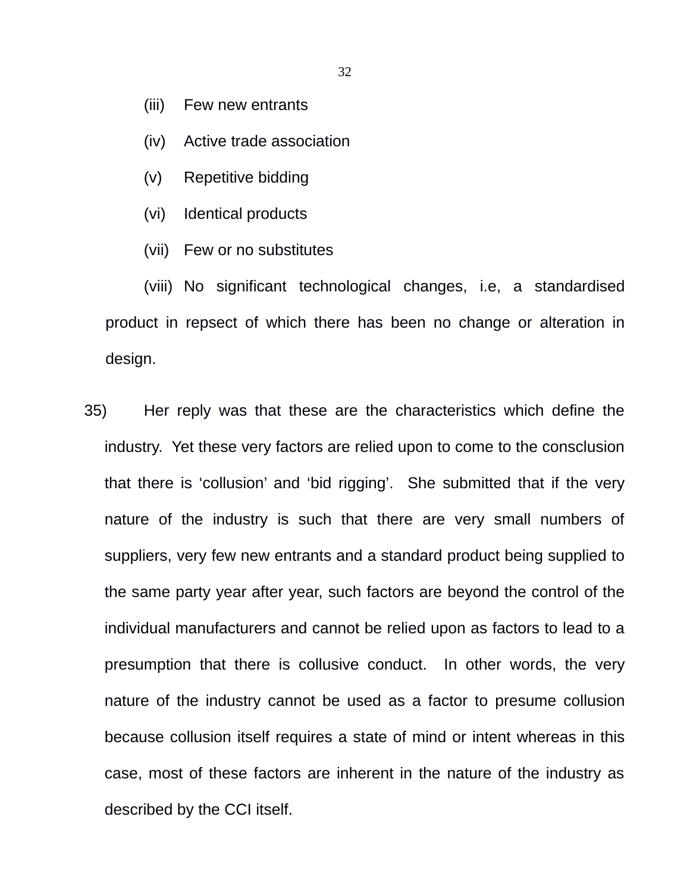(iii) Few new entrants

(iv) Active trade association

(v) Repetitive bidding

(vi) Identical products

(vii) Few or no substitutes

(viii) No significant technological changes, i.e, a standardised product in repsect of which there has been no change or alteration in design.

35) Her reply was that these are the characteristics which define the industry. Yet these very factors are relied upon to come to the consclusion that there is ‘collusion’ and ‘bid rigging’. She submitted that if the very nature of the industry is such that there are very small numbers of suppliers, very few new entrants and a standard product being supplied to the same party year after year, such factors are beyond the control of the individual manufacturers and cannot be relied upon as factors to lead to a presumption that there is collusive conduct. In other words, the very nature of the industry cannot be used as a factor to presume collusion because collusion itself requires a state of mind or intent whereas in this case, most of these factors are inherent in the nature of the industry as described by the CCI itself.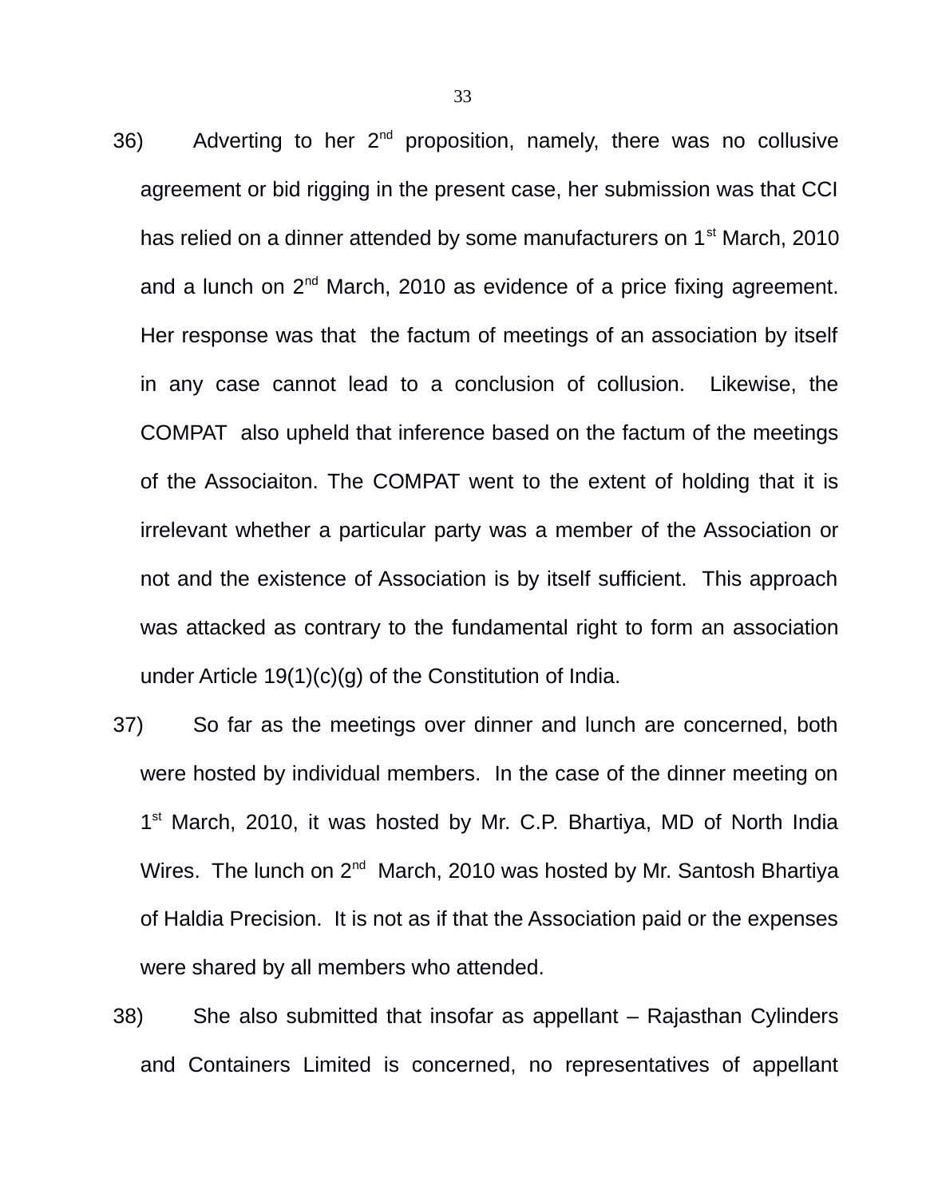36) Adverting to her 2nd proposition, namely, there was no collusive agreement or bid rigging in the present case, her submission was that CCI has relied on a dinner attended by some manufacturers on 1st March, 2010 and a lunch on 2nd March, 2010 as evidence of a price fixing agreement. Her response was that the factum of meetings of an association by itself in any case cannot lead to a conclusion of collusion. Likewise, the COMPAT also upheld that inference based on the factum of the meetings of the Associaiton. The COMPAT went to the extent of holding that it is irrelevant whether a particular party was a member of the Association or not and the existence of Association is by itself sufficient. This approach was attacked as contrary to the fundamental right to form an association under Article 19(1)(c)(g) of the Constitution of India.

37) So far as the meetings over dinner and lunch are concerned, both were hosted by individual members. In the case of the dinner meeting on 1st March, 2010, it was hosted by Mr. C.P. Bhartiya, MD of North India Wires. The lunch on 2nd March, 2010 was hosted by Mr. Santosh Bhartiya of Haldia Precision. It is not as if that the Association paid or the expenses were shared by all members who attended.

38) She also submitted that insofar as appellant – Rajasthan Cylinders and Containers Limited is concerned, no representatives of appellant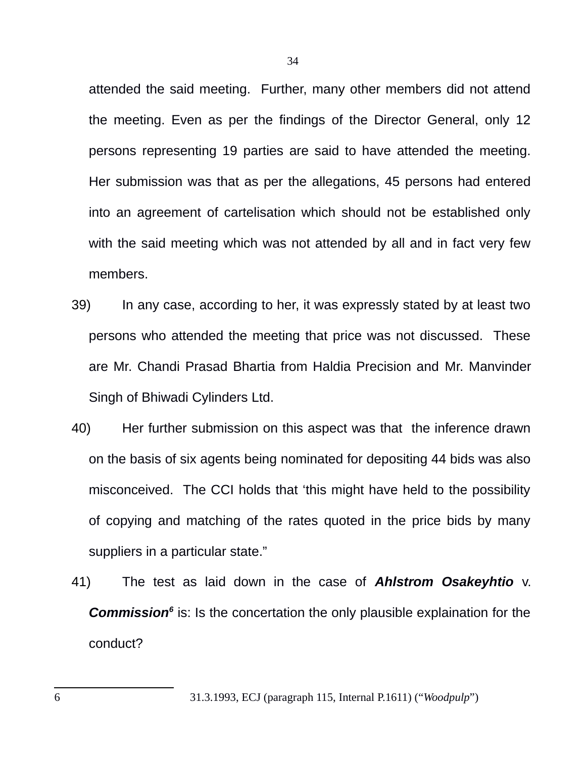attended the said meeting. Further, many other members did not attend the meeting. Even as per the findings of the Director General, only 12 persons representing 19 parties are said to have attended the meeting. Her submission was that as per the allegations, 45 persons had entered into an agreement of cartelisation which should not be established only with the said meeting which was not attended by all and in fact very few members.

39) In any case, according to her, it was expressly stated by at least two persons who attended the meeting that price was not discussed. These are Mr. Chandi Prasad Bhartia from Haldia Precision and Mr. Manvinder Singh of Bhiwadi Cylinders Ltd.

40) Her further submission on this aspect was that the inference drawn on the basis of six agents being nominated for depositing 44 bids was also misconceived. The CCI holds that 'this might have held to the possibility of copying and matching of the rates quoted in the price bids by many suppliers in a particular state."

41) The test as laid down in the case of ***Ahlstrom Osakeyhtio*** v. ***Commission***[6] is: Is the concertation the only plausible explaination for the conduct?

---

6 31.3.1993, ECJ (paragraph 115, Internal P.1611) ("*Woodpulp*")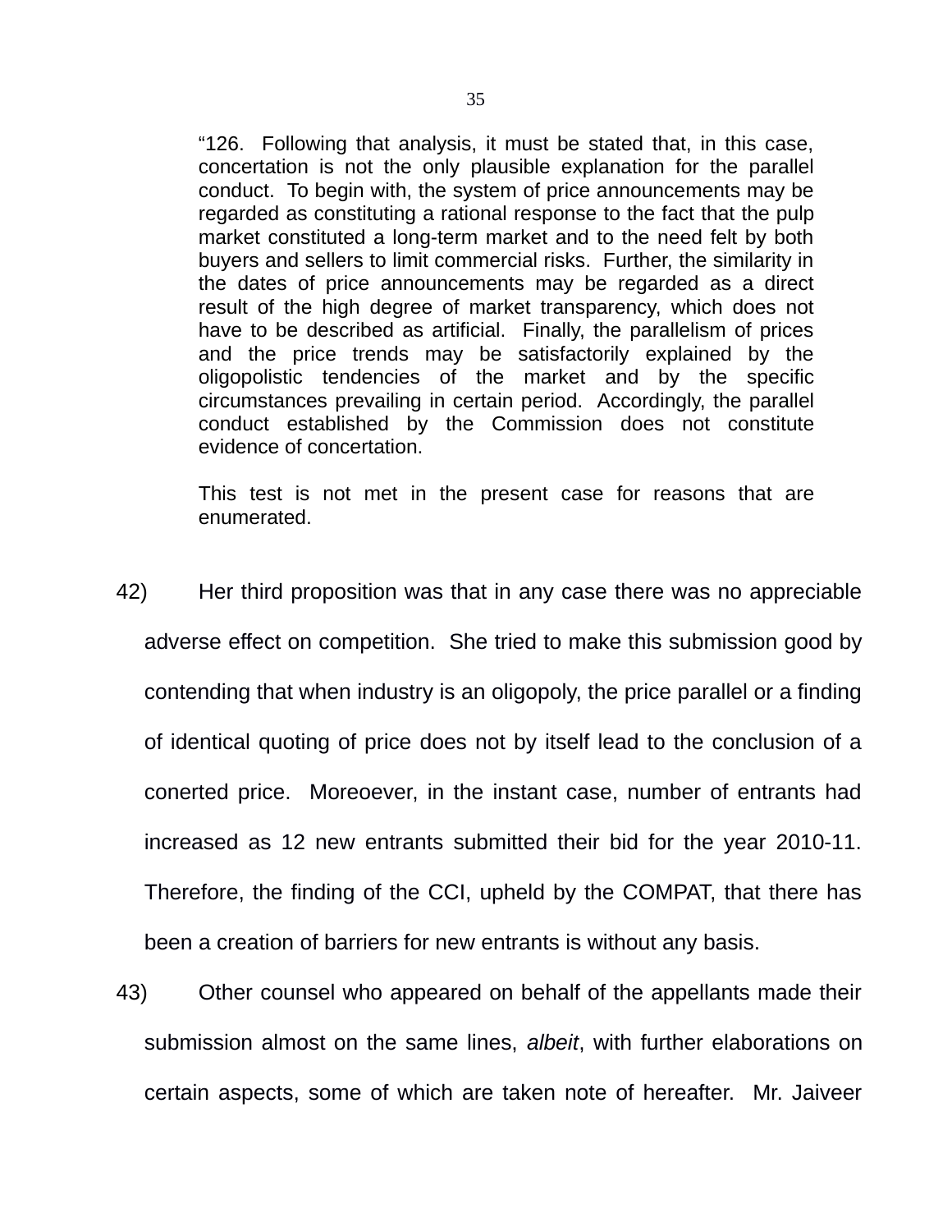> "126. Following that analysis, it must be stated that, in this case, concertation is not the only plausible explanation for the parallel conduct. To begin with, the system of price announcements may be regarded as constituting a rational response to the fact that the pulp market constituted a long-term market and to the need felt by both buyers and sellers to limit commercial risks. Further, the similarity in the dates of price announcements may be regarded as a direct result of the high degree of market transparency, which does not have to be described as artificial. Finally, the parallelism of prices and the price trends may be satisfactorily explained by the oligopolistic tendencies of the market and by the specific circumstances prevailing in certain period. Accordingly, the parallel conduct established by the Commission does not constitute evidence of concertation.
>
> This test is not met in the present case for reasons that are enumerated.

42) Her third proposition was that in any case there was no appreciable adverse effect on competition. She tried to make this submission good by contending that when industry is an oligopoly, the price parallel or a finding of identical quoting of price does not by itself lead to the conclusion of a conerted price. Moreoever, in the instant case, number of entrants had increased as 12 new entrants submitted their bid for the year 2010-11. Therefore, the finding of the CCI, upheld by the COMPAT, that there has been a creation of barriers for new entrants is without any basis.

43) Other counsel who appeared on behalf of the appellants made their submission almost on the same lines, *albeit*, with further elaborations on certain aspects, some of which are taken note of hereafter. Mr. Jaiveer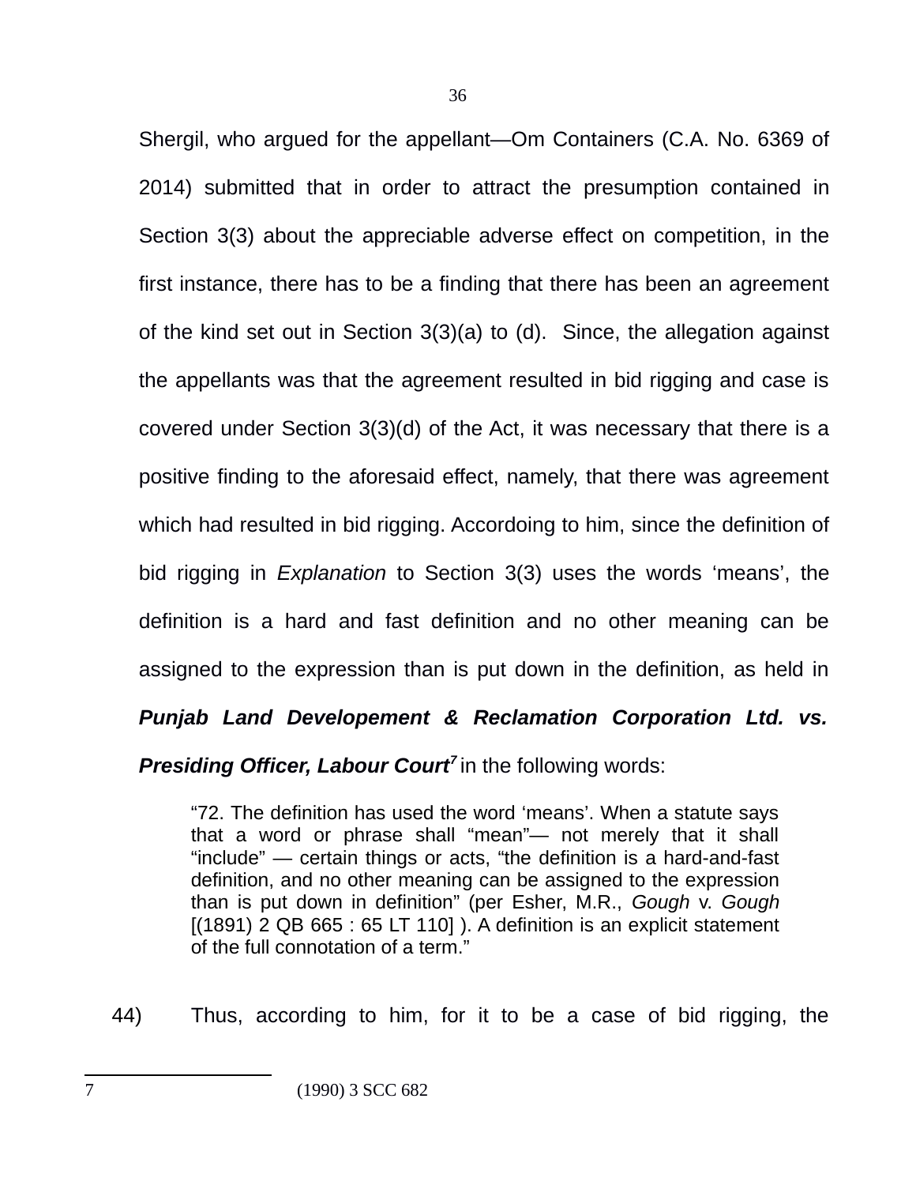Shergil, who argued for the appellant—Om Containers (C.A. No. 6369 of 2014) submitted that in order to attract the presumption contained in Section 3(3) about the appreciable adverse effect on competition, in the first instance, there has to be a finding that there has been an agreement of the kind set out in Section 3(3)(a) to (d). Since, the allegation against the appellants was that the agreement resulted in bid rigging and case is covered under Section 3(3)(d) of the Act, it was necessary that there is a positive finding to the aforesaid effect, namely, that there was agreement which had resulted in bid rigging. Accordoing to him, since the definition of bid rigging in *Explanation* to Section 3(3) uses the words 'means', the definition is a hard and fast definition and no other meaning can be assigned to the expression than is put down in the definition, as held in ***Punjab Land Developement & Reclamation Corporation Ltd. vs. Presiding Officer, Labour Court***[7] in the following words:

> "72. The definition has used the word 'means'. When a statute says that a word or phrase shall "mean"— not merely that it shall "include" — certain things or acts, "the definition is a hard-and-fast definition, and no other meaning can be assigned to the expression than is put down in definition" (per Esher, M.R., *Gough* v. *Gough* [(1891) 2 QB 665 : 65 LT 110] ). A definition is an explicit statement of the full connotation of a term."

44) Thus, according to him, for it to be a case of bid rigging, the

---

7 (1990) 3 SCC 682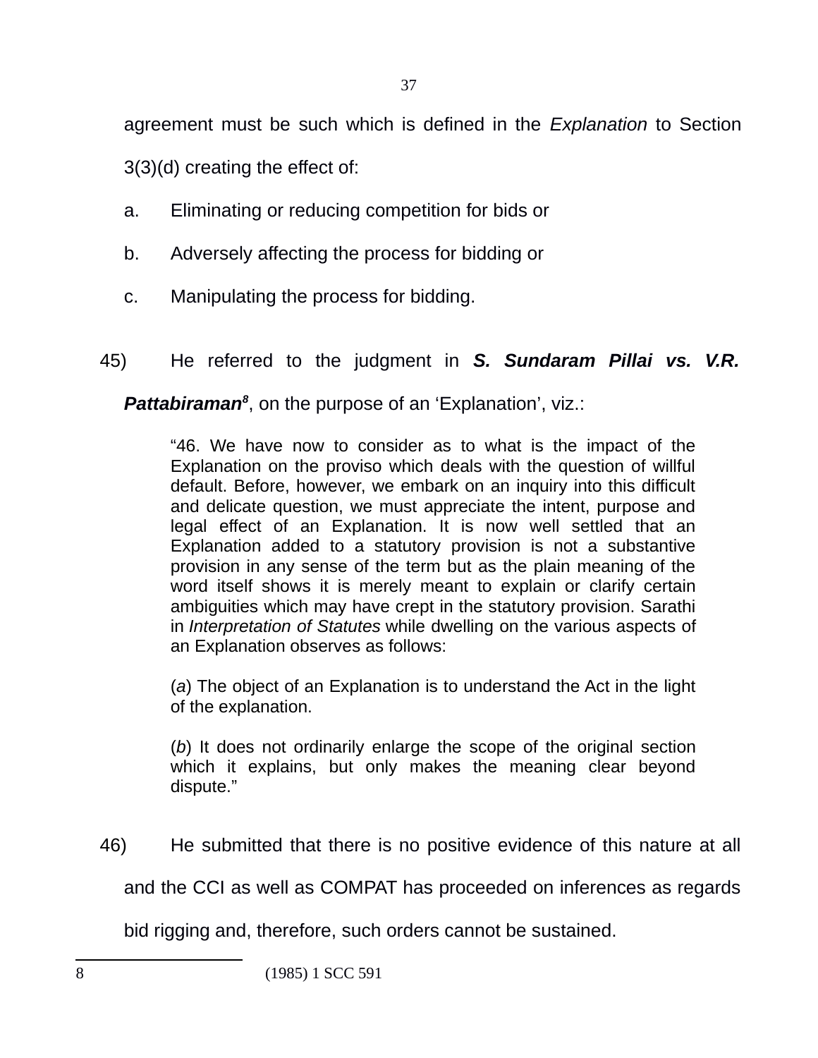agreement must be such which is defined in the *Explanation* to Section 3(3)(d) creating the effect of:

a. Eliminating or reducing competition for bids or

b. Adversely affecting the process for bidding or

c. Manipulating the process for bidding.

45) He referred to the judgment in ***S. Sundaram Pillai vs. V.R. Pattabiraman***[8], on the purpose of an 'Explanation', viz.:

> "46. We have now to consider as to what is the impact of the Explanation on the proviso which deals with the question of willful default. Before, however, we embark on an inquiry into this difficult and delicate question, we must appreciate the intent, purpose and legal effect of an Explanation. It is now well settled that an Explanation added to a statutory provision is not a substantive provision in any sense of the term but as the plain meaning of the word itself shows it is merely meant to explain or clarify certain ambiguities which may have crept in the statutory provision. Sarathi in *Interpretation of Statutes* while dwelling on the various aspects of an Explanation observes as follows:
>
> (*a*) The object of an Explanation is to understand the Act in the light of the explanation.
>
> (*b*) It does not ordinarily enlarge the scope of the original section which it explains, but only makes the meaning clear beyond dispute."

46) He submitted that there is no positive evidence of this nature at all and the CCI as well as COMPAT has proceeded on inferences as regards bid rigging and, therefore, such orders cannot be sustained.

---

8 (1985) 1 SCC 591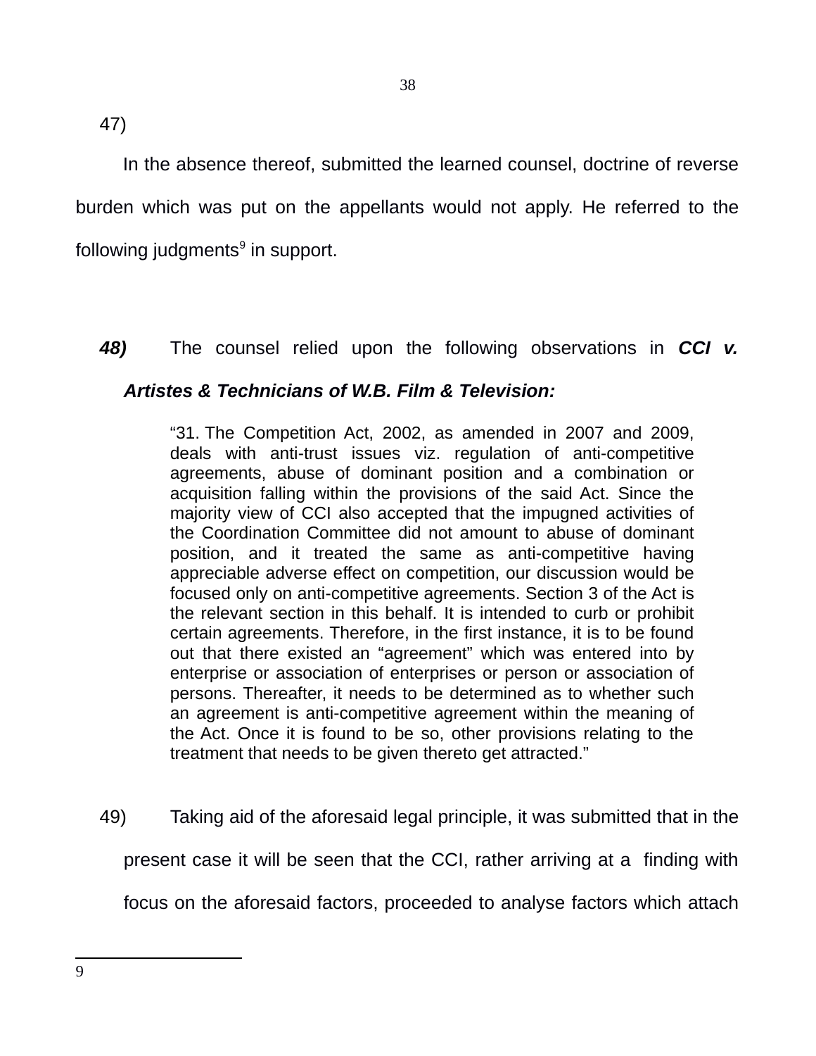47)

In the absence thereof, submitted the learned counsel, doctrine of reverse burden which was put on the appellants would not apply. He referred to the following judgments[9] in support.

***48)*** The counsel relied upon the following observations in ***CCI v. Artistes & Technicians of W.B. Film & Television:***

> "31. The Competition Act, 2002, as amended in 2007 and 2009, deals with anti-trust issues viz. regulation of anti-competitive agreements, abuse of dominant position and a combination or acquisition falling within the provisions of the said Act. Since the majority view of CCI also accepted that the impugned activities of the Coordination Committee did not amount to abuse of dominant position, and it treated the same as anti-competitive having appreciable adverse effect on competition, our discussion would be focused only on anti-competitive agreements. Section 3 of the Act is the relevant section in this behalf. It is intended to curb or prohibit certain agreements. Therefore, in the first instance, it is to be found out that there existed an "agreement" which was entered into by enterprise or association of enterprises or person or association of persons. Thereafter, it needs to be determined as to whether such an agreement is anti-competitive agreement within the meaning of the Act. Once it is found to be so, other provisions relating to the treatment that needs to be given thereto get attracted."

49) Taking aid of the aforesaid legal principle, it was submitted that in the present case it will be seen that the CCI, rather arriving at a finding with focus on the aforesaid factors, proceeded to analyse factors which attach

---

9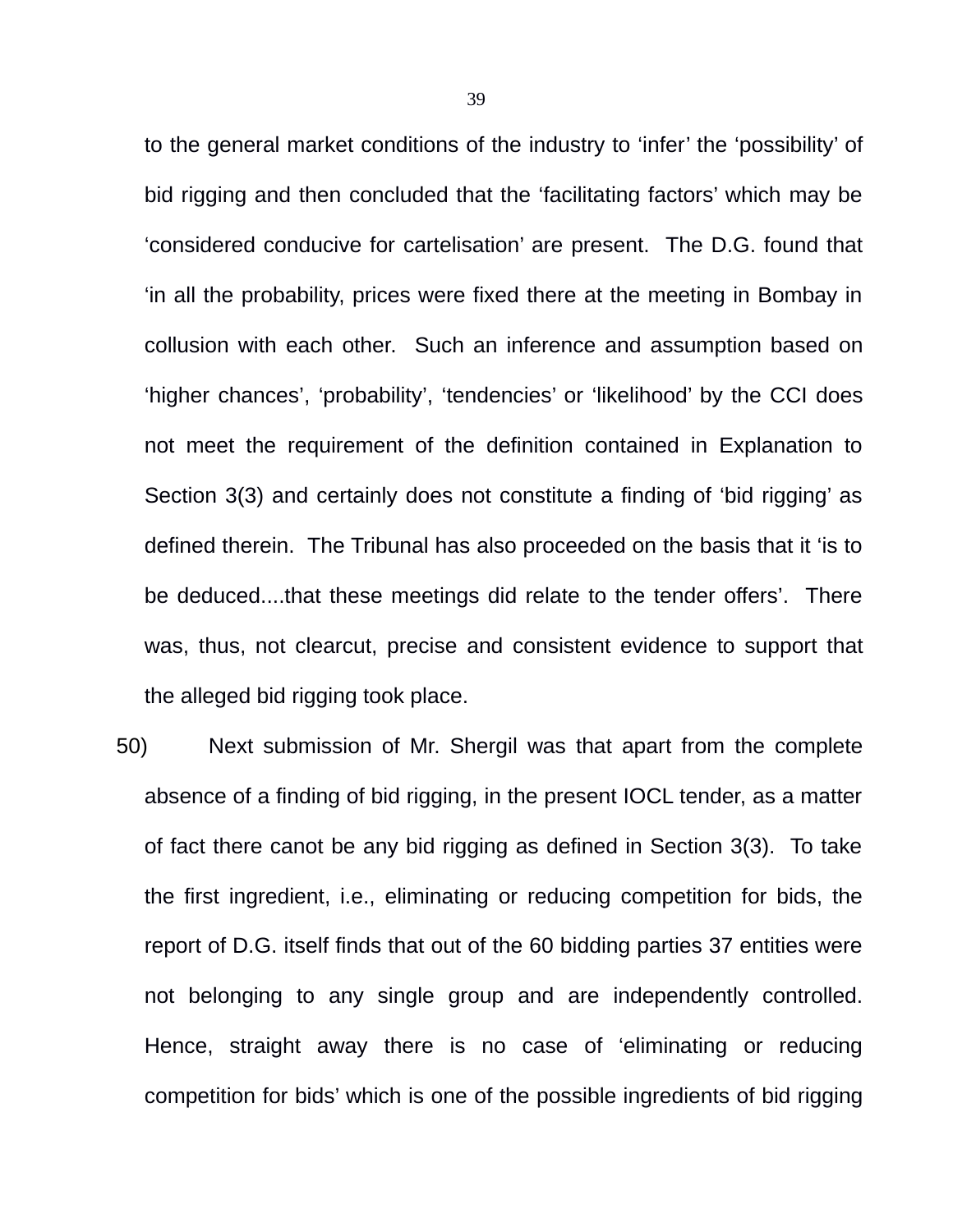to the general market conditions of the industry to 'infer' the 'possibility' of bid rigging and then concluded that the 'facilitating factors' which may be 'considered conducive for cartelisation' are present. The D.G. found that 'in all the probability, prices were fixed there at the meeting in Bombay in collusion with each other. Such an inference and assumption based on 'higher chances', 'probability', 'tendencies' or 'likelihood' by the CCI does not meet the requirement of the definition contained in Explanation to Section 3(3) and certainly does not constitute a finding of 'bid rigging' as defined therein. The Tribunal has also proceeded on the basis that it 'is to be deduced....that these meetings did relate to the tender offers'. There was, thus, not clearcut, precise and consistent evidence to support that the alleged bid rigging took place.

50) Next submission of Mr. Shergil was that apart from the complete absence of a finding of bid rigging, in the present IOCL tender, as a matter of fact there canot be any bid rigging as defined in Section 3(3). To take the first ingredient, i.e., eliminating or reducing competition for bids, the report of D.G. itself finds that out of the 60 bidding parties 37 entities were not belonging to any single group and are independently controlled. Hence, straight away there is no case of 'eliminating or reducing competition for bids' which is one of the possible ingredients of bid rigging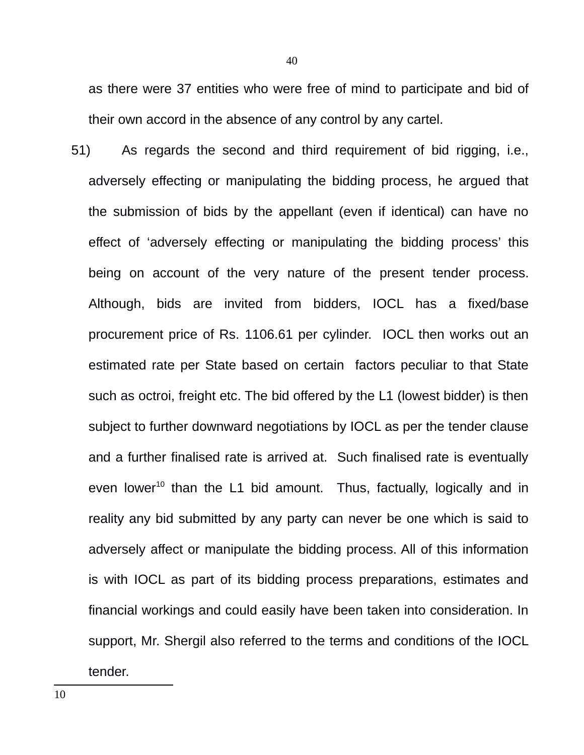as there were 37 entities who were free of mind to participate and bid of their own accord in the absence of any control by any cartel.

51) As regards the second and third requirement of bid rigging, i.e., adversely effecting or manipulating the bidding process, he argued that the submission of bids by the appellant (even if identical) can have no effect of 'adversely effecting or manipulating the bidding process' this being on account of the very nature of the present tender process. Although, bids are invited from bidders, IOCL has a fixed/base procurement price of Rs. 1106.61 per cylinder. IOCL then works out an estimated rate per State based on certain factors peculiar to that State such as octroi, freight etc. The bid offered by the L1 (lowest bidder) is then subject to further downward negotiations by IOCL as per the tender clause and a further finalised rate is arrived at. Such finalised rate is eventually even lower[10] than the L1 bid amount. Thus, factually, logically and in reality any bid submitted by any party can never be one which is said to adversely affect or manipulate the bidding process. All of this information is with IOCL as part of its bidding process preparations, estimates and financial workings and could easily have been taken into consideration. In support, Mr. Shergil also referred to the terms and conditions of the IOCL tender.

---

10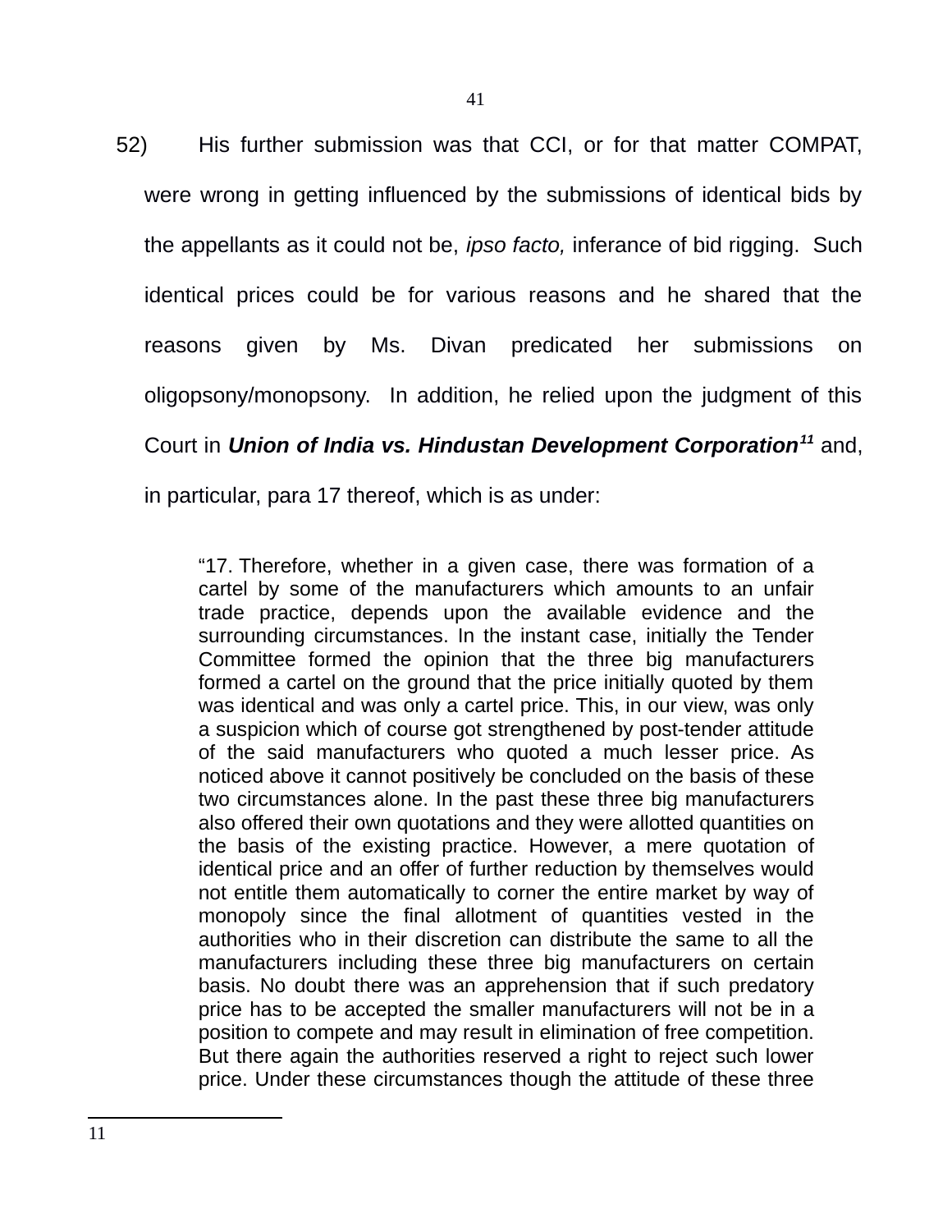52) His further submission was that CCI, or for that matter COMPAT, were wrong in getting influenced by the submissions of identical bids by the appellants as it could not be, *ipso facto,* inferance of bid rigging. Such identical prices could be for various reasons and he shared that the reasons given by Ms. Divan predicated her submissions on oligopsony/monopsony. In addition, he relied upon the judgment of this Court in ***Union of India vs. Hindustan Development Corporation***[11] and, in particular, para 17 thereof, which is as under:

> "17. Therefore, whether in a given case, there was formation of a cartel by some of the manufacturers which amounts to an unfair trade practice, depends upon the available evidence and the surrounding circumstances. In the instant case, initially the Tender Committee formed the opinion that the three big manufacturers formed a cartel on the ground that the price initially quoted by them was identical and was only a cartel price. This, in our view, was only a suspicion which of course got strengthened by post-tender attitude of the said manufacturers who quoted a much lesser price. As noticed above it cannot positively be concluded on the basis of these two circumstances alone. In the past these three big manufacturers also offered their own quotations and they were allotted quantities on the basis of the existing practice. However, a mere quotation of identical price and an offer of further reduction by themselves would not entitle them automatically to corner the entire market by way of monopoly since the final allotment of quantities vested in the authorities who in their discretion can distribute the same to all the manufacturers including these three big manufacturers on certain basis. No doubt there was an apprehension that if such predatory price has to be accepted the smaller manufacturers will not be in a position to compete and may result in elimination of free competition. But there again the authorities reserved a right to reject such lower price. Under these circumstances though the attitude of these three

---

11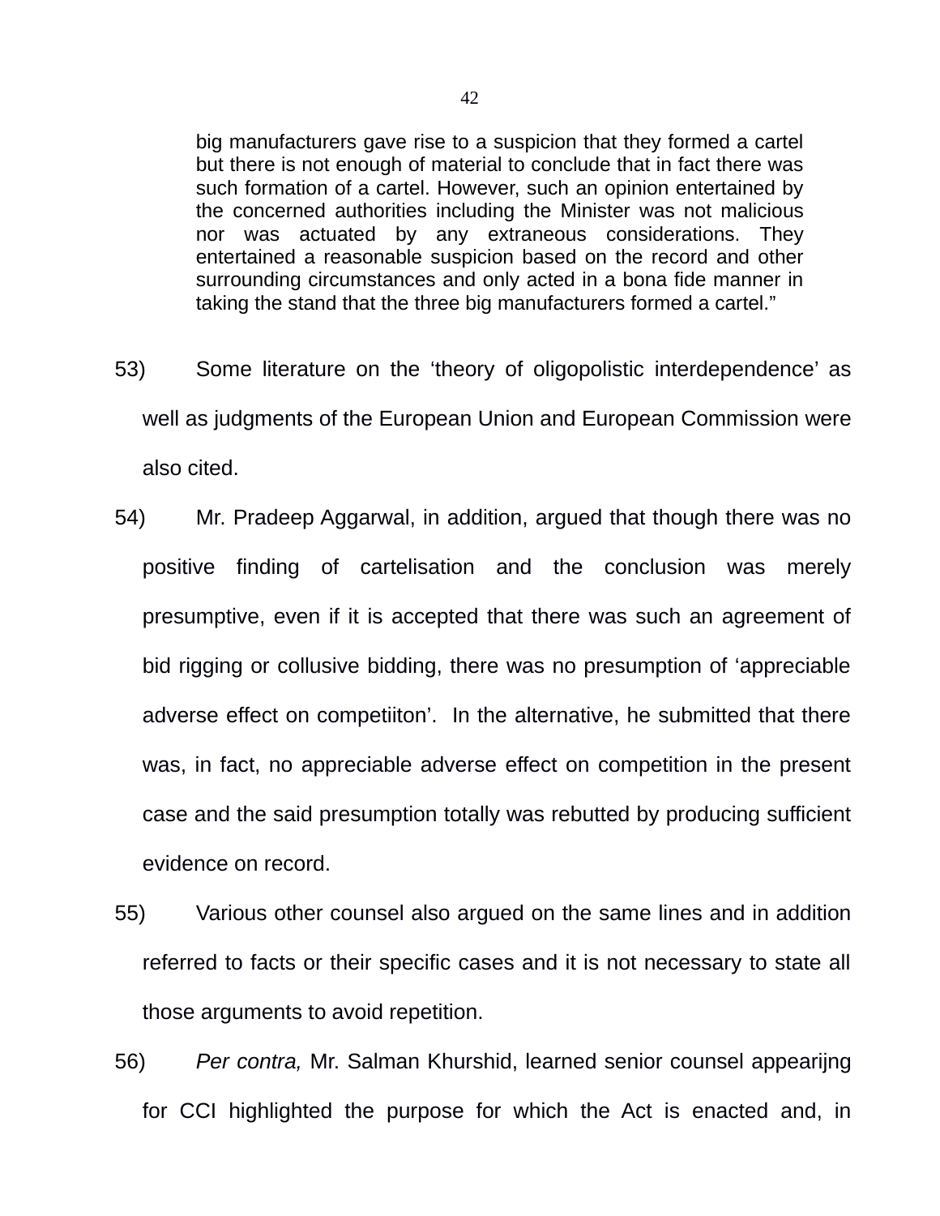> big manufacturers gave rise to a suspicion that they formed a cartel but there is not enough of material to conclude that in fact there was such formation of a cartel. However, such an opinion entertained by the concerned authorities including the Minister was not malicious nor was actuated by any extraneous considerations. They entertained a reasonable suspicion based on the record and other surrounding circumstances and only acted in a bona fide manner in taking the stand that the three big manufacturers formed a cartel."

53) Some literature on the 'theory of oligopolistic interdependence' as well as judgments of the European Union and European Commission were also cited.

54) Mr. Pradeep Aggarwal, in addition, argued that though there was no positive finding of cartelisation and the conclusion was merely presumptive, even if it is accepted that there was such an agreement of bid rigging or collusive bidding, there was no presumption of 'appreciable adverse effect on competiiton'. In the alternative, he submitted that there was, in fact, no appreciable adverse effect on competition in the present case and the said presumption totally was rebutted by producing sufficient evidence on record.

55) Various other counsel also argued on the same lines and in addition referred to facts or their specific cases and it is not necessary to state all those arguments to avoid repetition.

56) *Per contra,* Mr. Salman Khurshid, learned senior counsel appearijng for CCI highlighted the purpose for which the Act is enacted and, in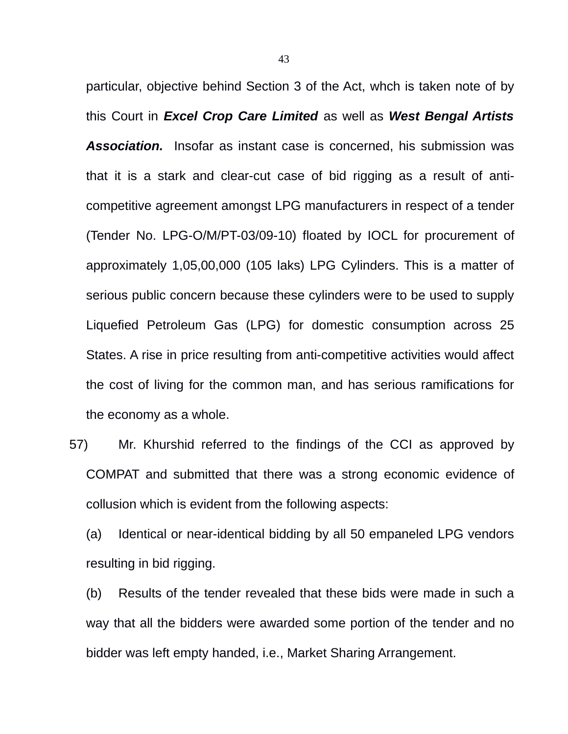particular, objective behind Section 3 of the Act, whch is taken note of by this Court in ***Excel Crop Care Limited*** as well as ***West Bengal Artists Association.*** Insofar as instant case is concerned, his submission was that it is a stark and clear-cut case of bid rigging as a result of anti-competitive agreement amongst LPG manufacturers in respect of a tender (Tender No. LPG-O/M/PT-03/09-10) floated by IOCL for procurement of approximately 1,05,00,000 (105 laks) LPG Cylinders. This is a matter of serious public concern because these cylinders were to be used to supply Liquefied Petroleum Gas (LPG) for domestic consumption across 25 States. A rise in price resulting from anti-competitive activities would affect the cost of living for the common man, and has serious ramifications for the economy as a whole.

57) Mr. Khurshid referred to the findings of the CCI as approved by COMPAT and submitted that there was a strong economic evidence of collusion which is evident from the following aspects:

(a) Identical or near-identical bidding by all 50 empaneled LPG vendors resulting in bid rigging.

(b) Results of the tender revealed that these bids were made in such a way that all the bidders were awarded some portion of the tender and no bidder was left empty handed, i.e., Market Sharing Arrangement.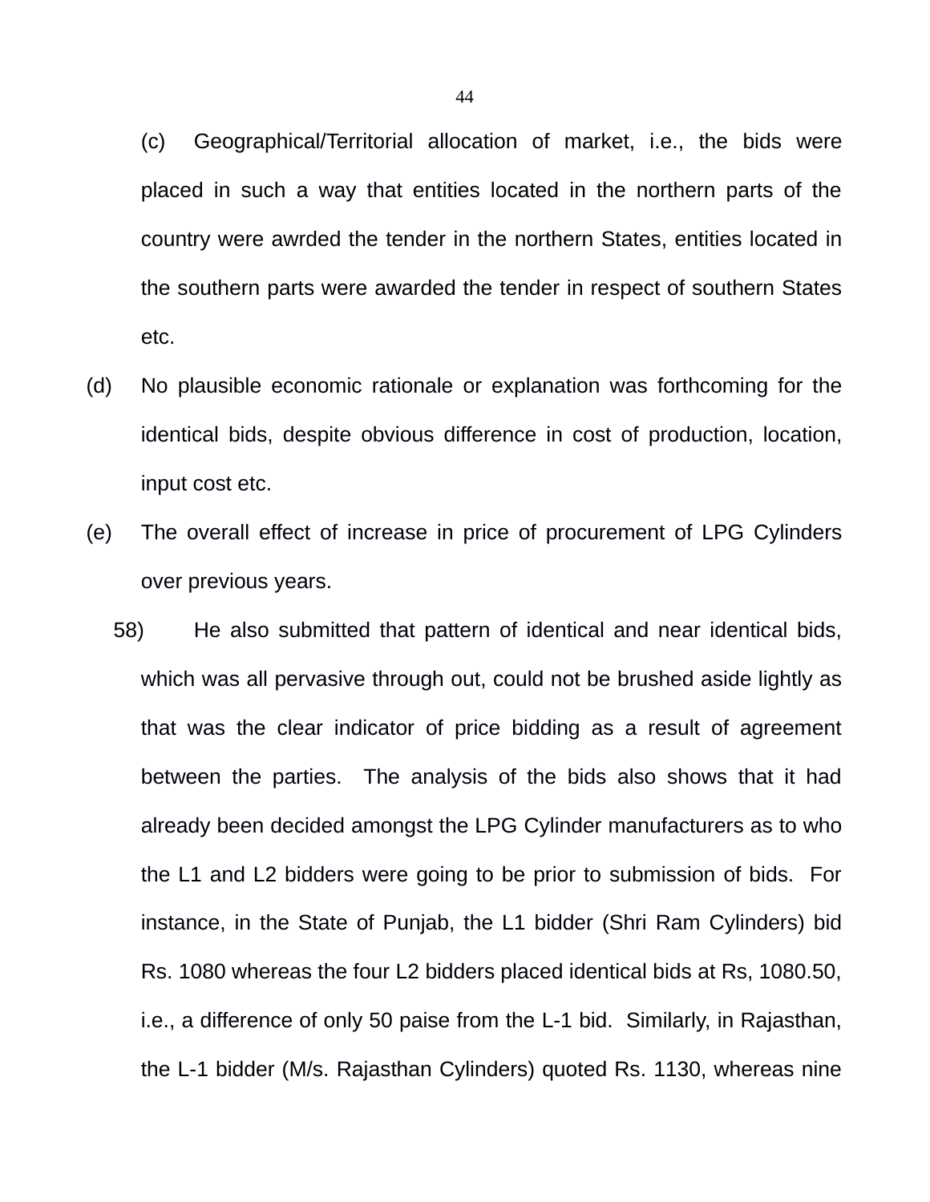(c) Geographical/Territorial allocation of market, i.e., the bids were placed in such a way that entities located in the northern parts of the country were awrded the tender in the northern States, entities located in the southern parts were awarded the tender in respect of southern States etc.

(d) No plausible economic rationale or explanation was forthcoming for the identical bids, despite obvious difference in cost of production, location, input cost etc.

(e) The overall effect of increase in price of procurement of LPG Cylinders over previous years.

58) He also submitted that pattern of identical and near identical bids, which was all pervasive through out, could not be brushed aside lightly as that was the clear indicator of price bidding as a result of agreement between the parties. The analysis of the bids also shows that it had already been decided amongst the LPG Cylinder manufacturers as to who the L1 and L2 bidders were going to be prior to submission of bids. For instance, in the State of Punjab, the L1 bidder (Shri Ram Cylinders) bid Rs. 1080 whereas the four L2 bidders placed identical bids at Rs, 1080.50, i.e., a difference of only 50 paise from the L-1 bid. Similarly, in Rajasthan, the L-1 bidder (M/s. Rajasthan Cylinders) quoted Rs. 1130, whereas nine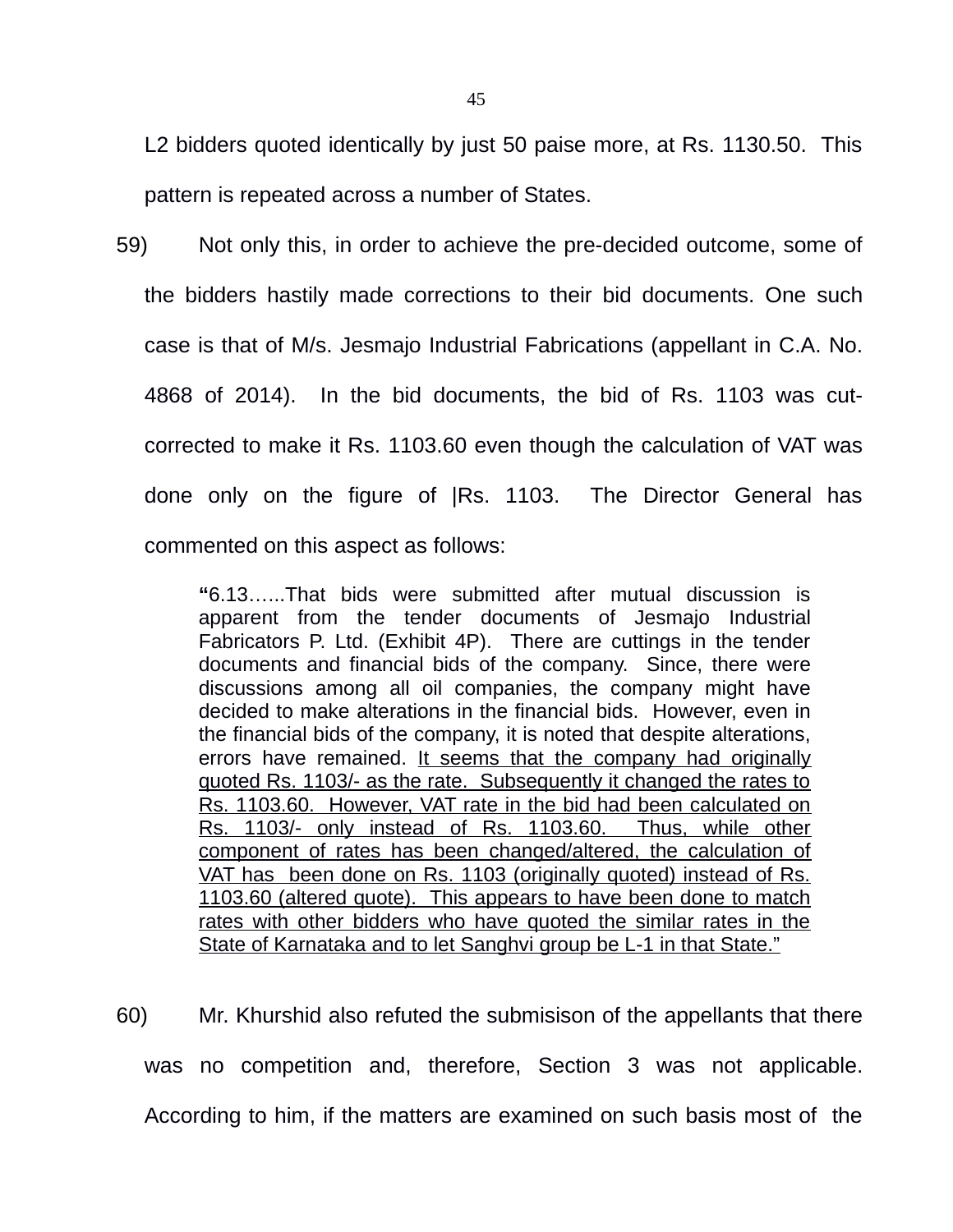L2 bidders quoted identically by just 50 paise more, at Rs. 1130.50. This pattern is repeated across a number of States.

59) Not only this, in order to achieve the pre-decided outcome, some of the bidders hastily made corrections to their bid documents. One such case is that of M/s. Jesmajo Industrial Fabrications (appellant in C.A. No. 4868 of 2014). In the bid documents, the bid of Rs. 1103 was cut-corrected to make it Rs. 1103.60 even though the calculation of VAT was done only on the figure of |Rs. 1103. The Director General has commented on this aspect as follows:

> "6.13…...That bids were submitted after mutual discussion is apparent from the tender documents of Jesmajo Industrial Fabricators P. Ltd. (Exhibit 4P). There are cuttings in the tender documents and financial bids of the company. Since, there were discussions among all oil companies, the company might have decided to make alterations in the financial bids. However, even in the financial bids of the company, it is noted that despite alterations, errors have remained. <u>It seems that the company had originally quoted Rs. 1103/- as the rate. Subsequently it changed the rates to Rs. 1103.60. However, VAT rate in the bid had been calculated on Rs. 1103/- only instead of Rs. 1103.60. Thus, while other component of rates has been changed/altered, the calculation of VAT has been done on Rs. 1103 (originally quoted) instead of Rs. 1103.60 (altered quote). This appears to have been done to match rates with other bidders who have quoted the similar rates in the State of Karnataka and to let Sanghvi group be L-1 in that State."</u>

60) Mr. Khurshid also refuted the submisison of the appellants that there was no competition and, therefore, Section 3 was not applicable. According to him, if the matters are examined on such basis most of the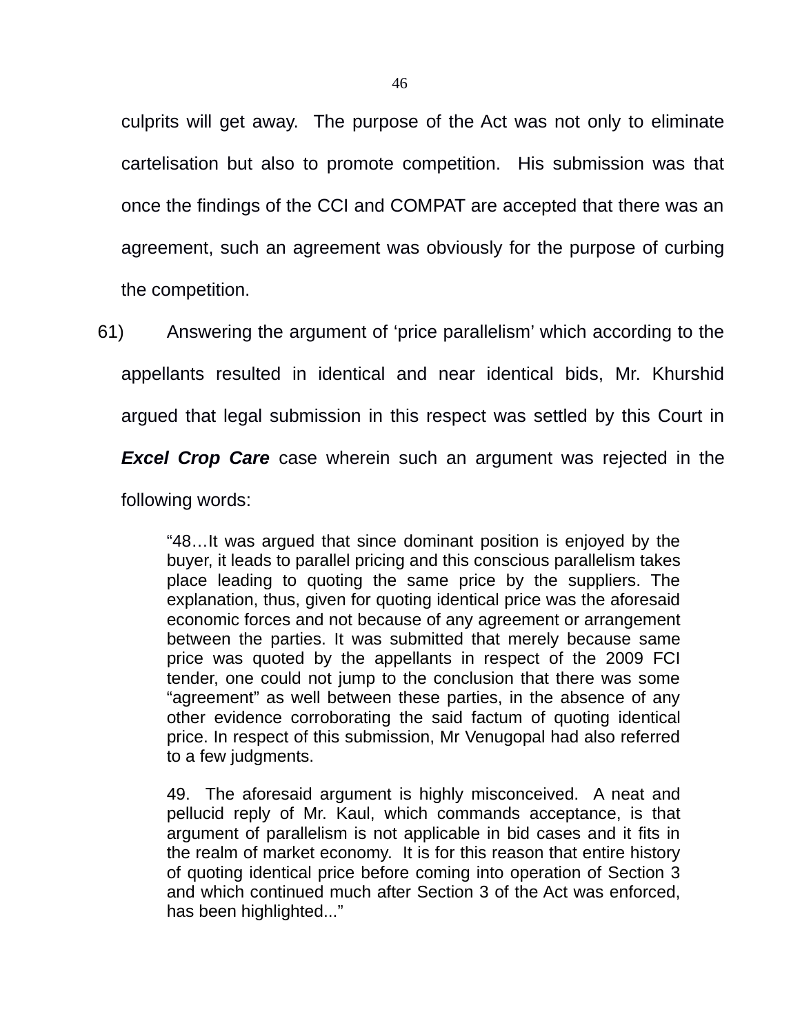culprits will get away. The purpose of the Act was not only to eliminate cartelisation but also to promote competition. His submission was that once the findings of the CCI and COMPAT are accepted that there was an agreement, such an agreement was obviously for the purpose of curbing the competition.

61) Answering the argument of 'price parallelism' which according to the appellants resulted in identical and near identical bids, Mr. Khurshid argued that legal submission in this respect was settled by this Court in ***Excel Crop Care*** case wherein such an argument was rejected in the following words:

> "48…It was argued that since dominant position is enjoyed by the buyer, it leads to parallel pricing and this conscious parallelism takes place leading to quoting the same price by the suppliers. The explanation, thus, given for quoting identical price was the aforesaid economic forces and not because of any agreement or arrangement between the parties. It was submitted that merely because same price was quoted by the appellants in respect of the 2009 FCI tender, one could not jump to the conclusion that there was some "agreement" as well between these parties, in the absence of any other evidence corroborating the said factum of quoting identical price. In respect of this submission, Mr Venugopal had also referred to a few judgments.
>
> 49. The aforesaid argument is highly misconceived. A neat and pellucid reply of Mr. Kaul, which commands acceptance, is that argument of parallelism is not applicable in bid cases and it fits in the realm of market economy. It is for this reason that entire history of quoting identical price before coming into operation of Section 3 and which continued much after Section 3 of the Act was enforced, has been highlighted..."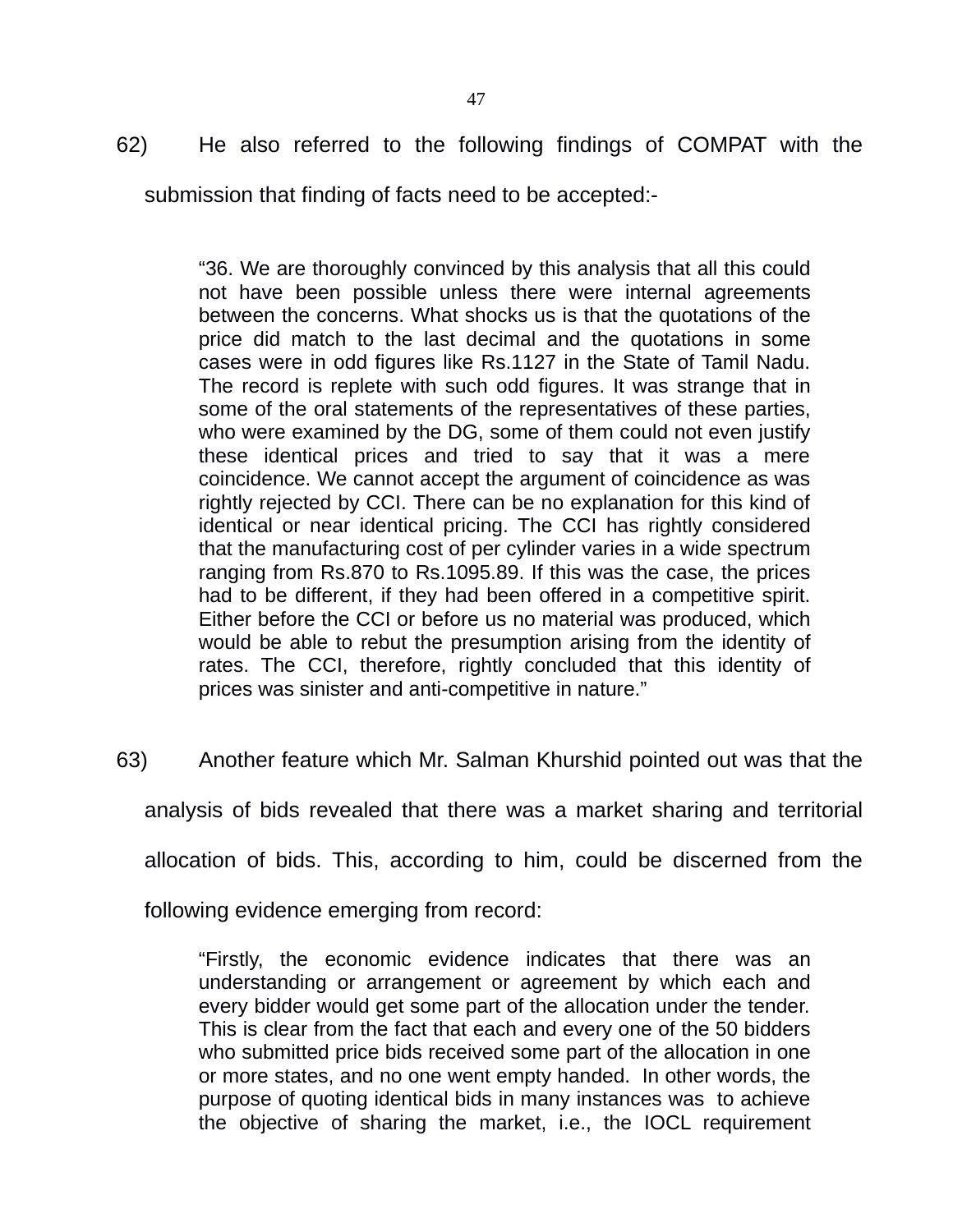62) He also referred to the following findings of COMPAT with the submission that finding of facts need to be accepted:-

> "36. We are thoroughly convinced by this analysis that all this could not have been possible unless there were internal agreements between the concerns. What shocks us is that the quotations of the price did match to the last decimal and the quotations in some cases were in odd figures like Rs.1127 in the State of Tamil Nadu. The record is replete with such odd figures. It was strange that in some of the oral statements of the representatives of these parties, who were examined by the DG, some of them could not even justify these identical prices and tried to say that it was a mere coincidence. We cannot accept the argument of coincidence as was rightly rejected by CCI. There can be no explanation for this kind of identical or near identical pricing. The CCI has rightly considered that the manufacturing cost of per cylinder varies in a wide spectrum ranging from Rs.870 to Rs.1095.89. If this was the case, the prices had to be different, if they had been offered in a competitive spirit. Either before the CCI or before us no material was produced, which would be able to rebut the presumption arising from the identity of rates. The CCI, therefore, rightly concluded that this identity of prices was sinister and anti-competitive in nature."

63) Another feature which Mr. Salman Khurshid pointed out was that the analysis of bids revealed that there was a market sharing and territorial allocation of bids. This, according to him, could be discerned from the following evidence emerging from record:

> "Firstly, the economic evidence indicates that there was an understanding or arrangement or agreement by which each and every bidder would get some part of the allocation under the tender. This is clear from the fact that each and every one of the 50 bidders who submitted price bids received some part of the allocation in one or more states, and no one went empty handed. In other words, the purpose of quoting identical bids in many instances was to achieve the objective of sharing the market, i.e., the IOCL requirement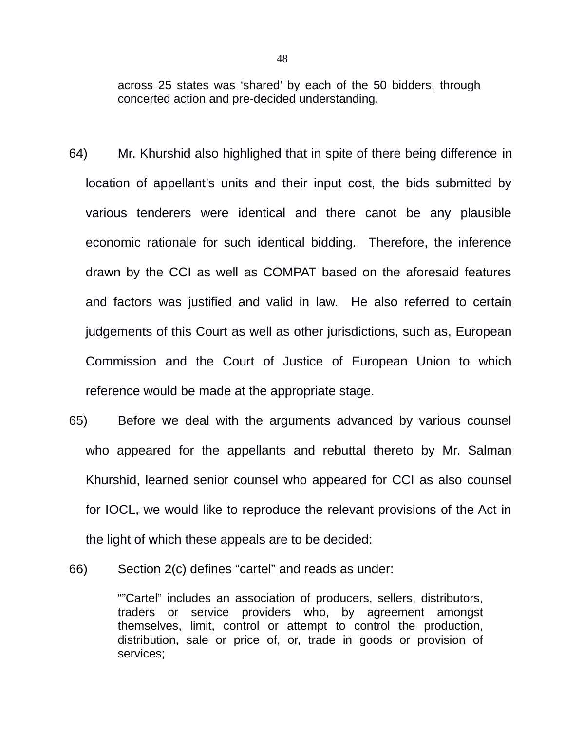> across 25 states was 'shared' by each of the 50 bidders, through concerted action and pre-decided understanding.

64) Mr. Khurshid also highlighed that in spite of there being difference in location of appellant's units and their input cost, the bids submitted by various tenderers were identical and there canot be any plausible economic rationale for such identical bidding. Therefore, the inference drawn by the CCI as well as COMPAT based on the aforesaid features and factors was justified and valid in law. He also referred to certain judgements of this Court as well as other jurisdictions, such as, European Commission and the Court of Justice of European Union to which reference would be made at the appropriate stage.

65) Before we deal with the arguments advanced by various counsel who appeared for the appellants and rebuttal thereto by Mr. Salman Khurshid, learned senior counsel who appeared for CCI as also counsel for IOCL, we would like to reproduce the relevant provisions of the Act in the light of which these appeals are to be decided:

66) Section 2(c) defines "cartel" and reads as under:

> ""Cartel" includes an association of producers, sellers, distributors, traders or service providers who, by agreement amongst themselves, limit, control or attempt to control the production, distribution, sale or price of, or, trade in goods or provision of services;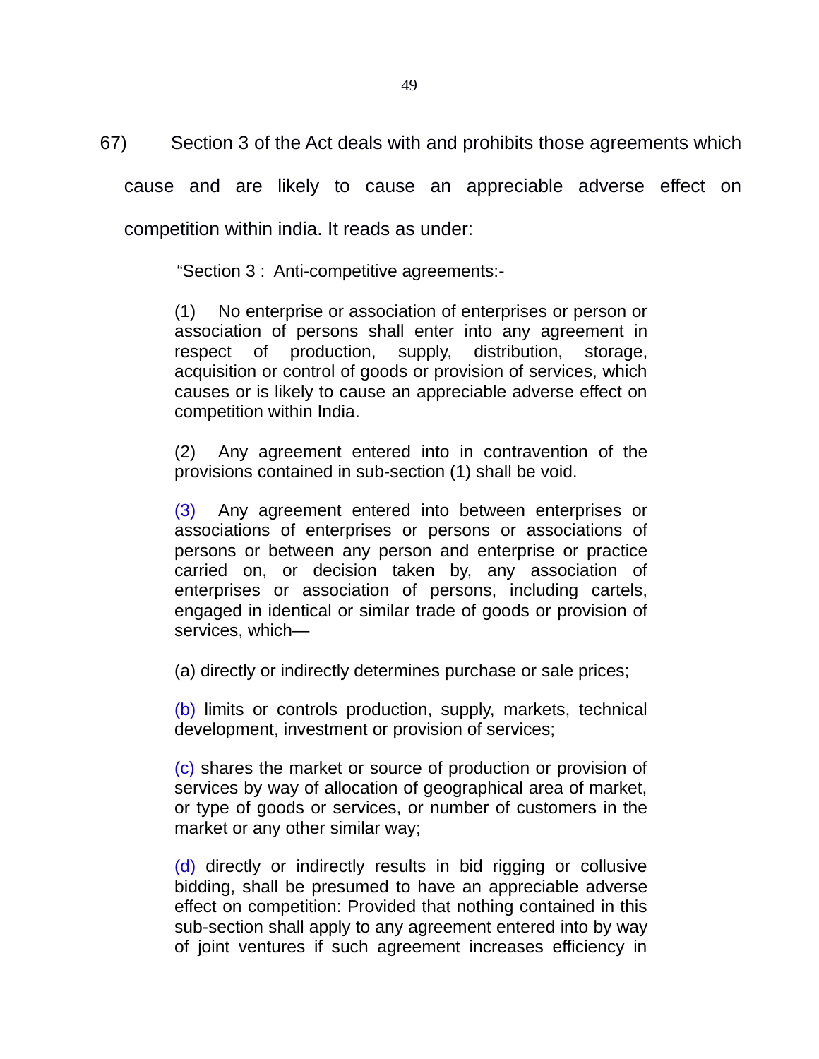67) Section 3 of the Act deals with and prohibits those agreements which cause and are likely to cause an appreciable adverse effect on competition within india. It reads as under:

> "Section 3 : Anti-competitive agreements:-
>
> (1) No enterprise or association of enterprises or person or association of persons shall enter into any agreement in respect of production, supply, distribution, storage, acquisition or control of goods or provision of services, which causes or is likely to cause an appreciable adverse effect on competition within India.
>
> (2) Any agreement entered into in contravention of the provisions contained in sub-section (1) shall be void.
>
> (3) Any agreement entered into between enterprises or associations of enterprises or persons or associations of persons or between any person and enterprise or practice carried on, or decision taken by, any association of enterprises or association of persons, including cartels, engaged in identical or similar trade of goods or provision of services, which—
>
> (a) directly or indirectly determines purchase or sale prices;
>
> (b) limits or controls production, supply, markets, technical development, investment or provision of services;
>
> (c) shares the market or source of production or provision of services by way of allocation of geographical area of market, or type of goods or services, or number of customers in the market or any other similar way;
>
> (d) directly or indirectly results in bid rigging or collusive bidding, shall be presumed to have an appreciable adverse effect on competition: Provided that nothing contained in this sub-section shall apply to any agreement entered into by way of joint ventures if such agreement increases efficiency in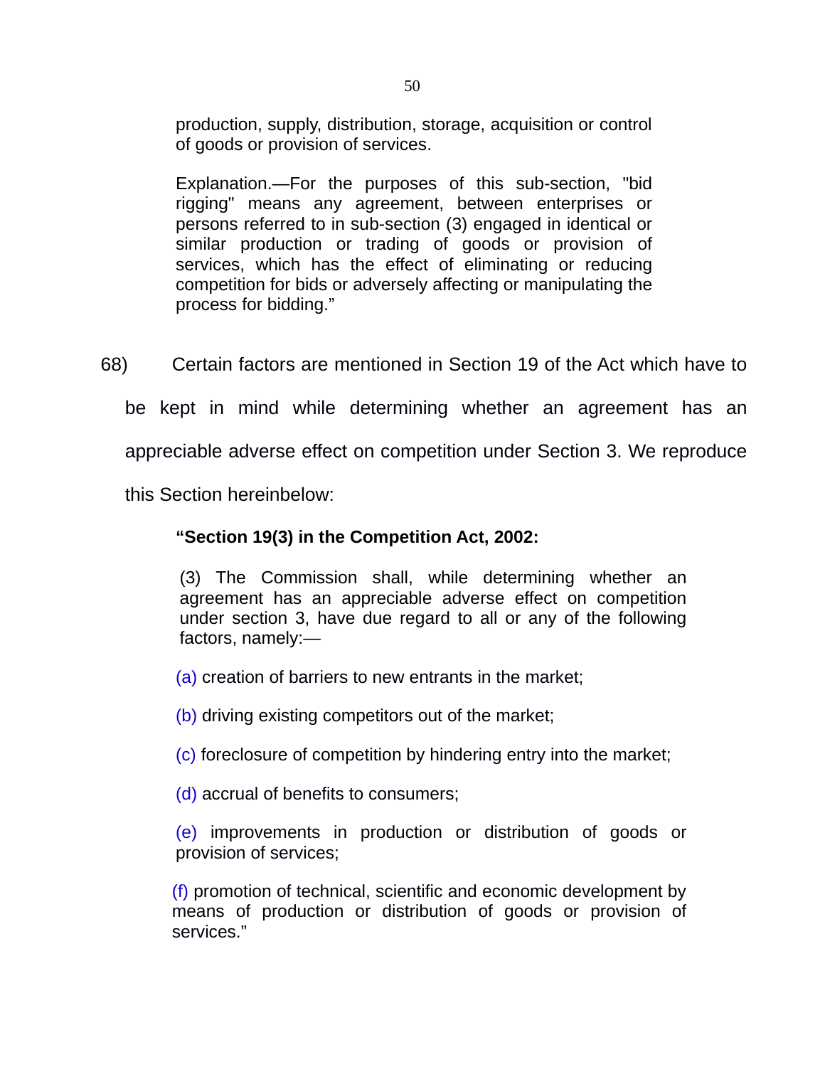production, supply, distribution, storage, acquisition or control of goods or provision of services.

Explanation.—For the purposes of this sub-section, "bid rigging" means any agreement, between enterprises or persons referred to in sub-section (3) engaged in identical or similar production or trading of goods or provision of services, which has the effect of eliminating or reducing competition for bids or adversely affecting or manipulating the process for bidding."

68) Certain factors are mentioned in Section 19 of the Act which have to be kept in mind while determining whether an agreement has an appreciable adverse effect on competition under Section 3. We reproduce this Section hereinbelow:

**"Section 19(3) in the Competition Act, 2002:**

(3) The Commission shall, while determining whether an agreement has an appreciable adverse effect on competition under section 3, have due regard to all or any of the following factors, namely:—

(a) creation of barriers to new entrants in the market;

(b) driving existing competitors out of the market;

(c) foreclosure of competition by hindering entry into the market;

(d) accrual of benefits to consumers;

(e) improvements in production or distribution of goods or provision of services;

(f) promotion of technical, scientific and economic development by means of production or distribution of goods or provision of services."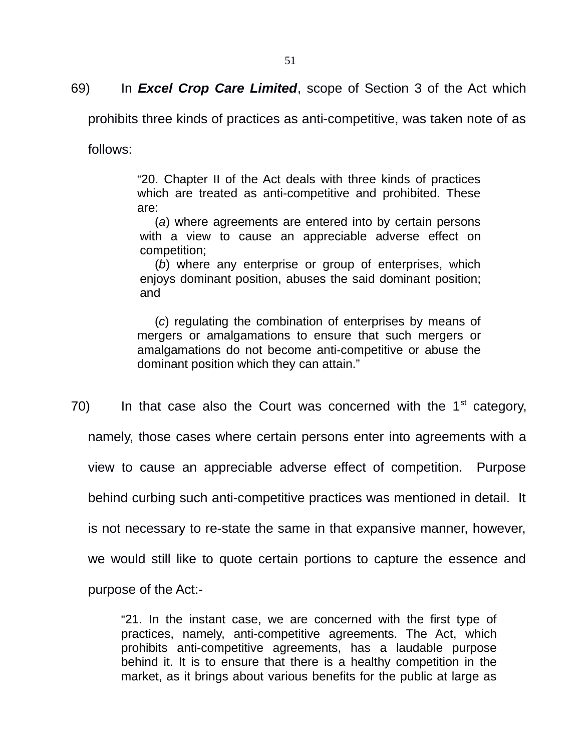69) In ***Excel Crop Care Limited***, scope of Section 3 of the Act which prohibits three kinds of practices as anti-competitive, was taken note of as follows:

> "20. Chapter II of the Act deals with three kinds of practices which are treated as anti-competitive and prohibited. These are:
>
> (*a*) where agreements are entered into by certain persons with a view to cause an appreciable adverse effect on competition;
>
> (*b*) where any enterprise or group of enterprises, which enjoys dominant position, abuses the said dominant position; and
>
> (*c*) regulating the combination of enterprises by means of mergers or amalgamations to ensure that such mergers or amalgamations do not become anti-competitive or abuse the dominant position which they can attain."

70) In that case also the Court was concerned with the 1st category, namely, those cases where certain persons enter into agreements with a view to cause an appreciable adverse effect of competition. Purpose behind curbing such anti-competitive practices was mentioned in detail. It is not necessary to re-state the same in that expansive manner, however, we would still like to quote certain portions to capture the essence and purpose of the Act:-

> "21. In the instant case, we are concerned with the first type of practices, namely, anti-competitive agreements. The Act, which prohibits anti-competitive agreements, has a laudable purpose behind it. It is to ensure that there is a healthy competition in the market, as it brings about various benefits for the public at large as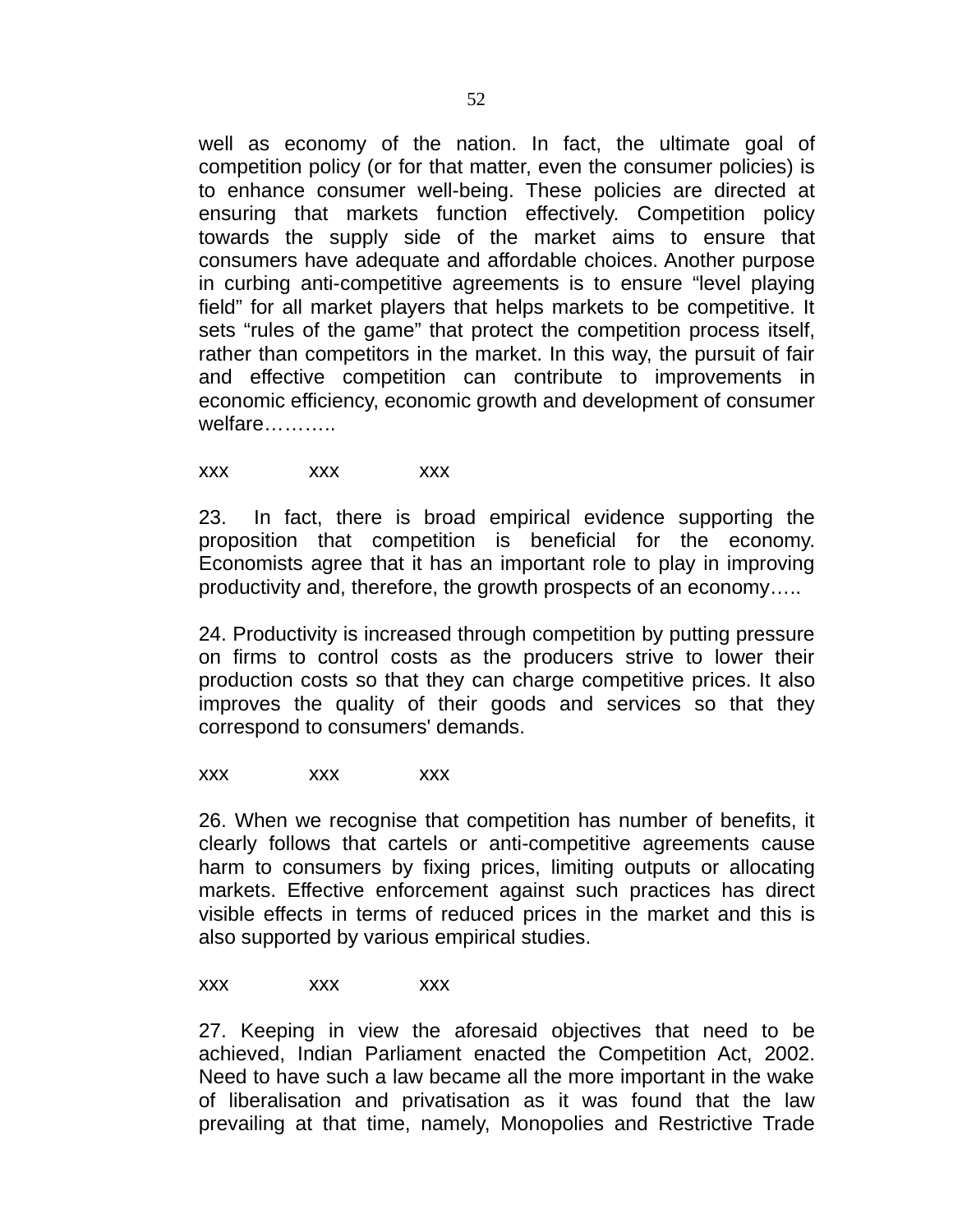well as economy of the nation. In fact, the ultimate goal of competition policy (or for that matter, even the consumer policies) is to enhance consumer well-being. These policies are directed at ensuring that markets function effectively. Competition policy towards the supply side of the market aims to ensure that consumers have adequate and affordable choices. Another purpose in curbing anti-competitive agreements is to ensure "level playing field" for all market players that helps markets to be competitive. It sets "rules of the game" that protect the competition process itself, rather than competitors in the market. In this way, the pursuit of fair and effective competition can contribute to improvements in economic efficiency, economic growth and development of consumer welfare………..

xxx xxx xxx

23. In fact, there is broad empirical evidence supporting the proposition that competition is beneficial for the economy. Economists agree that it has an important role to play in improving productivity and, therefore, the growth prospects of an economy…..

24. Productivity is increased through competition by putting pressure on firms to control costs as the producers strive to lower their production costs so that they can charge competitive prices. It also improves the quality of their goods and services so that they correspond to consumers' demands.

xxx xxx xxx

26. When we recognise that competition has number of benefits, it clearly follows that cartels or anti-competitive agreements cause harm to consumers by fixing prices, limiting outputs or allocating markets. Effective enforcement against such practices has direct visible effects in terms of reduced prices in the market and this is also supported by various empirical studies.

xxx xxx xxx

27. Keeping in view the aforesaid objectives that need to be achieved, Indian Parliament enacted the Competition Act, 2002. Need to have such a law became all the more important in the wake of liberalisation and privatisation as it was found that the law prevailing at that time, namely, Monopolies and Restrictive Trade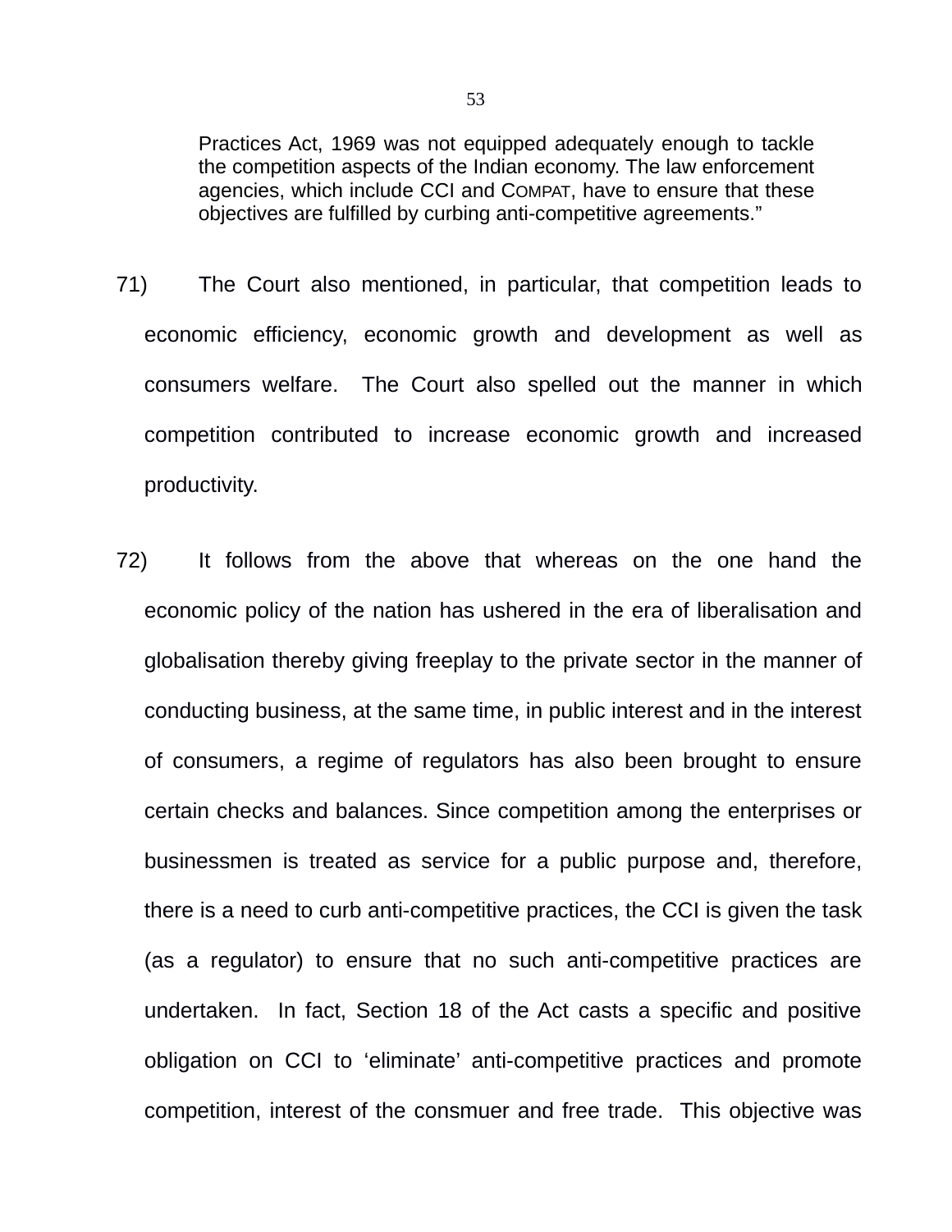> Practices Act, 1969 was not equipped adequately enough to tackle the competition aspects of the Indian economy. The law enforcement agencies, which include CCI and COMPAT, have to ensure that these objectives are fulfilled by curbing anti-competitive agreements."

71) The Court also mentioned, in particular, that competition leads to economic efficiency, economic growth and development as well as consumers welfare. The Court also spelled out the manner in which competition contributed to increase economic growth and increased productivity.

72) It follows from the above that whereas on the one hand the economic policy of the nation has ushered in the era of liberalisation and globalisation thereby giving freeplay to the private sector in the manner of conducting business, at the same time, in public interest and in the interest of consumers, a regime of regulators has also been brought to ensure certain checks and balances. Since competition among the enterprises or businessmen is treated as service for a public purpose and, therefore, there is a need to curb anti-competitive practices, the CCI is given the task (as a regulator) to ensure that no such anti-competitive practices are undertaken. In fact, Section 18 of the Act casts a specific and positive obligation on CCI to 'eliminate' anti-competitive practices and promote competition, interest of the consmuer and free trade. This objective was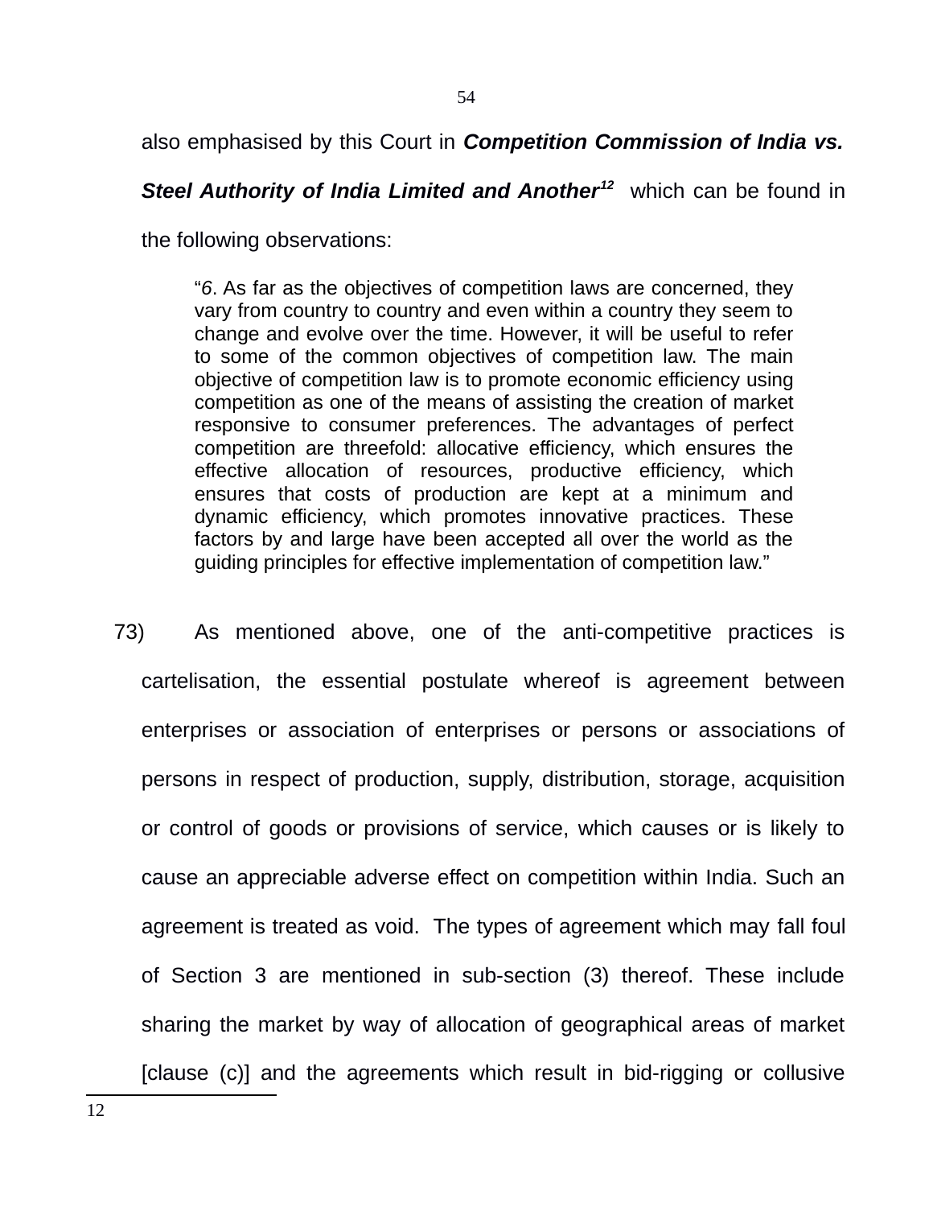also emphasised by this Court in ***Competition Commission of India vs. Steel Authority of India Limited and Another***[12] which can be found in the following observations:

> "*6*. As far as the objectives of competition laws are concerned, they vary from country to country and even within a country they seem to change and evolve over the time. However, it will be useful to refer to some of the common objectives of competition law. The main objective of competition law is to promote economic efficiency using competition as one of the means of assisting the creation of market responsive to consumer preferences. The advantages of perfect competition are threefold: allocative efficiency, which ensures the effective allocation of resources, productive efficiency, which ensures that costs of production are kept at a minimum and dynamic efficiency, which promotes innovative practices. These factors by and large have been accepted all over the world as the guiding principles for effective implementation of competition law."

73) As mentioned above, one of the anti-competitive practices is cartelisation, the essential postulate whereof is agreement between enterprises or association of enterprises or persons or associations of persons in respect of production, supply, distribution, storage, acquisition or control of goods or provisions of service, which causes or is likely to cause an appreciable adverse effect on competition within India. Such an agreement is treated as void. The types of agreement which may fall foul of Section 3 are mentioned in sub-section (3) thereof. These include sharing the market by way of allocation of geographical areas of market [clause (c)] and the agreements which result in bid-rigging or collusive

---

12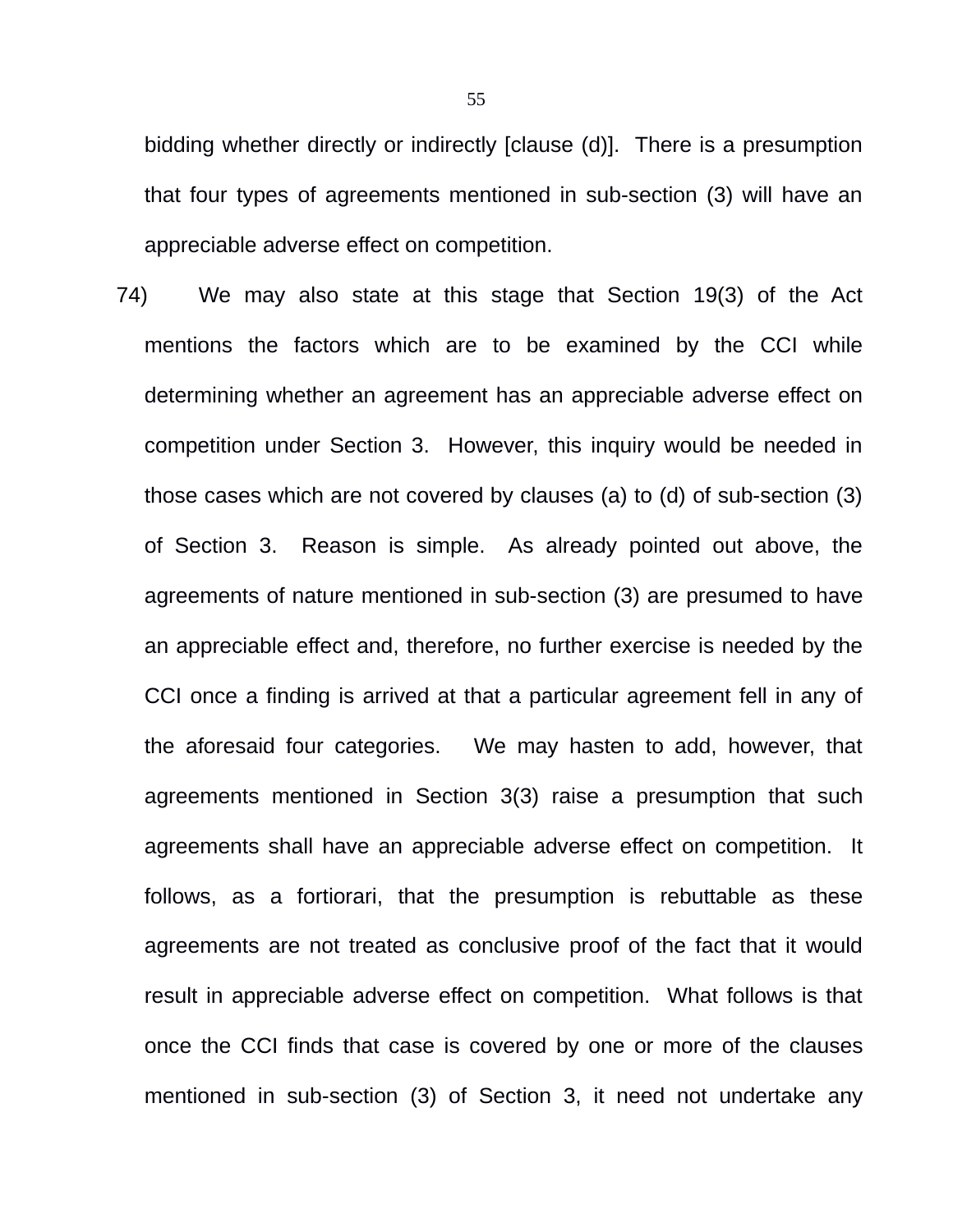bidding whether directly or indirectly [clause (d)]. There is a presumption that four types of agreements mentioned in sub-section (3) will have an appreciable adverse effect on competition.

74) We may also state at this stage that Section 19(3) of the Act mentions the factors which are to be examined by the CCI while determining whether an agreement has an appreciable adverse effect on competition under Section 3. However, this inquiry would be needed in those cases which are not covered by clauses (a) to (d) of sub-section (3) of Section 3. Reason is simple. As already pointed out above, the agreements of nature mentioned in sub-section (3) are presumed to have an appreciable effect and, therefore, no further exercise is needed by the CCI once a finding is arrived at that a particular agreement fell in any of the aforesaid four categories. We may hasten to add, however, that agreements mentioned in Section 3(3) raise a presumption that such agreements shall have an appreciable adverse effect on competition. It follows, as a fortiorari, that the presumption is rebuttable as these agreements are not treated as conclusive proof of the fact that it would result in appreciable adverse effect on competition. What follows is that once the CCI finds that case is covered by one or more of the clauses mentioned in sub-section (3) of Section 3, it need not undertake any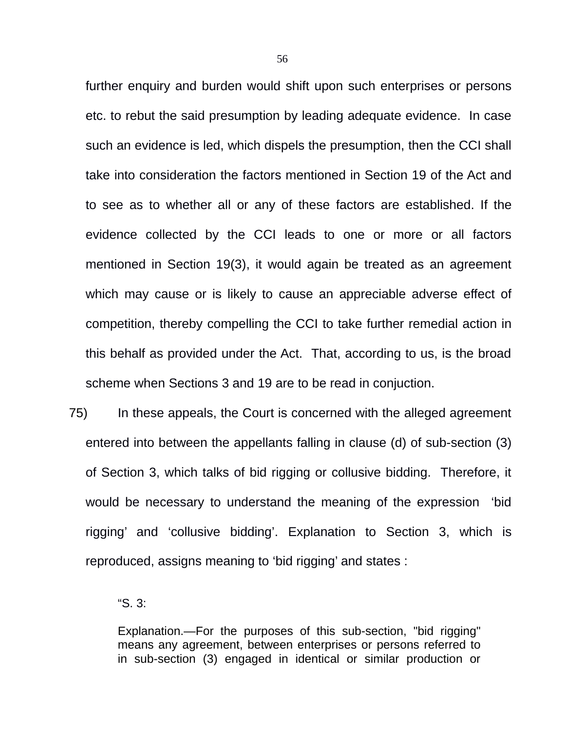further enquiry and burden would shift upon such enterprises or persons etc. to rebut the said presumption by leading adequate evidence. In case such an evidence is led, which dispels the presumption, then the CCI shall take into consideration the factors mentioned in Section 19 of the Act and to see as to whether all or any of these factors are established. If the evidence collected by the CCI leads to one or more or all factors mentioned in Section 19(3), it would again be treated as an agreement which may cause or is likely to cause an appreciable adverse effect of competition, thereby compelling the CCI to take further remedial action in this behalf as provided under the Act. That, according to us, is the broad scheme when Sections 3 and 19 are to be read in conjuction.

75) In these appeals, the Court is concerned with the alleged agreement entered into between the appellants falling in clause (d) of sub-section (3) of Section 3, which talks of bid rigging or collusive bidding. Therefore, it would be necessary to understand the meaning of the expression 'bid rigging' and 'collusive bidding'. Explanation to Section 3, which is reproduced, assigns meaning to 'bid rigging' and states :

> "S. 3:
>
> Explanation.—For the purposes of this sub-section, "bid rigging" means any agreement, between enterprises or persons referred to in sub-section (3) engaged in identical or similar production or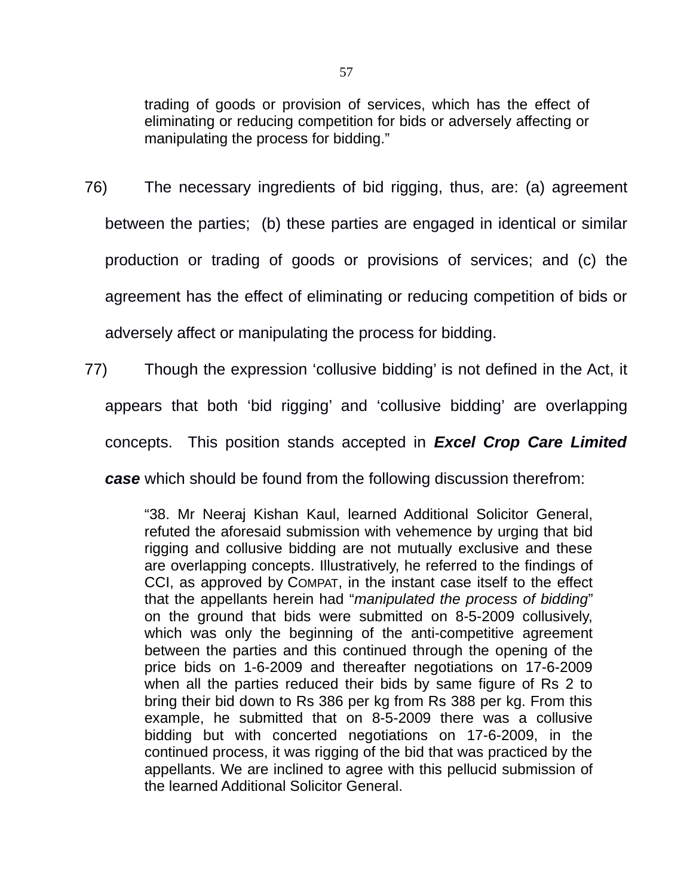> trading of goods or provision of services, which has the effect of eliminating or reducing competition for bids or adversely affecting or manipulating the process for bidding."

76) The necessary ingredients of bid rigging, thus, are: (a) agreement between the parties; (b) these parties are engaged in identical or similar production or trading of goods or provisions of services; and (c) the agreement has the effect of eliminating or reducing competition of bids or adversely affect or manipulating the process for bidding.

77) Though the expression 'collusive bidding' is not defined in the Act, it appears that both 'bid rigging' and 'collusive bidding' are overlapping concepts. This position stands accepted in ***Excel Crop Care Limited case*** which should be found from the following discussion therefrom:

> "38. Mr Neeraj Kishan Kaul, learned Additional Solicitor General, refuted the aforesaid submission with vehemence by urging that bid rigging and collusive bidding are not mutually exclusive and these are overlapping concepts. Illustratively, he referred to the findings of CCI, as approved by COMPAT, in the instant case itself to the effect that the appellants herein had "*manipulated the process of bidding*" on the ground that bids were submitted on 8-5-2009 collusively, which was only the beginning of the anti-competitive agreement between the parties and this continued through the opening of the price bids on 1-6-2009 and thereafter negotiations on 17-6-2009 when all the parties reduced their bids by same figure of Rs 2 to bring their bid down to Rs 386 per kg from Rs 388 per kg. From this example, he submitted that on 8-5-2009 there was a collusive bidding but with concerted negotiations on 17-6-2009, in the continued process, it was rigging of the bid that was practiced by the appellants. We are inclined to agree with this pellucid submission of the learned Additional Solicitor General.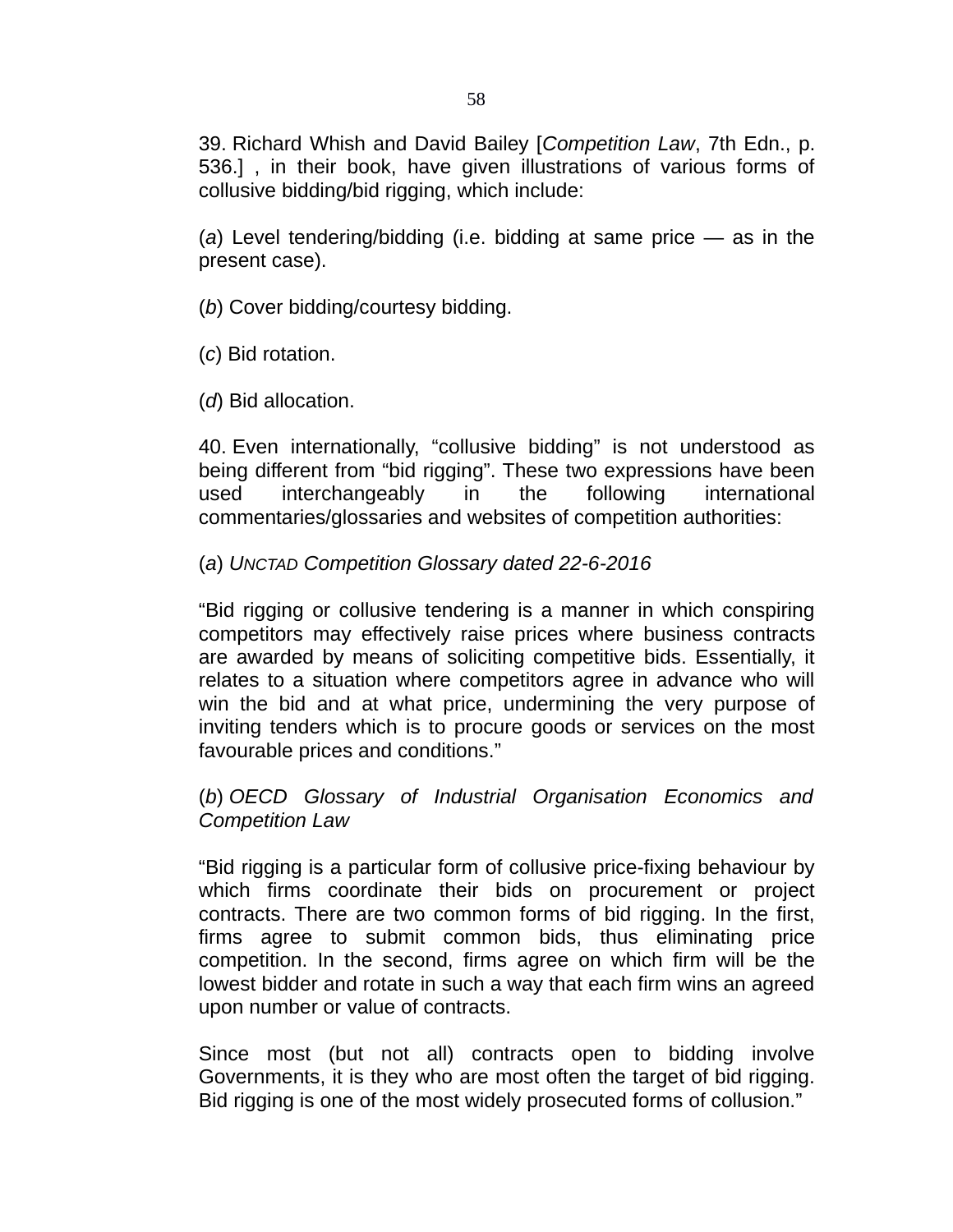39. Richard Whish and David Bailey [*Competition Law*, 7th Edn., p. 536.] , in their book, have given illustrations of various forms of collusive bidding/bid rigging, which include:

(*a*) Level tendering/bidding (i.e. bidding at same price — as in the present case).

(*b*) Cover bidding/courtesy bidding.

(*c*) Bid rotation.

(*d*) Bid allocation.

40. Even internationally, "collusive bidding" is not understood as being different from "bid rigging". These two expressions have been used interchangeably in the following international commentaries/glossaries and websites of competition authorities:

(*a*) *UNCTAD Competition Glossary dated 22-6-2016*

"Bid rigging or collusive tendering is a manner in which conspiring competitors may effectively raise prices where business contracts are awarded by means of soliciting competitive bids. Essentially, it relates to a situation where competitors agree in advance who will win the bid and at what price, undermining the very purpose of inviting tenders which is to procure goods or services on the most favourable prices and conditions."

(*b*) *OECD Glossary of Industrial Organisation Economics and Competition Law*

"Bid rigging is a particular form of collusive price-fixing behaviour by which firms coordinate their bids on procurement or project contracts. There are two common forms of bid rigging. In the first, firms agree to submit common bids, thus eliminating price competition. In the second, firms agree on which firm will be the lowest bidder and rotate in such a way that each firm wins an agreed upon number or value of contracts.

Since most (but not all) contracts open to bidding involve Governments, it is they who are most often the target of bid rigging. Bid rigging is one of the most widely prosecuted forms of collusion."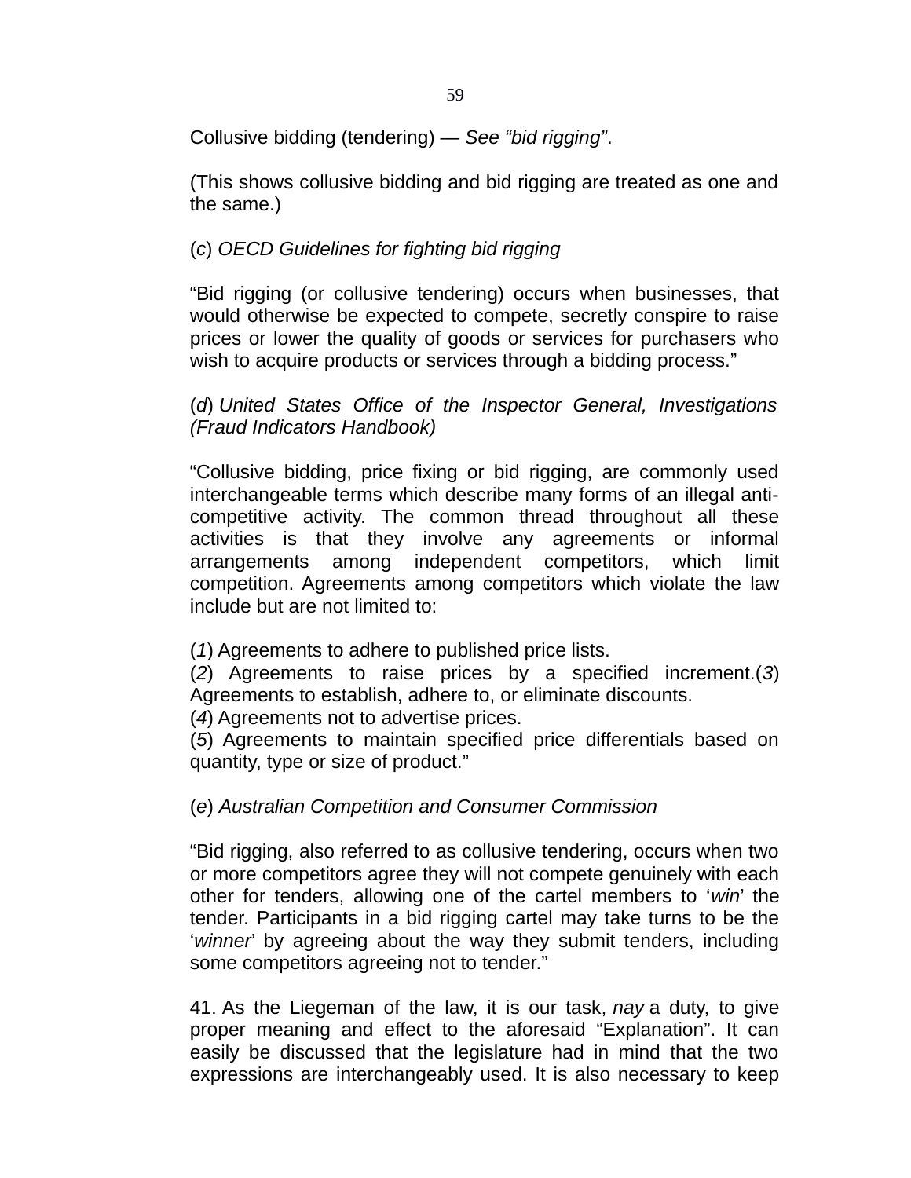Collusive bidding (tendering) — *See "bid rigging"*.

(This shows collusive bidding and bid rigging are treated as one and the same.)

(*c*) *OECD Guidelines for fighting bid rigging*

"Bid rigging (or collusive tendering) occurs when businesses, that would otherwise be expected to compete, secretly conspire to raise prices or lower the quality of goods or services for purchasers who wish to acquire products or services through a bidding process."

(*d*) *United States Office of the Inspector General, Investigations (Fraud Indicators Handbook)*

"Collusive bidding, price fixing or bid rigging, are commonly used interchangeable terms which describe many forms of an illegal anti-competitive activity. The common thread throughout all these activities is that they involve any agreements or informal arrangements among independent competitors, which limit competition. Agreements among competitors which violate the law include but are not limited to:

(*1*) Agreements to adhere to published price lists.
(*2*) Agreements to raise prices by a specified increment.(*3*) Agreements to establish, adhere to, or eliminate discounts.
(*4*) Agreements not to advertise prices.
(*5*) Agreements to maintain specified price differentials based on quantity, type or size of product."

(*e*) *Australian Competition and Consumer Commission*

"Bid rigging, also referred to as collusive tendering, occurs when two or more competitors agree they will not compete genuinely with each other for tenders, allowing one of the cartel members to '*win*' the tender. Participants in a bid rigging cartel may take turns to be the '*winner*' by agreeing about the way they submit tenders, including some competitors agreeing not to tender."

41. As the Liegeman of the law, it is our task, *nay* a duty, to give proper meaning and effect to the aforesaid "Explanation". It can easily be discussed that the legislature had in mind that the two expressions are interchangeably used. It is also necessary to keep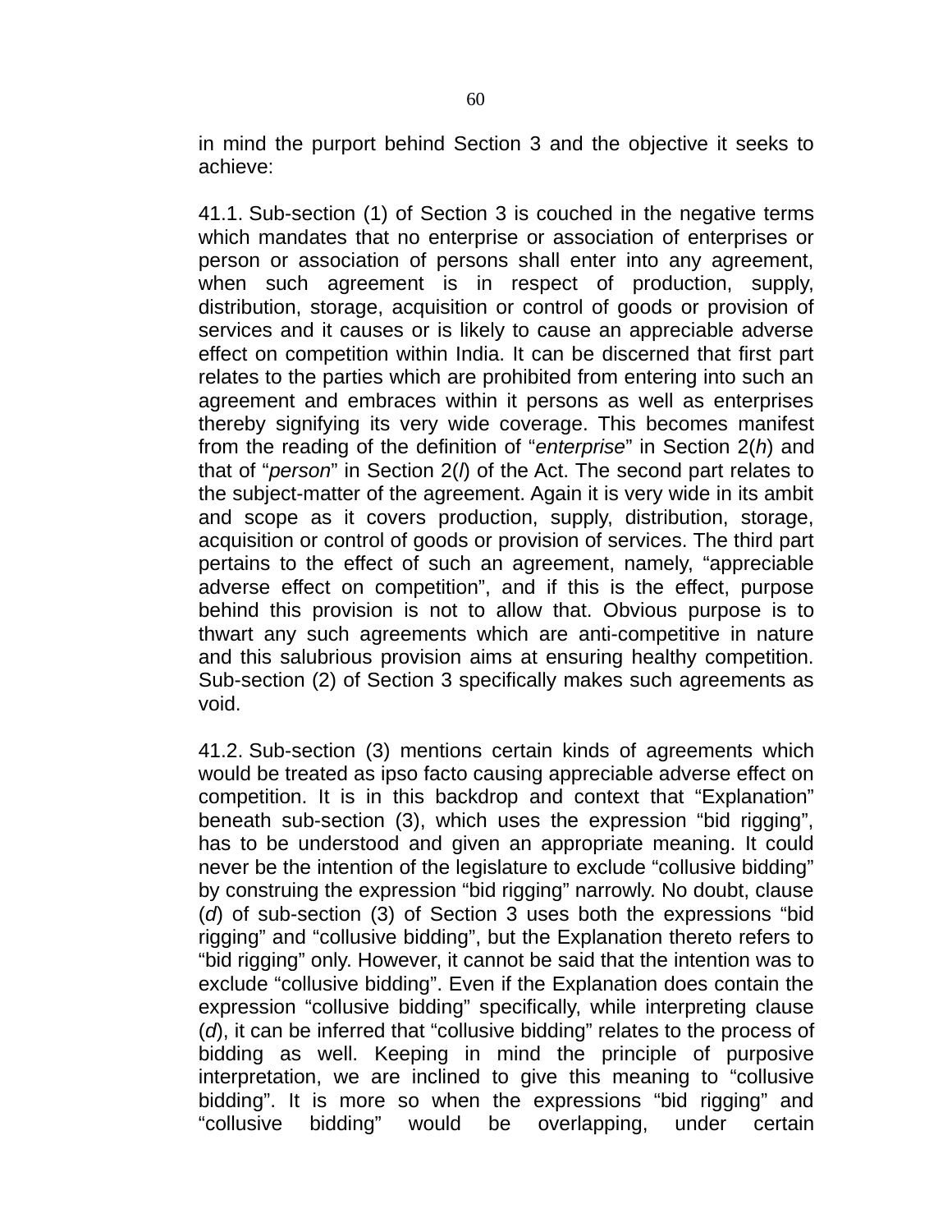in mind the purport behind Section 3 and the objective it seeks to achieve:

41.1. Sub-section (1) of Section 3 is couched in the negative terms which mandates that no enterprise or association of enterprises or person or association of persons shall enter into any agreement, when such agreement is in respect of production, supply, distribution, storage, acquisition or control of goods or provision of services and it causes or is likely to cause an appreciable adverse effect on competition within India. It can be discerned that first part relates to the parties which are prohibited from entering into such an agreement and embraces within it persons as well as enterprises thereby signifying its very wide coverage. This becomes manifest from the reading of the definition of "*enterprise*" in Section 2(*h*) and that of "*person*" in Section 2(*l*) of the Act. The second part relates to the subject-matter of the agreement. Again it is very wide in its ambit and scope as it covers production, supply, distribution, storage, acquisition or control of goods or provision of services. The third part pertains to the effect of such an agreement, namely, "appreciable adverse effect on competition", and if this is the effect, purpose behind this provision is not to allow that. Obvious purpose is to thwart any such agreements which are anti-competitive in nature and this salubrious provision aims at ensuring healthy competition. Sub-section (2) of Section 3 specifically makes such agreements as void.

41.2. Sub-section (3) mentions certain kinds of agreements which would be treated as ipso facto causing appreciable adverse effect on competition. It is in this backdrop and context that "Explanation" beneath sub-section (3), which uses the expression "bid rigging", has to be understood and given an appropriate meaning. It could never be the intention of the legislature to exclude "collusive bidding" by construing the expression "bid rigging" narrowly. No doubt, clause (*d*) of sub-section (3) of Section 3 uses both the expressions "bid rigging" and "collusive bidding", but the Explanation thereto refers to "bid rigging" only. However, it cannot be said that the intention was to exclude "collusive bidding". Even if the Explanation does contain the expression "collusive bidding" specifically, while interpreting clause (*d*), it can be inferred that "collusive bidding" relates to the process of bidding as well. Keeping in mind the principle of purposive interpretation, we are inclined to give this meaning to "collusive bidding". It is more so when the expressions "bid rigging" and "collusive bidding" would be overlapping, under certain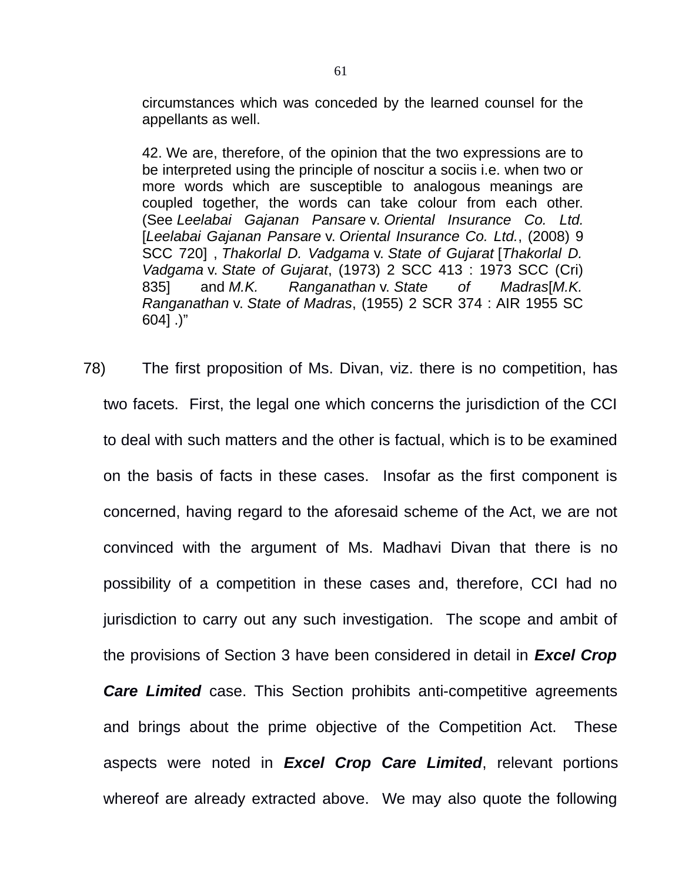> circumstances which was conceded by the learned counsel for the appellants as well.
>
> 42. We are, therefore, of the opinion that the two expressions are to be interpreted using the principle of noscitur a sociis i.e. when two or more words which are susceptible to analogous meanings are coupled together, the words can take colour from each other. (See *Leelabai Gajanan Pansare* v. *Oriental Insurance Co. Ltd.* [*Leelabai Gajanan Pansare* v. *Oriental Insurance Co. Ltd.*, (2008) 9 SCC 720] , *Thakorlal D. Vadgama* v. *State of Gujarat* [*Thakorlal D. Vadgama* v. *State of Gujarat*, (1973) 2 SCC 413 : 1973 SCC (Cri) 835] and *M.K. Ranganathan* v. *State of Madras*[*M.K. Ranganathan* v. *State of Madras*, (1955) 2 SCR 374 : AIR 1955 SC 604] .)"

78) The first proposition of Ms. Divan, viz. there is no competition, has two facets. First, the legal one which concerns the jurisdiction of the CCI to deal with such matters and the other is factual, which is to be examined on the basis of facts in these cases. Insofar as the first component is concerned, having regard to the aforesaid scheme of the Act, we are not convinced with the argument of Ms. Madhavi Divan that there is no possibility of a competition in these cases and, therefore, CCI had no jurisdiction to carry out any such investigation. The scope and ambit of the provisions of Section 3 have been considered in detail in ***Excel Crop Care Limited*** case. This Section prohibits anti-competitive agreements and brings about the prime objective of the Competition Act. These aspects were noted in ***Excel Crop Care Limited***, relevant portions whereof are already extracted above. We may also quote the following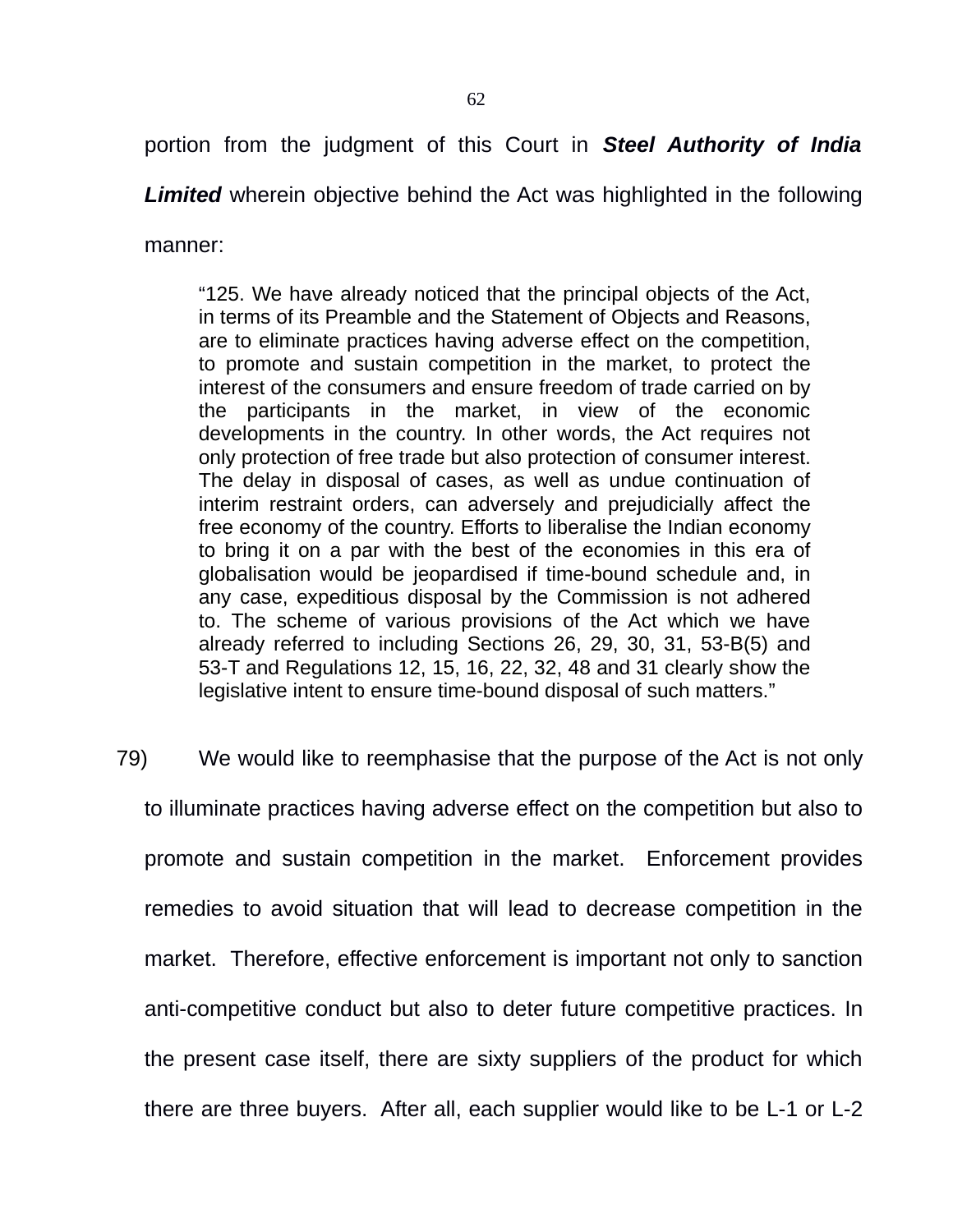portion from the judgment of this Court in ***Steel Authority of India Limited*** wherein objective behind the Act was highlighted in the following manner:

> "125. We have already noticed that the principal objects of the Act, in terms of its Preamble and the Statement of Objects and Reasons, are to eliminate practices having adverse effect on the competition, to promote and sustain competition in the market, to protect the interest of the consumers and ensure freedom of trade carried on by the participants in the market, in view of the economic developments in the country. In other words, the Act requires not only protection of free trade but also protection of consumer interest. The delay in disposal of cases, as well as undue continuation of interim restraint orders, can adversely and prejudicially affect the free economy of the country. Efforts to liberalise the Indian economy to bring it on a par with the best of the economies in this era of globalisation would be jeopardised if time-bound schedule and, in any case, expeditious disposal by the Commission is not adhered to. The scheme of various provisions of the Act which we have already referred to including Sections 26, 29, 30, 31, 53-B(5) and 53-T and Regulations 12, 15, 16, 22, 32, 48 and 31 clearly show the legislative intent to ensure time-bound disposal of such matters."

79) We would like to reemphasise that the purpose of the Act is not only to illuminate practices having adverse effect on the competition but also to promote and sustain competition in the market. Enforcement provides remedies to avoid situation that will lead to decrease competition in the market. Therefore, effective enforcement is important not only to sanction anti-competitive conduct but also to deter future competitive practices. In the present case itself, there are sixty suppliers of the product for which there are three buyers. After all, each supplier would like to be L-1 or L-2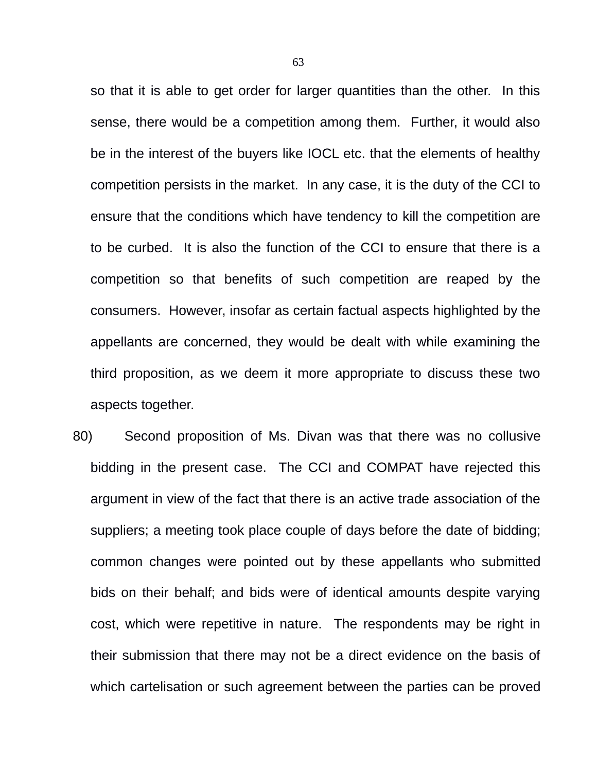so that it is able to get order for larger quantities than the other. In this sense, there would be a competition among them. Further, it would also be in the interest of the buyers like IOCL etc. that the elements of healthy competition persists in the market. In any case, it is the duty of the CCI to ensure that the conditions which have tendency to kill the competition are to be curbed. It is also the function of the CCI to ensure that there is a competition so that benefits of such competition are reaped by the consumers. However, insofar as certain factual aspects highlighted by the appellants are concerned, they would be dealt with while examining the third proposition, as we deem it more appropriate to discuss these two aspects together.

80) Second proposition of Ms. Divan was that there was no collusive bidding in the present case. The CCI and COMPAT have rejected this argument in view of the fact that there is an active trade association of the suppliers; a meeting took place couple of days before the date of bidding; common changes were pointed out by these appellants who submitted bids on their behalf; and bids were of identical amounts despite varying cost, which were repetitive in nature. The respondents may be right in their submission that there may not be a direct evidence on the basis of which cartelisation or such agreement between the parties can be proved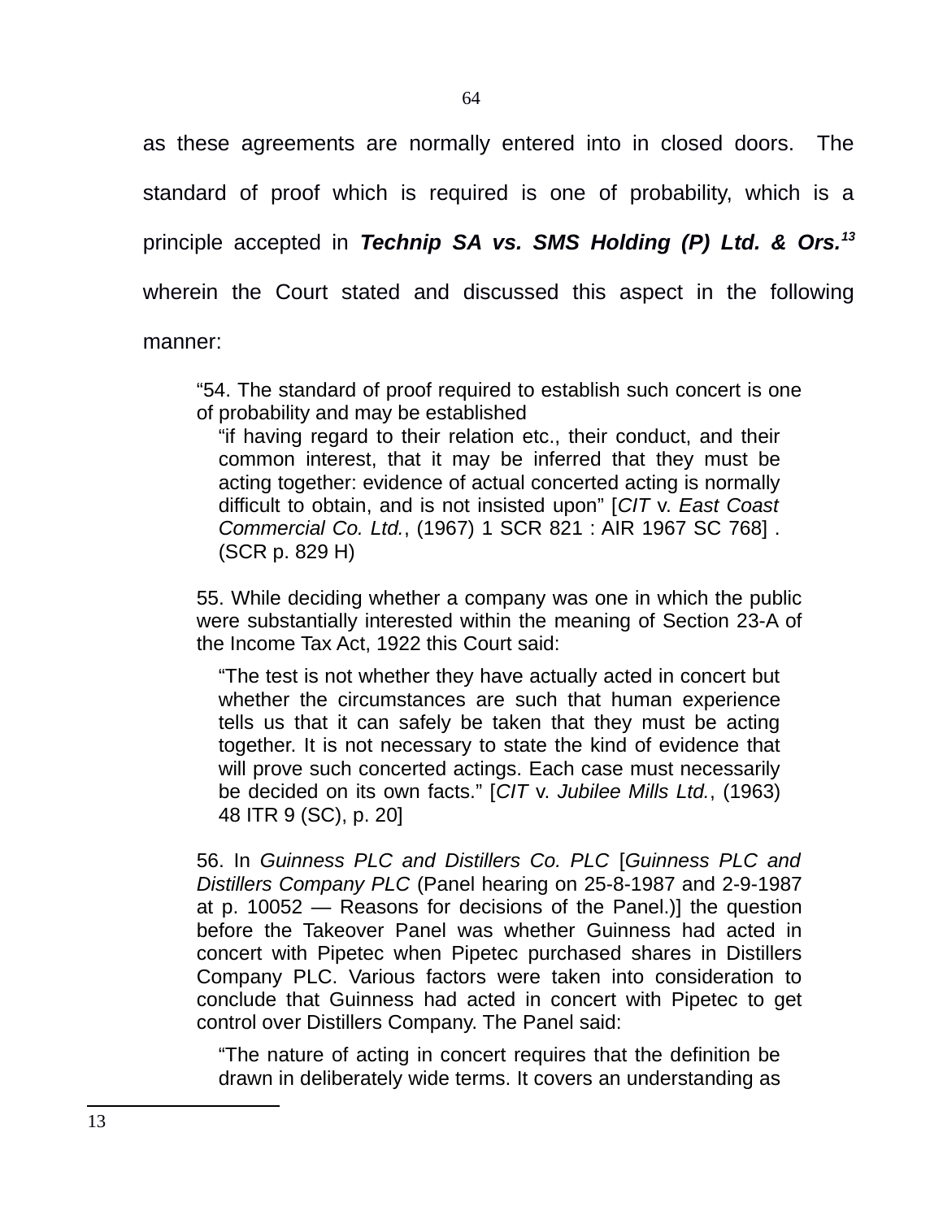as these agreements are normally entered into in closed doors. The standard of proof which is required is one of probability, which is a principle accepted in ***Technip SA vs. SMS Holding (P) Ltd. & Ors.***[13] wherein the Court stated and discussed this aspect in the following manner:

> "54. The standard of proof required to establish such concert is one of probability and may be established
>
> > "if having regard to their relation etc., their conduct, and their common interest, that it may be inferred that they must be acting together: evidence of actual concerted acting is normally difficult to obtain, and is not insisted upon" [*CIT* v. *East Coast Commercial Co. Ltd.*, (1967) 1 SCR 821 : AIR 1967 SC 768] . (SCR p. 829 H)
>
> 55. While deciding whether a company was one in which the public were substantially interested within the meaning of Section 23-A of the Income Tax Act, 1922 this Court said:
>
> > "The test is not whether they have actually acted in concert but whether the circumstances are such that human experience tells us that it can safely be taken that they must be acting together. It is not necessary to state the kind of evidence that will prove such concerted actings. Each case must necessarily be decided on its own facts." [*CIT* v. *Jubilee Mills Ltd.*, (1963) 48 ITR 9 (SC), p. 20]
>
> 56. In *Guinness PLC and Distillers Co. PLC* [*Guinness PLC and Distillers Company PLC* (Panel hearing on 25-8-1987 and 2-9-1987 at p. 10052 — Reasons for decisions of the Panel.)] the question before the Takeover Panel was whether Guinness had acted in concert with Pipetec when Pipetec purchased shares in Distillers Company PLC. Various factors were taken into consideration to conclude that Guinness had acted in concert with Pipetec to get control over Distillers Company. The Panel said:
>
> > "The nature of acting in concert requires that the definition be drawn in deliberately wide terms. It covers an understanding as

13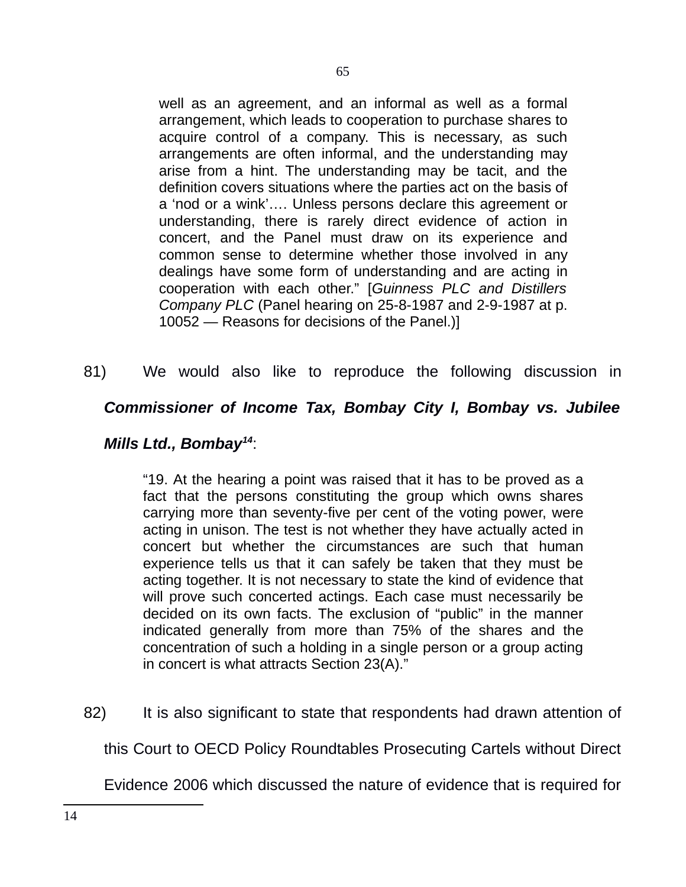> well as an agreement, and an informal as well as a formal arrangement, which leads to cooperation to purchase shares to acquire control of a company. This is necessary, as such arrangements are often informal, and the understanding may arise from a hint. The understanding may be tacit, and the definition covers situations where the parties act on the basis of a 'nod or a wink'…. Unless persons declare this agreement or understanding, there is rarely direct evidence of action in concert, and the Panel must draw on its experience and common sense to determine whether those involved in any dealings have some form of understanding and are acting in cooperation with each other." [*Guinness PLC and Distillers Company PLC* (Panel hearing on 25-8-1987 and 2-9-1987 at p. 10052 — Reasons for decisions of the Panel.)]

81) We would also like to reproduce the following discussion in ***Commissioner of Income Tax, Bombay City I, Bombay vs. Jubilee Mills Ltd., Bombay***[14]:

> "19. At the hearing a point was raised that it has to be proved as a fact that the persons constituting the group which owns shares carrying more than seventy-five per cent of the voting power, were acting in unison. The test is not whether they have actually acted in concert but whether the circumstances are such that human experience tells us that it can safely be taken that they must be acting together. It is not necessary to state the kind of evidence that will prove such concerted actings. Each case must necessarily be decided on its own facts. The exclusion of "public" in the manner indicated generally from more than 75% of the shares and the concentration of such a holding in a single person or a group acting in concert is what attracts Section 23(A)."

82) It is also significant to state that respondents had drawn attention of this Court to OECD Policy Roundtables Prosecuting Cartels without Direct Evidence 2006 which discussed the nature of evidence that is required for

---

14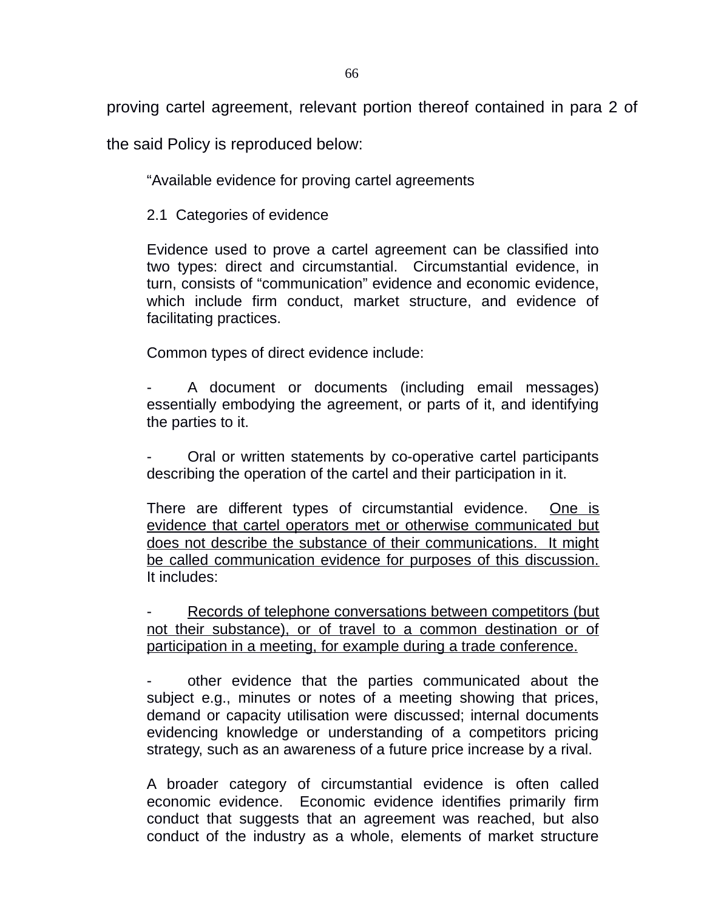proving cartel agreement, relevant portion thereof contained in para 2 of the said Policy is reproduced below:

> "Available evidence for proving cartel agreements
>
> 2.1 Categories of evidence
>
> Evidence used to prove a cartel agreement can be classified into two types: direct and circumstantial. Circumstantial evidence, in turn, consists of "communication" evidence and economic evidence, which include firm conduct, market structure, and evidence of facilitating practices.
>
> Common types of direct evidence include:
>
> - A document or documents (including email messages) essentially embodying the agreement, or parts of it, and identifying the parties to it.
>
> - Oral or written statements by co-operative cartel participants describing the operation of the cartel and their participation in it.
>
> There are different types of circumstantial evidence. <u>One is evidence that cartel operators met or otherwise communicated but does not describe the substance of their communications. It might be called communication evidence for purposes of this discussion.</u> It includes:
>
> - <u>Records of telephone conversations between competitors (but not their substance), or of travel to a common destination or of participation in a meeting, for example during a trade conference.</u>
>
> - other evidence that the parties communicated about the subject e.g., minutes or notes of a meeting showing that prices, demand or capacity utilisation were discussed; internal documents evidencing knowledge or understanding of a competitors pricing strategy, such as an awareness of a future price increase by a rival.
>
> A broader category of circumstantial evidence is often called economic evidence. Economic evidence identifies primarily firm conduct that suggests that an agreement was reached, but also conduct of the industry as a whole, elements of market structure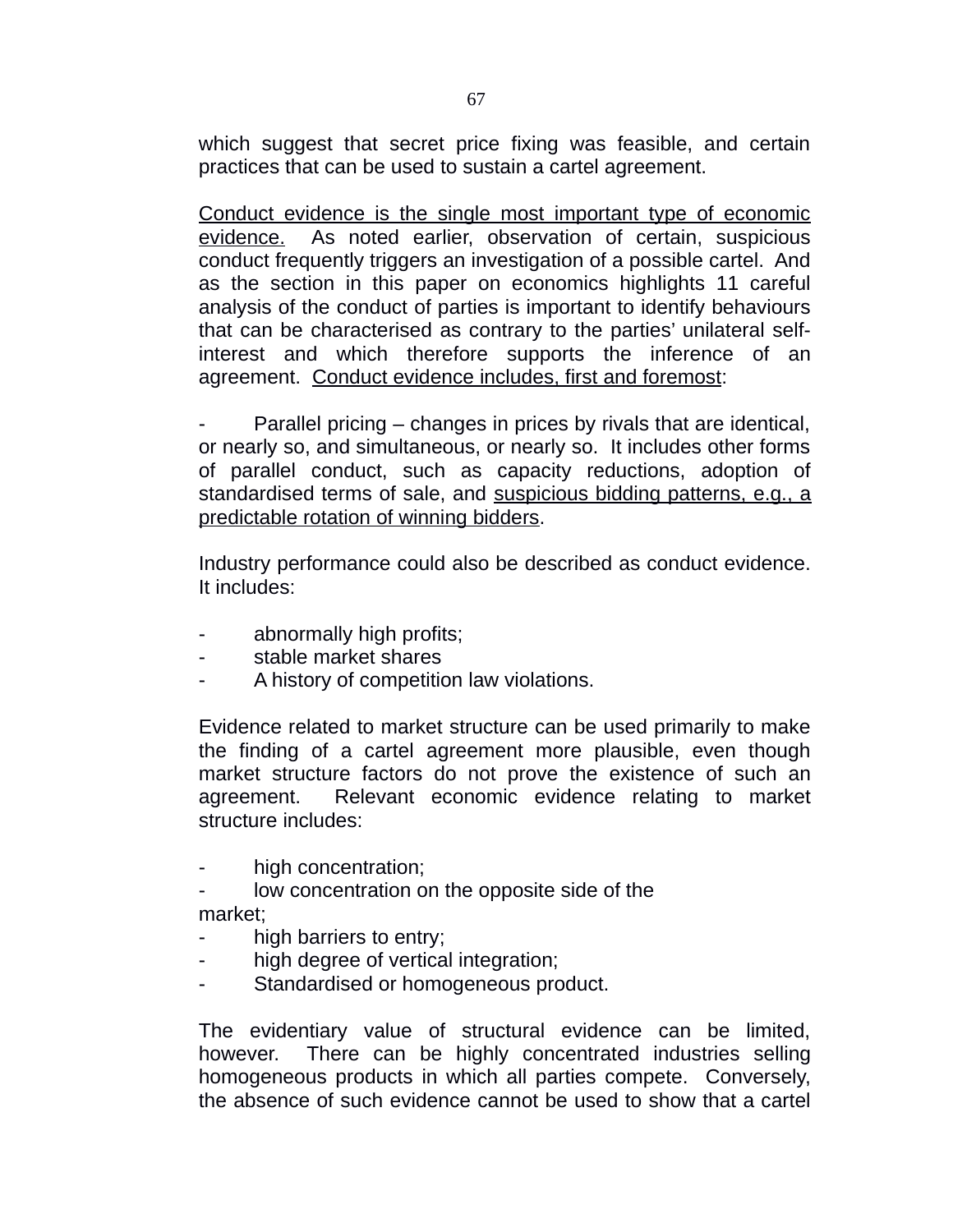which suggest that secret price fixing was feasible, and certain practices that can be used to sustain a cartel agreement.

<u>Conduct evidence is the single most important type of economic evidence.</u> As noted earlier, observation of certain, suspicious conduct frequently triggers an investigation of a possible cartel. And as the section in this paper on economics highlights 11 careful analysis of the conduct of parties is important to identify behaviours that can be characterised as contrary to the parties' unilateral self-interest and which therefore supports the inference of an agreement. <u>Conduct evidence includes, first and foremost</u>:

- Parallel pricing – changes in prices by rivals that are identical, or nearly so, and simultaneous, or nearly so. It includes other forms of parallel conduct, such as capacity reductions, adoption of standardised terms of sale, and <u>suspicious bidding patterns, e.g., a predictable rotation of winning bidders</u>.

Industry performance could also be described as conduct evidence. It includes:

- abnormally high profits;
- stable market shares
- A history of competition law violations.

Evidence related to market structure can be used primarily to make the finding of a cartel agreement more plausible, even though market structure factors do not prove the existence of such an agreement. Relevant economic evidence relating to market structure includes:

- high concentration;
- low concentration on the opposite side of the market;
- high barriers to entry;
- high degree of vertical integration;
- Standardised or homogeneous product.

The evidentiary value of structural evidence can be limited, however. There can be highly concentrated industries selling homogeneous products in which all parties compete. Conversely, the absence of such evidence cannot be used to show that a cartel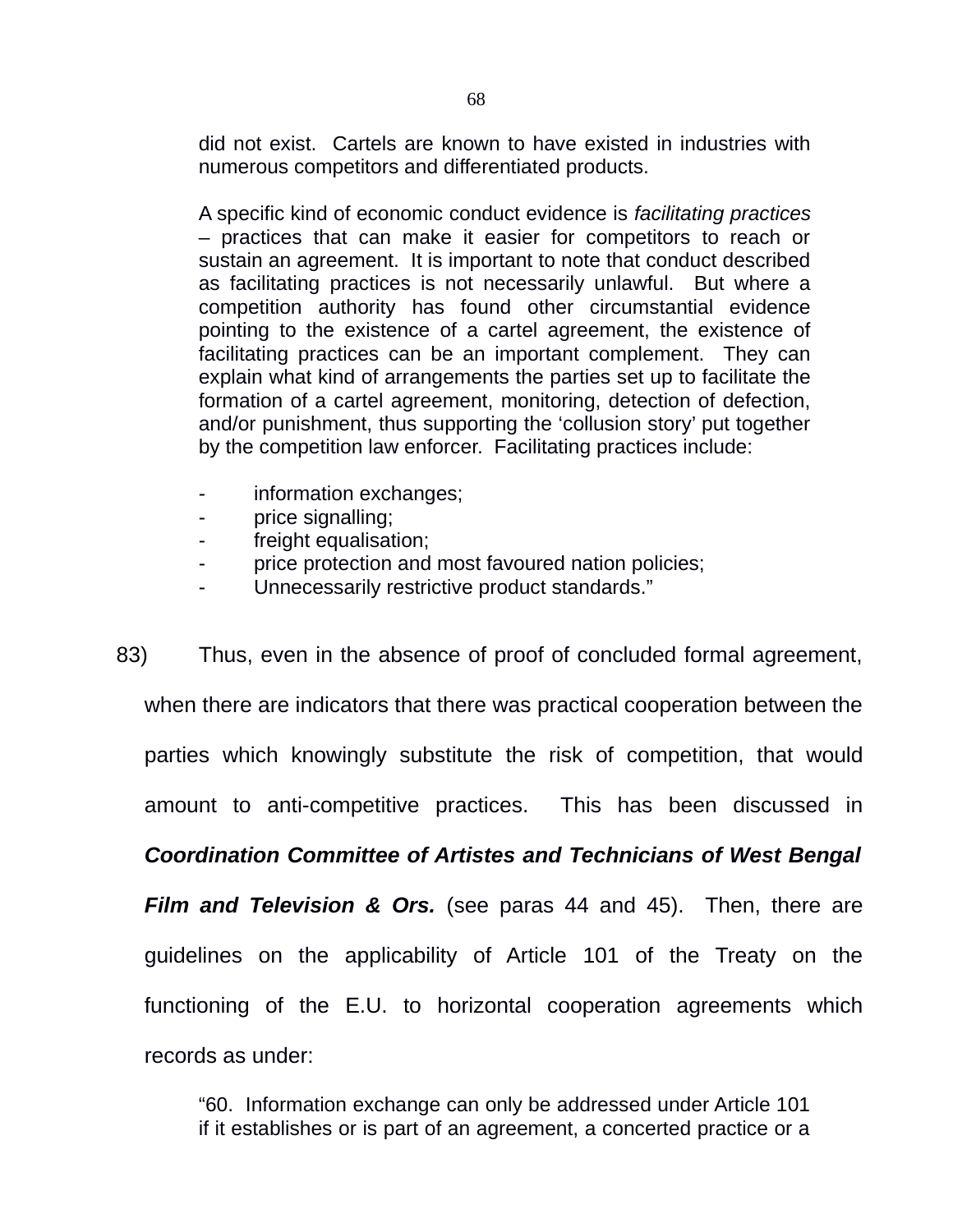> did not exist. Cartels are known to have existed in industries with numerous competitors and differentiated products.
>
> A specific kind of economic conduct evidence is *facilitating practices* – practices that can make it easier for competitors to reach or sustain an agreement. It is important to note that conduct described as facilitating practices is not necessarily unlawful. But where a competition authority has found other circumstantial evidence pointing to the existence of a cartel agreement, the existence of facilitating practices can be an important complement. They can explain what kind of arrangements the parties set up to facilitate the formation of a cartel agreement, monitoring, detection of defection, and/or punishment, thus supporting the 'collusion story' put together by the competition law enforcer. Facilitating practices include:
>
> - information exchanges;
> - price signalling;
> - freight equalisation;
> - price protection and most favoured nation policies;
> - Unnecessarily restrictive product standards."

83) Thus, even in the absence of proof of concluded formal agreement, when there are indicators that there was practical cooperation between the parties which knowingly substitute the risk of competition, that would amount to anti-competitive practices. This has been discussed in ***Coordination Committee of Artistes and Technicians of West Bengal Film and Television & Ors.*** (see paras 44 and 45). Then, there are guidelines on the applicability of Article 101 of the Treaty on the functioning of the E.U. to horizontal cooperation agreements which records as under:

> "60. Information exchange can only be addressed under Article 101 if it establishes or is part of an agreement, a concerted practice or a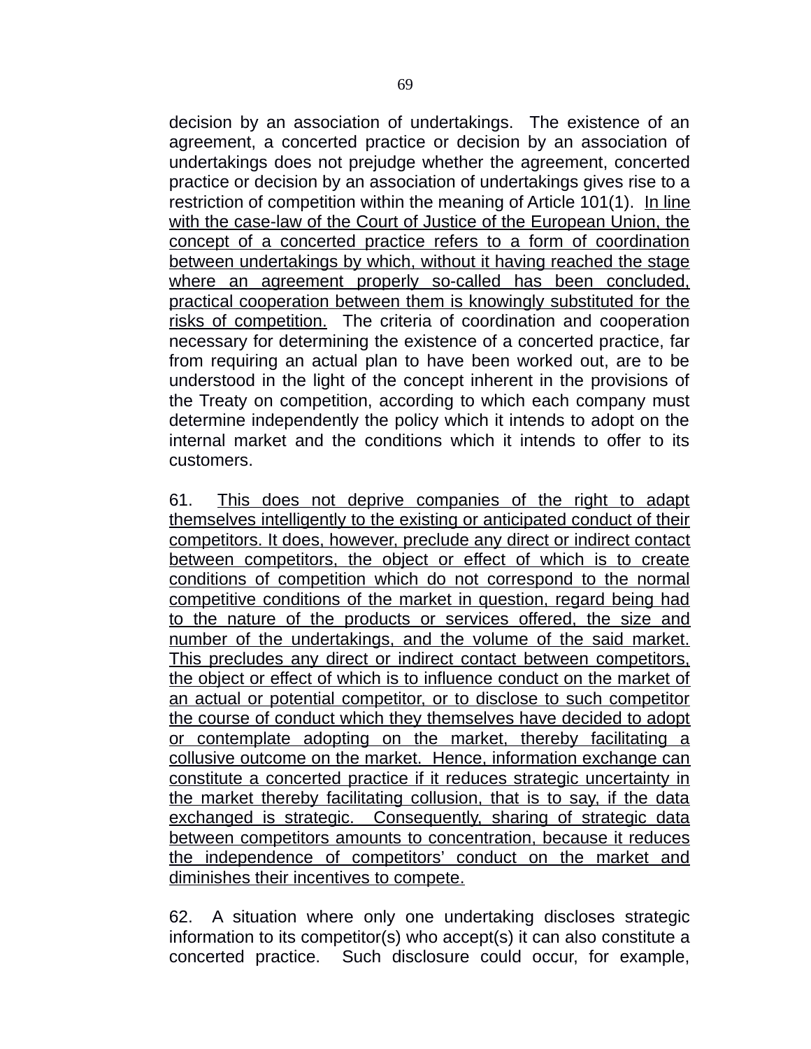decision by an association of undertakings. The existence of an agreement, a concerted practice or decision by an association of undertakings does not prejudge whether the agreement, concerted practice or decision by an association of undertakings gives rise to a restriction of competition within the meaning of Article 101(1). <u>In line with the case-law of the Court of Justice of the European Union, the concept of a concerted practice refers to a form of coordination between undertakings by which, without it having reached the stage where an agreement properly so-called has been concluded, practical cooperation between them is knowingly substituted for the risks of competition.</u> The criteria of coordination and cooperation necessary for determining the existence of a concerted practice, far from requiring an actual plan to have been worked out, are to be understood in the light of the concept inherent in the provisions of the Treaty on competition, according to which each company must determine independently the policy which it intends to adopt on the internal market and the conditions which it intends to offer to its customers.

61. <u>This does not deprive companies of the right to adapt themselves intelligently to the existing or anticipated conduct of their competitors. It does, however, preclude any direct or indirect contact between competitors, the object or effect of which is to create conditions of competition which do not correspond to the normal competitive conditions of the market in question, regard being had to the nature of the products or services offered, the size and number of the undertakings, and the volume of the said market. This precludes any direct or indirect contact between competitors, the object or effect of which is to influence conduct on the market of an actual or potential competitor, or to disclose to such competitor the course of conduct which they themselves have decided to adopt or contemplate adopting on the market, thereby facilitating a collusive outcome on the market. Hence, information exchange can constitute a concerted practice if it reduces strategic uncertainty in the market thereby facilitating collusion, that is to say, if the data exchanged is strategic. Consequently, sharing of strategic data between competitors amounts to concentration, because it reduces the independence of competitors' conduct on the market and diminishes their incentives to compete.</u>

62. A situation where only one undertaking discloses strategic information to its competitor(s) who accept(s) it can also constitute a concerted practice. Such disclosure could occur, for example,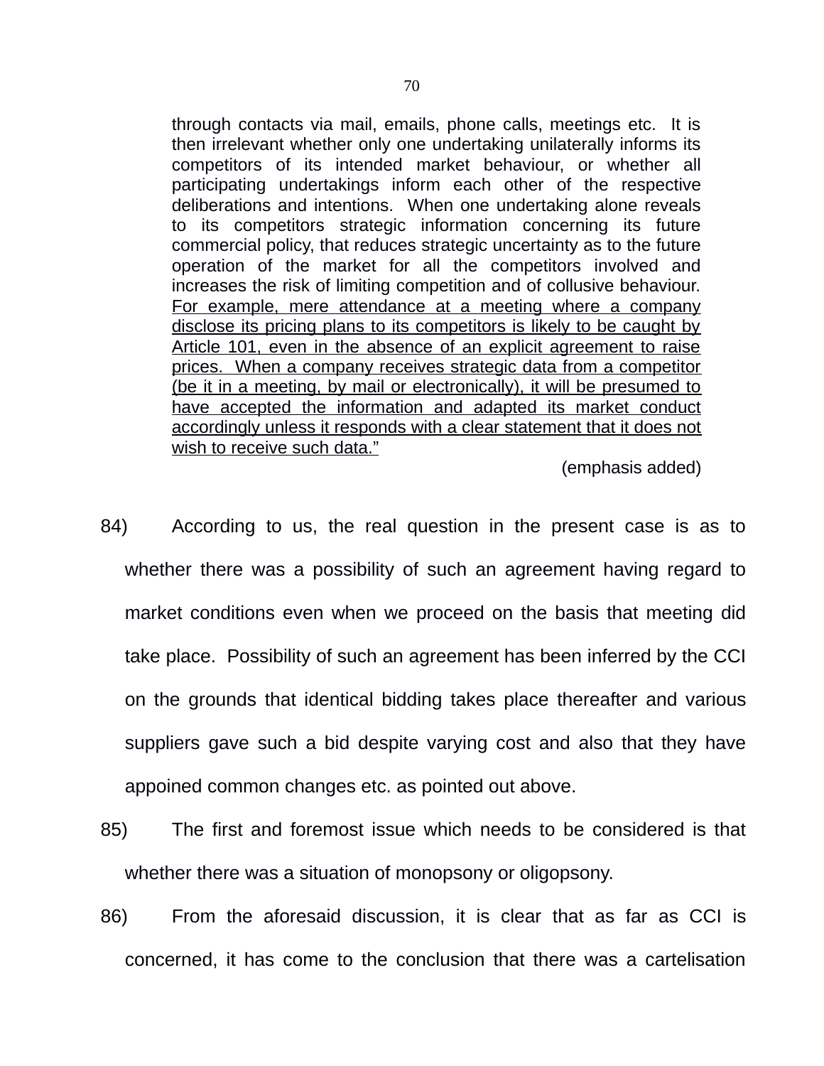> through contacts via mail, emails, phone calls, meetings etc. It is then irrelevant whether only one undertaking unilaterally informs its competitors of its intended market behaviour, or whether all participating undertakings inform each other of the respective deliberations and intentions. When one undertaking alone reveals to its competitors strategic information concerning its future commercial policy, that reduces strategic uncertainty as to the future operation of the market for all the competitors involved and increases the risk of limiting competition and of collusive behaviour. <u>For example, mere attendance at a meeting where a company disclose its pricing plans to its competitors is likely to be caught by Article 101, even in the absence of an explicit agreement to raise prices. When a company receives strategic data from a competitor (be it in a meeting, by mail or electronically), it will be presumed to have accepted the information and adapted its market conduct accordingly unless it responds with a clear statement that it does not wish to receive such data."</u>
>
> (emphasis added)

84) According to us, the real question in the present case is as to whether there was a possibility of such an agreement having regard to market conditions even when we proceed on the basis that meeting did take place. Possibility of such an agreement has been inferred by the CCI on the grounds that identical bidding takes place thereafter and various suppliers gave such a bid despite varying cost and also that they have appoined common changes etc. as pointed out above.

85) The first and foremost issue which needs to be considered is that whether there was a situation of monopsony or oligopsony.

86) From the aforesaid discussion, it is clear that as far as CCI is concerned, it has come to the conclusion that there was a cartelisation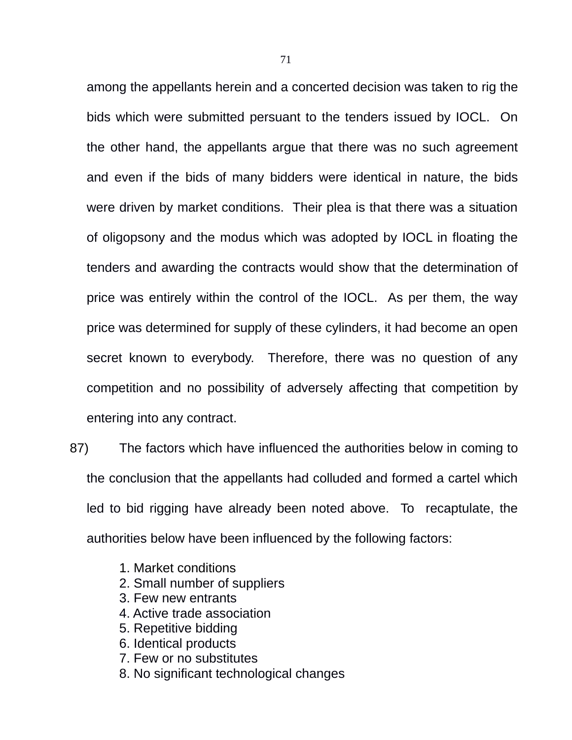among the appellants herein and a concerted decision was taken to rig the bids which were submitted persuant to the tenders issued by IOCL. On the other hand, the appellants argue that there was no such agreement and even if the bids of many bidders were identical in nature, the bids were driven by market conditions. Their plea is that there was a situation of oligopsony and the modus which was adopted by IOCL in floating the tenders and awarding the contracts would show that the determination of price was entirely within the control of the IOCL. As per them, the way price was determined for supply of these cylinders, it had become an open secret known to everybody. Therefore, there was no question of any competition and no possibility of adversely affecting that competition by entering into any contract.

87) The factors which have influenced the authorities below in coming to the conclusion that the appellants had colluded and formed a cartel which led to bid rigging have already been noted above. To recaptulate, the authorities below have been influenced by the following factors:

1. Market conditions
2. Small number of suppliers
3. Few new entrants
4. Active trade association
5. Repetitive bidding
6. Identical products
7. Few or no substitutes
8. No significant technological changes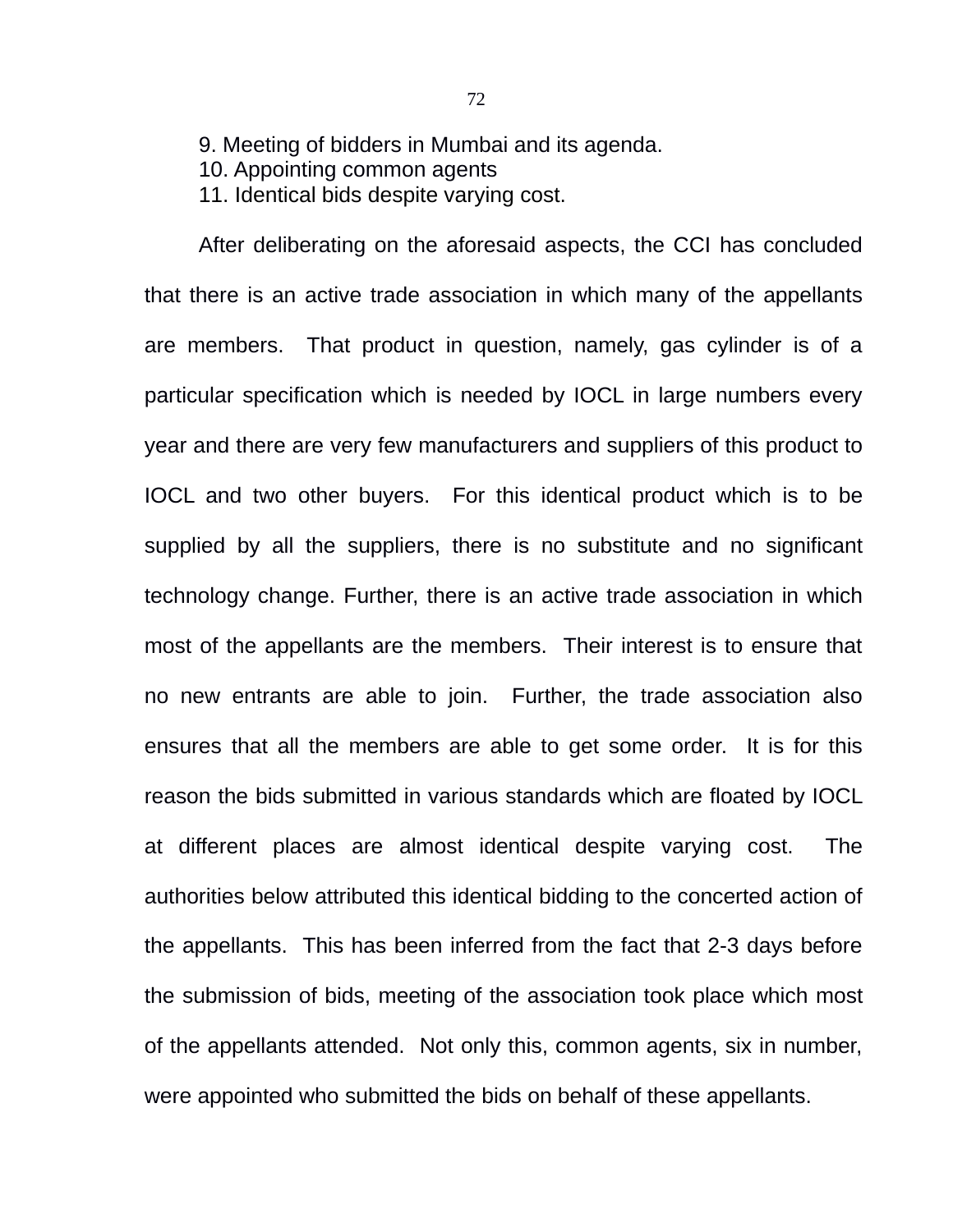9. Meeting of bidders in Mumbai and its agenda.
10. Appointing common agents
11. Identical bids despite varying cost.

After deliberating on the aforesaid aspects, the CCI has concluded that there is an active trade association in which many of the appellants are members. That product in question, namely, gas cylinder is of a particular specification which is needed by IOCL in large numbers every year and there are very few manufacturers and suppliers of this product to IOCL and two other buyers. For this identical product which is to be supplied by all the suppliers, there is no substitute and no significant technology change. Further, there is an active trade association in which most of the appellants are the members. Their interest is to ensure that no new entrants are able to join. Further, the trade association also ensures that all the members are able to get some order. It is for this reason the bids submitted in various standards which are floated by IOCL at different places are almost identical despite varying cost. The authorities below attributed this identical bidding to the concerted action of the appellants. This has been inferred from the fact that 2-3 days before the submission of bids, meeting of the association took place which most of the appellants attended. Not only this, common agents, six in number, were appointed who submitted the bids on behalf of these appellants.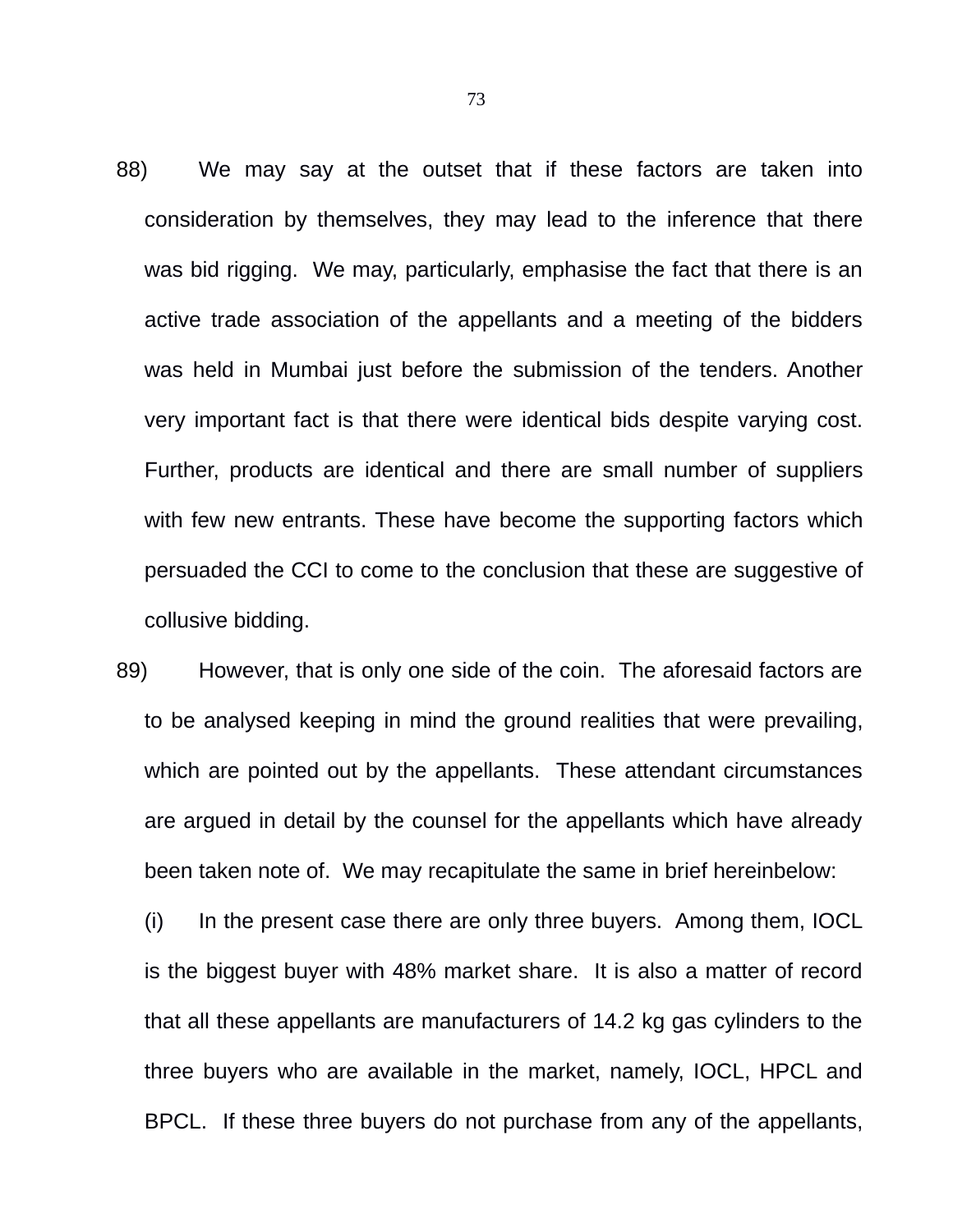88) We may say at the outset that if these factors are taken into consideration by themselves, they may lead to the inference that there was bid rigging. We may, particularly, emphasise the fact that there is an active trade association of the appellants and a meeting of the bidders was held in Mumbai just before the submission of the tenders. Another very important fact is that there were identical bids despite varying cost. Further, products are identical and there are small number of suppliers with few new entrants. These have become the supporting factors which persuaded the CCI to come to the conclusion that these are suggestive of collusive bidding.

89) However, that is only one side of the coin. The aforesaid factors are to be analysed keeping in mind the ground realities that were prevailing, which are pointed out by the appellants. These attendant circumstances are argued in detail by the counsel for the appellants which have already been taken note of. We may recapitulate the same in brief hereinbelow:

(i) In the present case there are only three buyers. Among them, IOCL is the biggest buyer with 48% market share. It is also a matter of record that all these appellants are manufacturers of 14.2 kg gas cylinders to the three buyers who are available in the market, namely, IOCL, HPCL and BPCL. If these three buyers do not purchase from any of the appellants,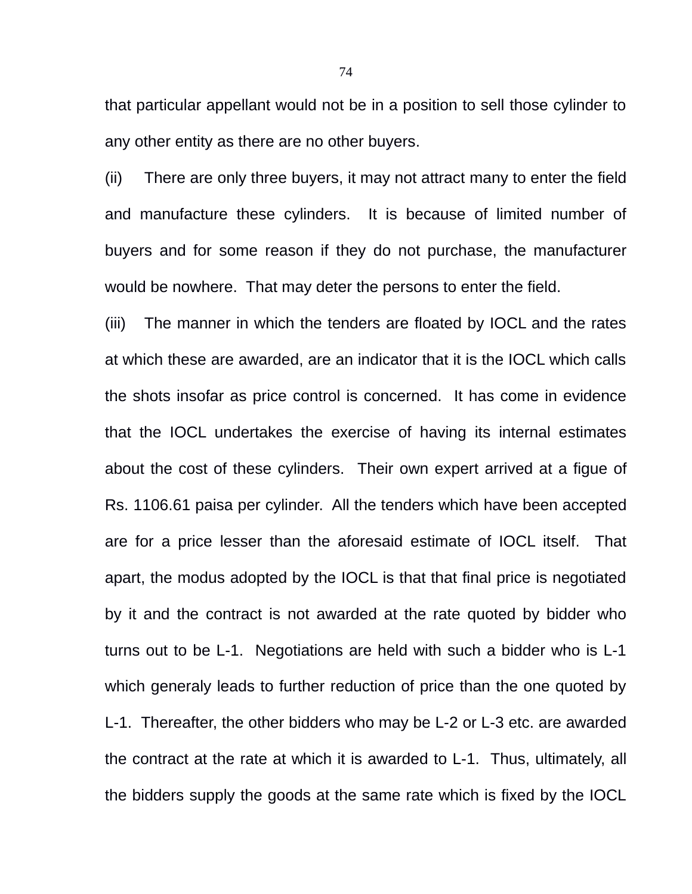that particular appellant would not be in a position to sell those cylinder to any other entity as there are no other buyers.

(ii) There are only three buyers, it may not attract many to enter the field and manufacture these cylinders. It is because of limited number of buyers and for some reason if they do not purchase, the manufacturer would be nowhere. That may deter the persons to enter the field.

(iii) The manner in which the tenders are floated by IOCL and the rates at which these are awarded, are an indicator that it is the IOCL which calls the shots insofar as price control is concerned. It has come in evidence that the IOCL undertakes the exercise of having its internal estimates about the cost of these cylinders. Their own expert arrived at a figue of Rs. 1106.61 paisa per cylinder. All the tenders which have been accepted are for a price lesser than the aforesaid estimate of IOCL itself. That apart, the modus adopted by the IOCL is that that final price is negotiated by it and the contract is not awarded at the rate quoted by bidder who turns out to be L-1. Negotiations are held with such a bidder who is L-1 which generaly leads to further reduction of price than the one quoted by L-1. Thereafter, the other bidders who may be L-2 or L-3 etc. are awarded the contract at the rate at which it is awarded to L-1. Thus, ultimately, all the bidders supply the goods at the same rate which is fixed by the IOCL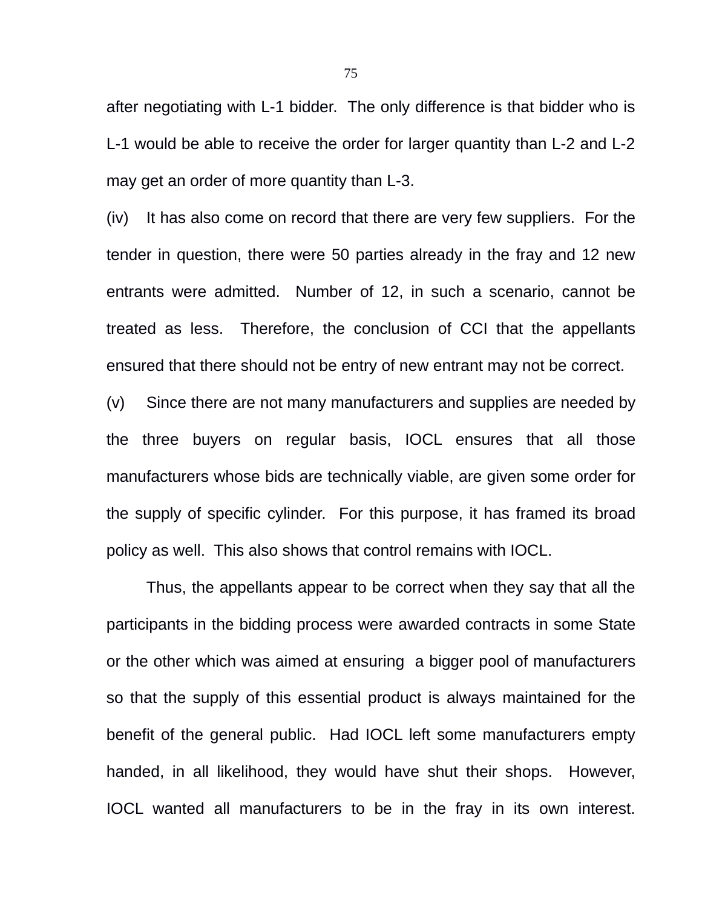after negotiating with L-1 bidder. The only difference is that bidder who is L-1 would be able to receive the order for larger quantity than L-2 and L-2 may get an order of more quantity than L-3.

(iv) It has also come on record that there are very few suppliers. For the tender in question, there were 50 parties already in the fray and 12 new entrants were admitted. Number of 12, in such a scenario, cannot be treated as less. Therefore, the conclusion of CCI that the appellants ensured that there should not be entry of new entrant may not be correct.

(v) Since there are not many manufacturers and supplies are needed by the three buyers on regular basis, IOCL ensures that all those manufacturers whose bids are technically viable, are given some order for the supply of specific cylinder. For this purpose, it has framed its broad policy as well. This also shows that control remains with IOCL.

Thus, the appellants appear to be correct when they say that all the participants in the bidding process were awarded contracts in some State or the other which was aimed at ensuring a bigger pool of manufacturers so that the supply of this essential product is always maintained for the benefit of the general public. Had IOCL left some manufacturers empty handed, in all likelihood, they would have shut their shops. However, IOCL wanted all manufacturers to be in the fray in its own interest.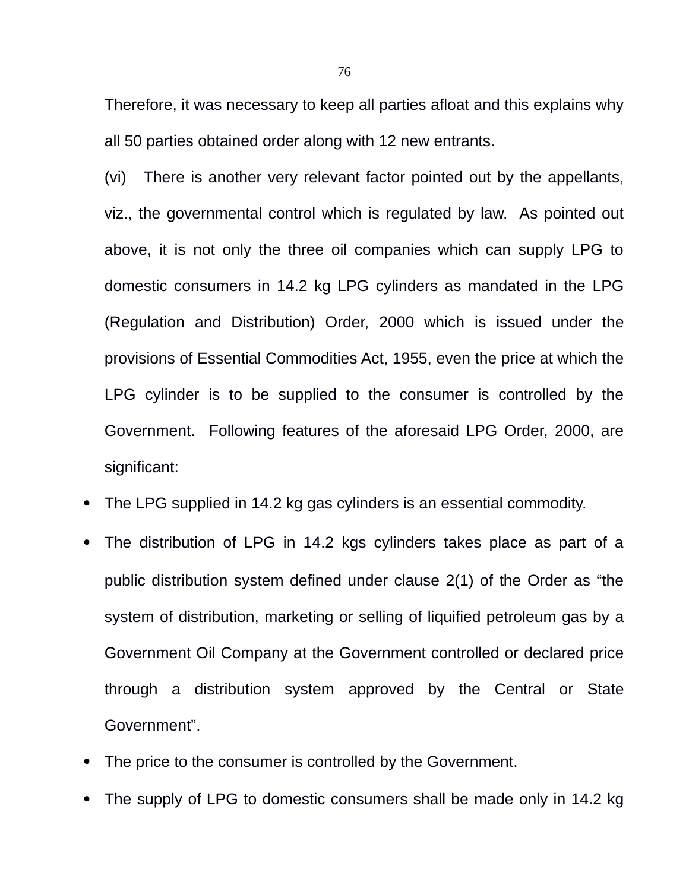Therefore, it was necessary to keep all parties afloat and this explains why all 50 parties obtained order along with 12 new entrants.

(vi) There is another very relevant factor pointed out by the appellants, viz., the governmental control which is regulated by law. As pointed out above, it is not only the three oil companies which can supply LPG to domestic consumers in 14.2 kg LPG cylinders as mandated in the LPG (Regulation and Distribution) Order, 2000 which is issued under the provisions of Essential Commodities Act, 1955, even the price at which the LPG cylinder is to be supplied to the consumer is controlled by the Government. Following features of the aforesaid LPG Order, 2000, are significant:

- The LPG supplied in 14.2 kg gas cylinders is an essential commodity.
- The distribution of LPG in 14.2 kgs cylinders takes place as part of a public distribution system defined under clause 2(1) of the Order as "the system of distribution, marketing or selling of liquified petroleum gas by a Government Oil Company at the Government controlled or declared price through a distribution system approved by the Central or State Government".
- The price to the consumer is controlled by the Government.
- The supply of LPG to domestic consumers shall be made only in 14.2 kg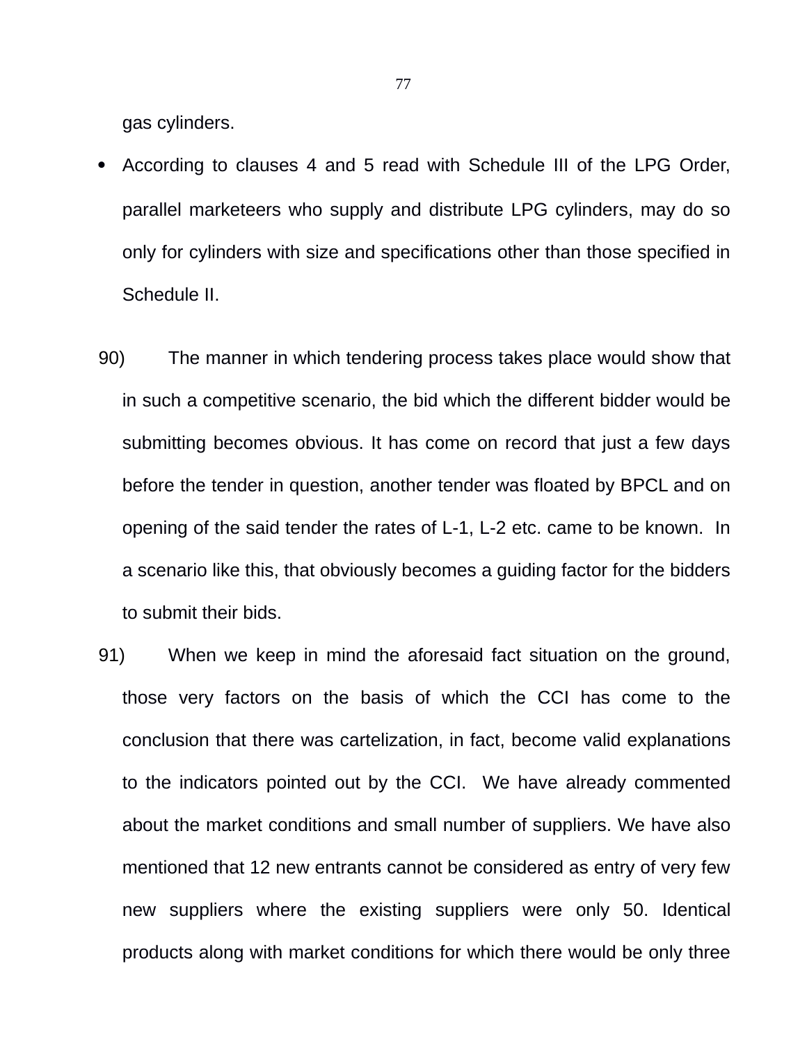gas cylinders.

- According to clauses 4 and 5 read with Schedule III of the LPG Order, parallel marketeers who supply and distribute LPG cylinders, may do so only for cylinders with size and specifications other than those specified in Schedule II.

90) The manner in which tendering process takes place would show that in such a competitive scenario, the bid which the different bidder would be submitting becomes obvious. It has come on record that just a few days before the tender in question, another tender was floated by BPCL and on opening of the said tender the rates of L-1, L-2 etc. came to be known. In a scenario like this, that obviously becomes a guiding factor for the bidders to submit their bids.

91) When we keep in mind the aforesaid fact situation on the ground, those very factors on the basis of which the CCI has come to the conclusion that there was cartelization, in fact, become valid explanations to the indicators pointed out by the CCI. We have already commented about the market conditions and small number of suppliers. We have also mentioned that 12 new entrants cannot be considered as entry of very few new suppliers where the existing suppliers were only 50. Identical products along with market conditions for which there would be only three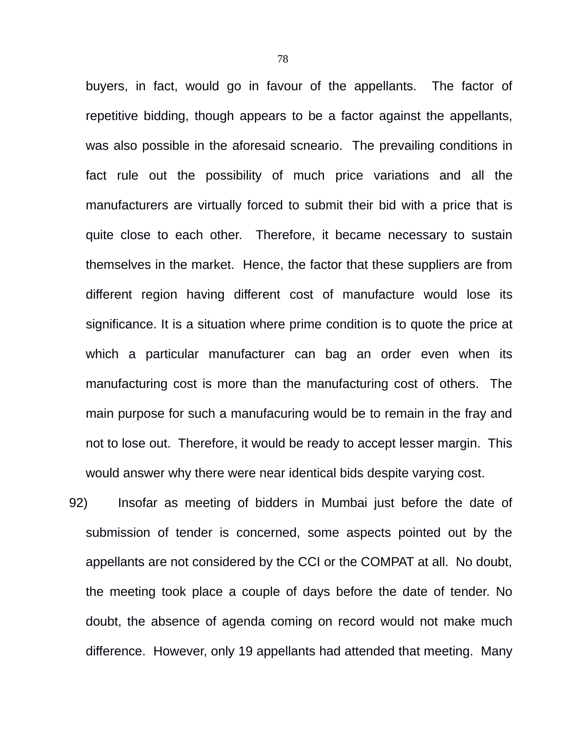buyers, in fact, would go in favour of the appellants. The factor of repetitive bidding, though appears to be a factor against the appellants, was also possible in the aforesaid scneario. The prevailing conditions in fact rule out the possibility of much price variations and all the manufacturers are virtually forced to submit their bid with a price that is quite close to each other. Therefore, it became necessary to sustain themselves in the market. Hence, the factor that these suppliers are from different region having different cost of manufacture would lose its significance. It is a situation where prime condition is to quote the price at which a particular manufacturer can bag an order even when its manufacturing cost is more than the manufacturing cost of others. The main purpose for such a manufacuring would be to remain in the fray and not to lose out. Therefore, it would be ready to accept lesser margin. This would answer why there were near identical bids despite varying cost.

92) Insofar as meeting of bidders in Mumbai just before the date of submission of tender is concerned, some aspects pointed out by the appellants are not considered by the CCI or the COMPAT at all. No doubt, the meeting took place a couple of days before the date of tender. No doubt, the absence of agenda coming on record would not make much difference. However, only 19 appellants had attended that meeting. Many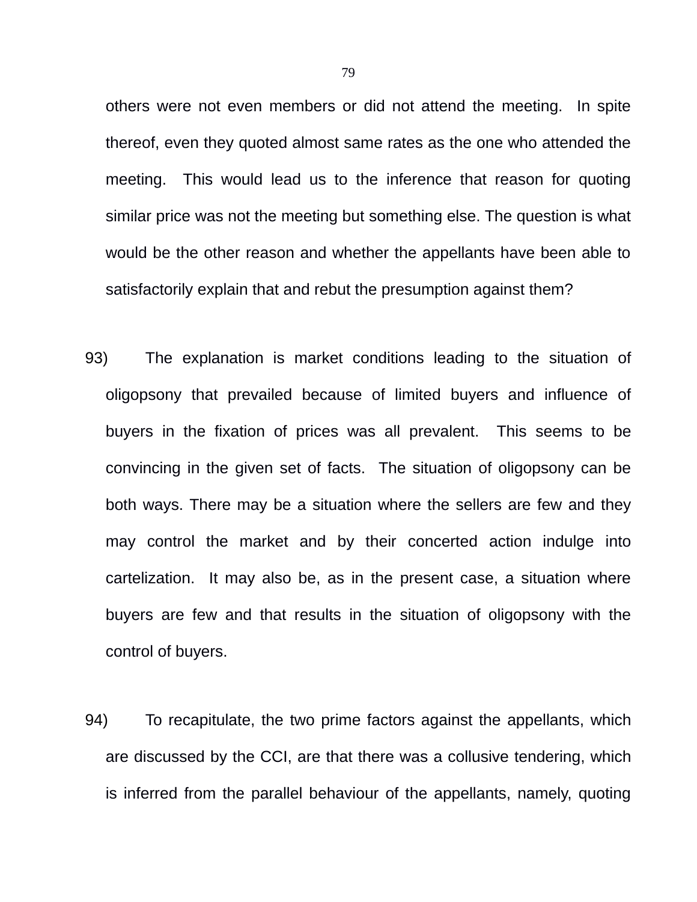others were not even members or did not attend the meeting. In spite thereof, even they quoted almost same rates as the one who attended the meeting. This would lead us to the inference that reason for quoting similar price was not the meeting but something else. The question is what would be the other reason and whether the appellants have been able to satisfactorily explain that and rebut the presumption against them?

93) The explanation is market conditions leading to the situation of oligopsony that prevailed because of limited buyers and influence of buyers in the fixation of prices was all prevalent. This seems to be convincing in the given set of facts. The situation of oligopsony can be both ways. There may be a situation where the sellers are few and they may control the market and by their concerted action indulge into cartelization. It may also be, as in the present case, a situation where buyers are few and that results in the situation of oligopsony with the control of buyers.

94) To recapitulate, the two prime factors against the appellants, which are discussed by the CCI, are that there was a collusive tendering, which is inferred from the parallel behaviour of the appellants, namely, quoting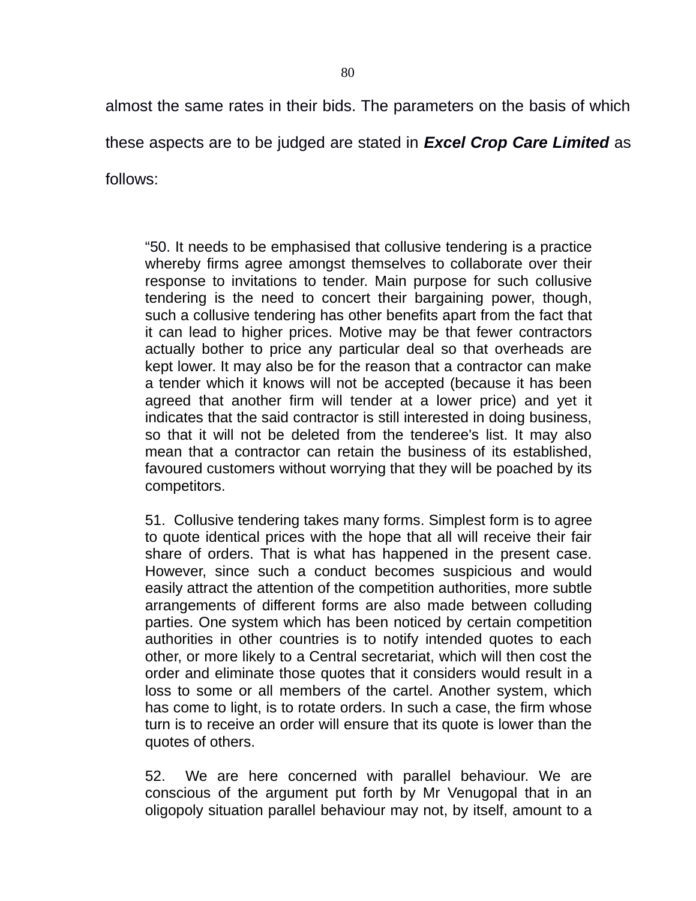almost the same rates in their bids. The parameters on the basis of which these aspects are to be judged are stated in ***Excel Crop Care Limited*** as follows:

> "50. It needs to be emphasised that collusive tendering is a practice whereby firms agree amongst themselves to collaborate over their response to invitations to tender. Main purpose for such collusive tendering is the need to concert their bargaining power, though, such a collusive tendering has other benefits apart from the fact that it can lead to higher prices. Motive may be that fewer contractors actually bother to price any particular deal so that overheads are kept lower. It may also be for the reason that a contractor can make a tender which it knows will not be accepted (because it has been agreed that another firm will tender at a lower price) and yet it indicates that the said contractor is still interested in doing business, so that it will not be deleted from the tenderee's list. It may also mean that a contractor can retain the business of its established, favoured customers without worrying that they will be poached by its competitors.
>
> 51. Collusive tendering takes many forms. Simplest form is to agree to quote identical prices with the hope that all will receive their fair share of orders. That is what has happened in the present case. However, since such a conduct becomes suspicious and would easily attract the attention of the competition authorities, more subtle arrangements of different forms are also made between colluding parties. One system which has been noticed by certain competition authorities in other countries is to notify intended quotes to each other, or more likely to a Central secretariat, which will then cost the order and eliminate those quotes that it considers would result in a loss to some or all members of the cartel. Another system, which has come to light, is to rotate orders. In such a case, the firm whose turn is to receive an order will ensure that its quote is lower than the quotes of others.
>
> 52. We are here concerned with parallel behaviour. We are conscious of the argument put forth by Mr Venugopal that in an oligopoly situation parallel behaviour may not, by itself, amount to a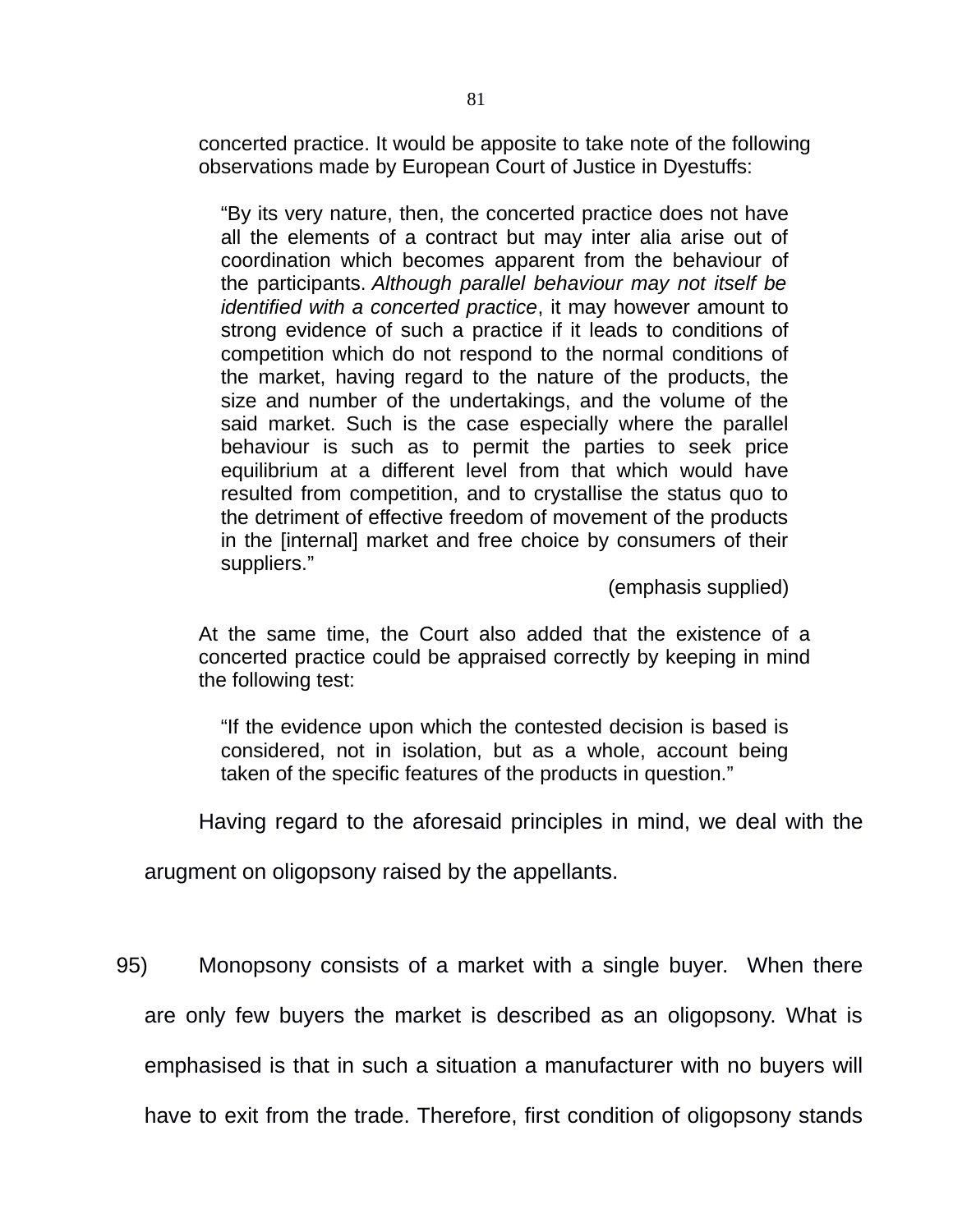concerted practice. It would be apposite to take note of the following observations made by European Court of Justice in Dyestuffs:

> "By its very nature, then, the concerted practice does not have all the elements of a contract but may inter alia arise out of coordination which becomes apparent from the behaviour of the participants. *Although parallel behaviour may not itself be identified with a concerted practice*, it may however amount to strong evidence of such a practice if it leads to conditions of competition which do not respond to the normal conditions of the market, having regard to the nature of the products, the size and number of the undertakings, and the volume of the said market. Such is the case especially where the parallel behaviour is such as to permit the parties to seek price equilibrium at a different level from that which would have resulted from competition, and to crystallise the status quo to the detriment of effective freedom of movement of the products in the [internal] market and free choice by consumers of their suppliers."
>
> (emphasis supplied)

At the same time, the Court also added that the existence of a concerted practice could be appraised correctly by keeping in mind the following test:

> "If the evidence upon which the contested decision is based is considered, not in isolation, but as a whole, account being taken of the specific features of the products in question."

Having regard to the aforesaid principles in mind, we deal with the arugment on oligopsony raised by the appellants.

95) Monopsony consists of a market with a single buyer. When there are only few buyers the market is described as an oligopsony. What is emphasised is that in such a situation a manufacturer with no buyers will have to exit from the trade. Therefore, first condition of oligopsony stands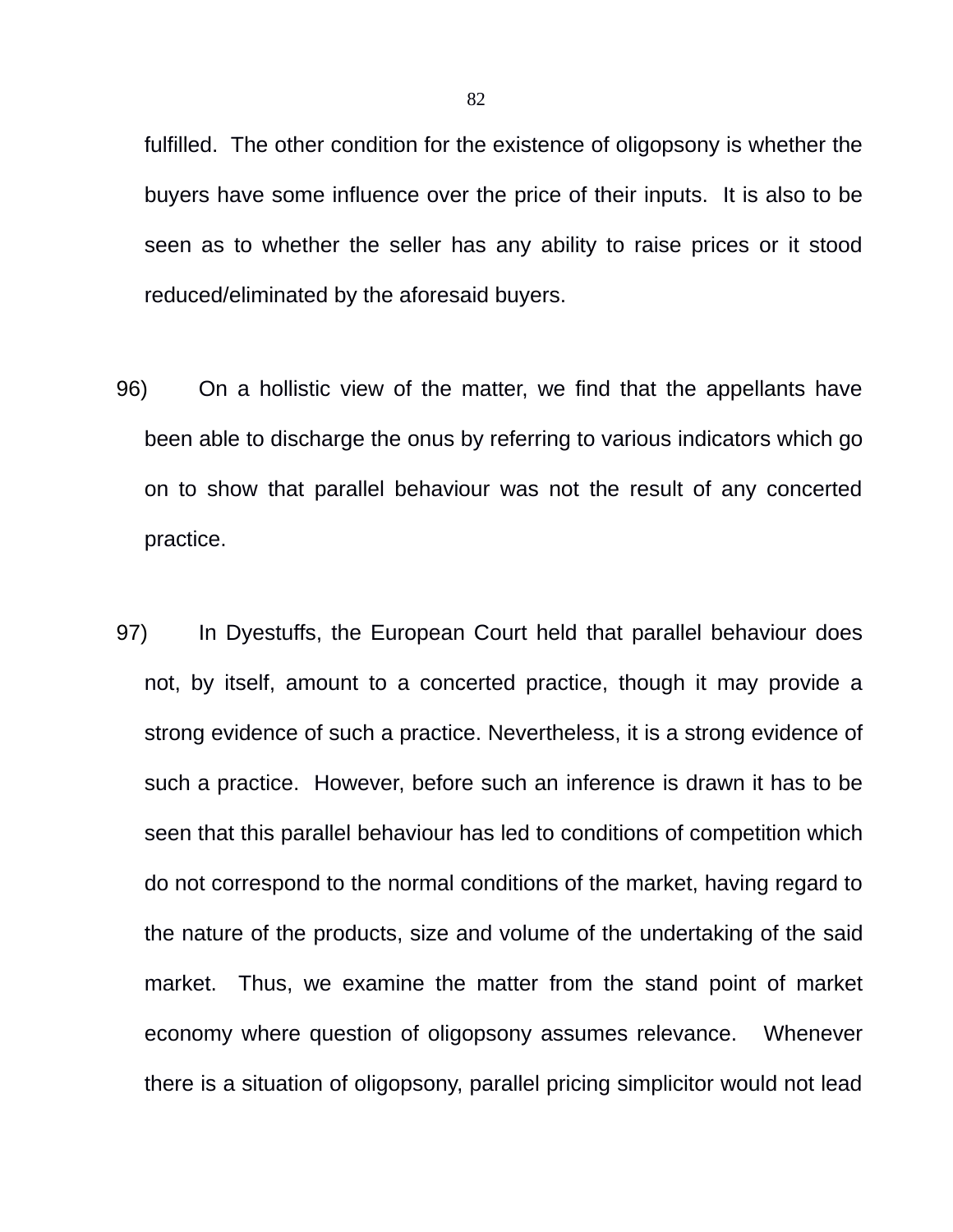fulfilled. The other condition for the existence of oligopsony is whether the buyers have some influence over the price of their inputs. It is also to be seen as to whether the seller has any ability to raise prices or it stood reduced/eliminated by the aforesaid buyers.

96) On a hollistic view of the matter, we find that the appellants have been able to discharge the onus by referring to various indicators which go on to show that parallel behaviour was not the result of any concerted practice.

97) In Dyestuffs, the European Court held that parallel behaviour does not, by itself, amount to a concerted practice, though it may provide a strong evidence of such a practice. Nevertheless, it is a strong evidence of such a practice. However, before such an inference is drawn it has to be seen that this parallel behaviour has led to conditions of competition which do not correspond to the normal conditions of the market, having regard to the nature of the products, size and volume of the undertaking of the said market. Thus, we examine the matter from the stand point of market economy where question of oligopsony assumes relevance. Whenever there is a situation of oligopsony, parallel pricing simplicitor would not lead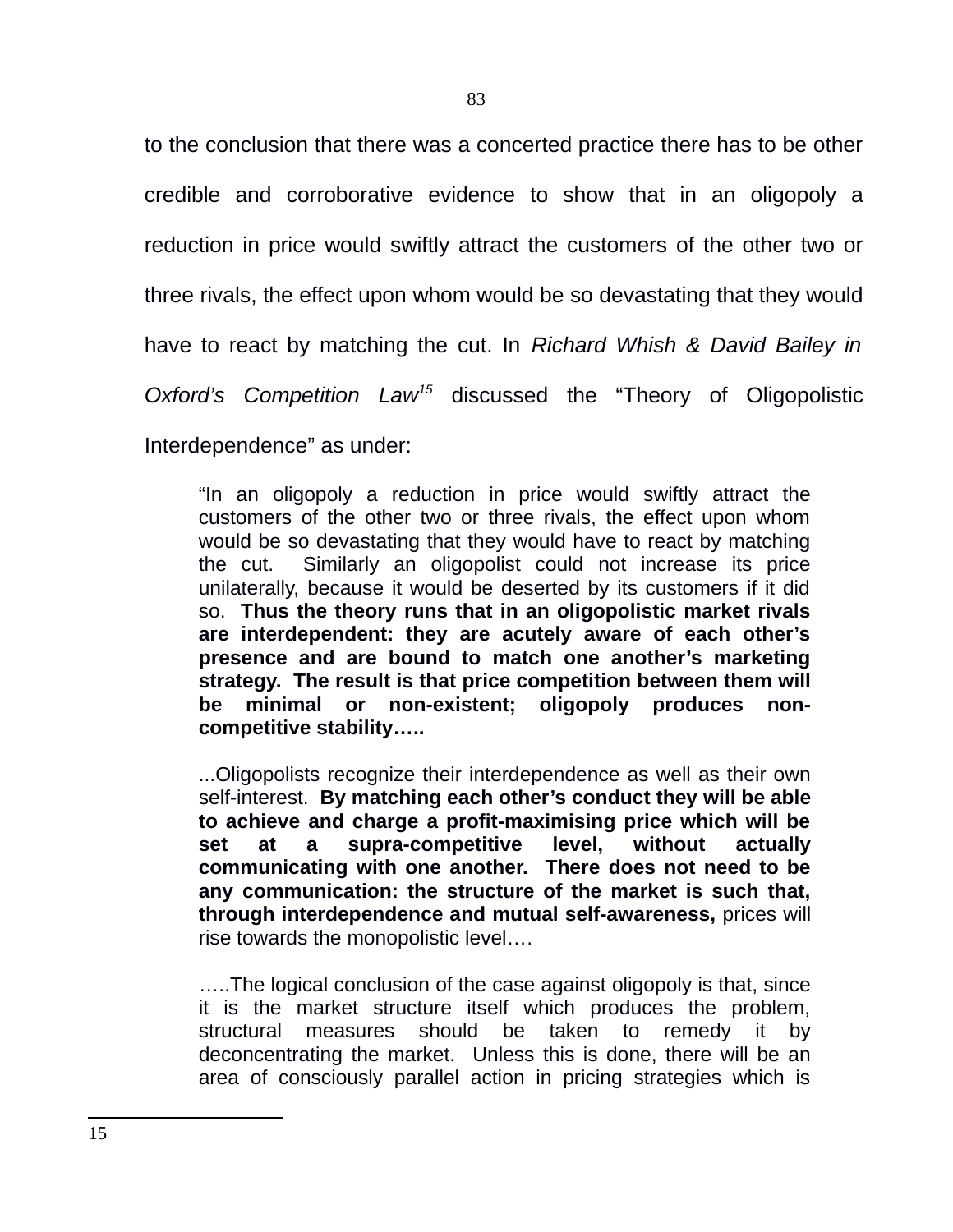to the conclusion that there was a concerted practice there has to be other credible and corroborative evidence to show that in an oligopoly a reduction in price would swiftly attract the customers of the other two or three rivals, the effect upon whom would be so devastating that they would have to react by matching the cut. In *Richard Whish & David Bailey in Oxford's Competition Law*[15] discussed the "Theory of Oligopolistic Interdependence" as under:

> "In an oligopoly a reduction in price would swiftly attract the customers of the other two or three rivals, the effect upon whom would be so devastating that they would have to react by matching the cut. Similarly an oligopolist could not increase its price unilaterally, because it would be deserted by its customers if it did so. **Thus the theory runs that in an oligopolistic market rivals are interdependent: they are acutely aware of each other's presence and are bound to match one another's marketing strategy. The result is that price competition between them will be minimal or non-existent; oligopoly produces non-competitive stability…..**
>
> ...Oligopolists recognize their interdependence as well as their own self-interest. **By matching each other's conduct they will be able to achieve and charge a profit-maximising price which will be set at a supra-competitive level, without actually communicating with one another. There does not need to be any communication: the structure of the market is such that, through interdependence and mutual self-awareness,** prices will rise towards the monopolistic level….
>
> …..The logical conclusion of the case against oligopoly is that, since it is the market structure itself which produces the problem, structural measures should be taken to remedy it by deconcentrating the market. Unless this is done, there will be an area of consciously parallel action in pricing strategies which is

---

15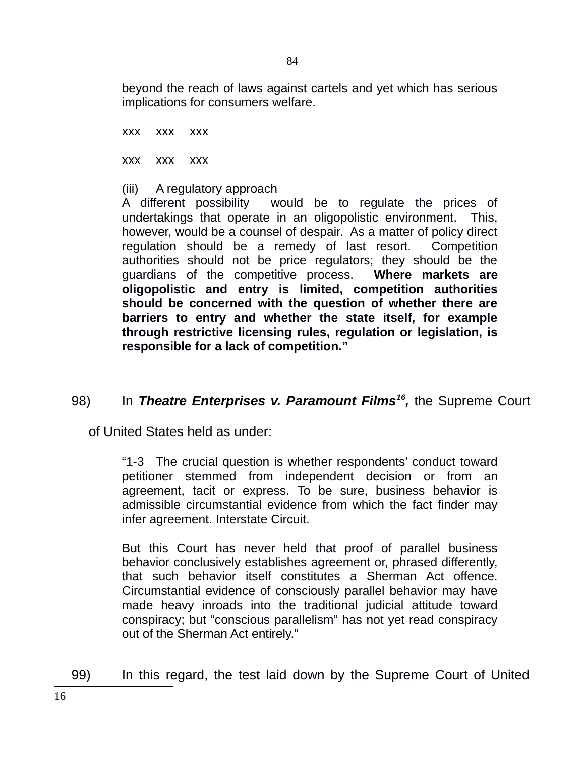beyond the reach of laws against cartels and yet which has serious implications for consumers welfare.

xxx xxx xxx

xxx xxx xxx

(iii) A regulatory approach

A different possibility would be to regulate the prices of undertakings that operate in an oligopolistic environment. This, however, would be a counsel of despair. As a matter of policy direct regulation should be a remedy of last resort. Competition authorities should not be price regulators; they should be the guardians of the competitive process. **Where markets are oligopolistic and entry is limited, competition authorities should be concerned with the question of whether there are barriers to entry and whether the state itself, for example through restrictive licensing rules, regulation or legislation, is responsible for a lack of competition."**

98) In ***Theatre Enterprises v. Paramount Films***[16]***,*** the Supreme Court of United States held as under:

"1-3 The crucial question is whether respondents' conduct toward petitioner stemmed from independent decision or from an agreement, tacit or express. To be sure, business behavior is admissible circumstantial evidence from which the fact finder may infer agreement. Interstate Circuit.

But this Court has never held that proof of parallel business behavior conclusively establishes agreement or, phrased differently, that such behavior itself constitutes a Sherman Act offence. Circumstantial evidence of consciously parallel behavior may have made heavy inroads into the traditional judicial attitude toward conspiracy; but "conscious parallelism" has not yet read conspiracy out of the Sherman Act entirely."

99) In this regard, the test laid down by the Supreme Court of United

---

16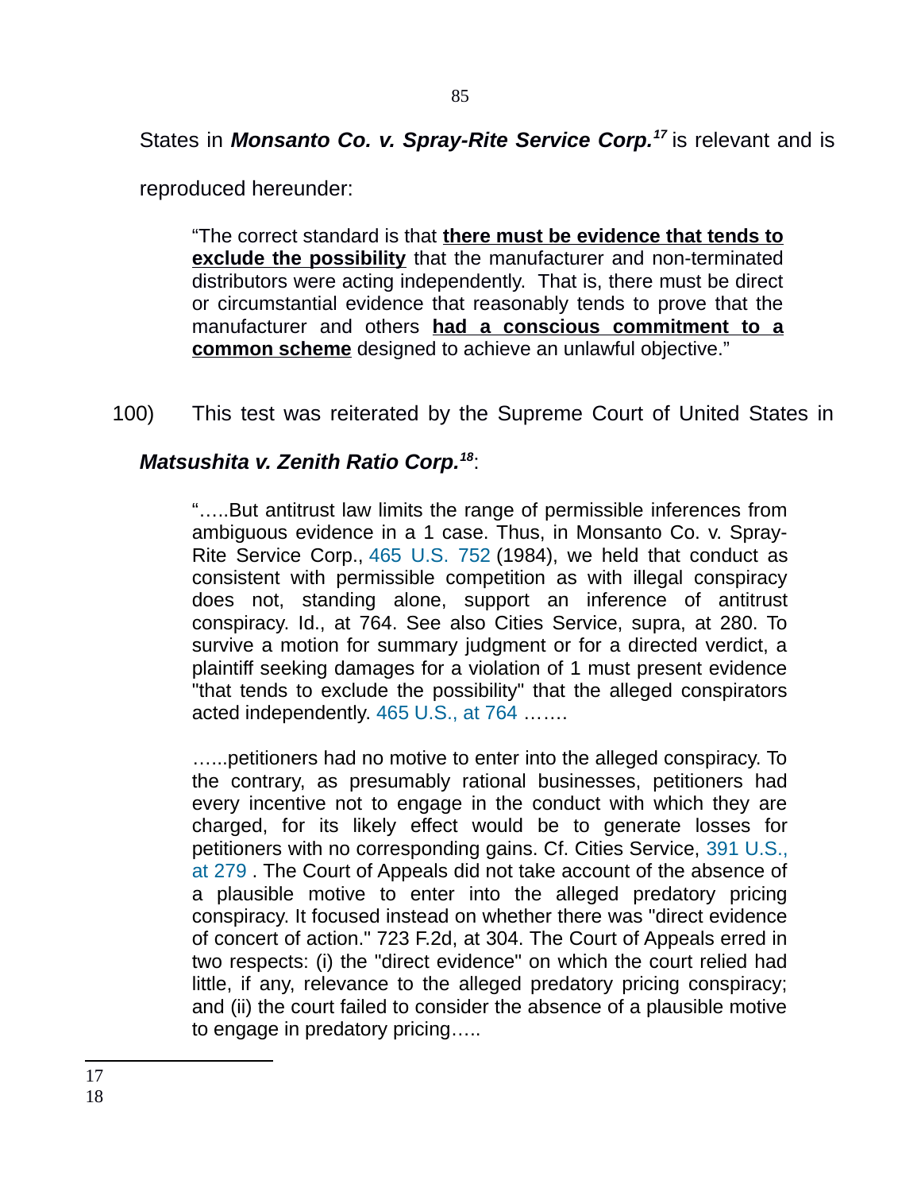States in ***Monsanto Co. v. Spray-Rite Service Corp.***[17] is relevant and is reproduced hereunder:

> "The correct standard is that **<u>there must be evidence that tends to exclude the possibility</u>** that the manufacturer and non-terminated distributors were acting independently. That is, there must be direct or circumstantial evidence that reasonably tends to prove that the manufacturer and others **<u>had a conscious commitment to a common scheme</u>** designed to achieve an unlawful objective."

100) This test was reiterated by the Supreme Court of United States in ***Matsushita v. Zenith Ratio Corp.***[18]:

> "…..But antitrust law limits the range of permissible inferences from ambiguous evidence in a 1 case. Thus, in Monsanto Co. v. Spray-Rite Service Corp., 465 U.S. 752 (1984), we held that conduct as consistent with permissible competition as with illegal conspiracy does not, standing alone, support an inference of antitrust conspiracy. Id., at 764. See also Cities Service, supra, at 280. To survive a motion for summary judgment or for a directed verdict, a plaintiff seeking damages for a violation of 1 must present evidence "that tends to exclude the possibility" that the alleged conspirators acted independently. 465 U.S., at 764 …….
>
> …...petitioners had no motive to enter into the alleged conspiracy. To the contrary, as presumably rational businesses, petitioners had every incentive not to engage in the conduct with which they are charged, for its likely effect would be to generate losses for petitioners with no corresponding gains. Cf. Cities Service, 391 U.S., at 279 . The Court of Appeals did not take account of the absence of a plausible motive to enter into the alleged predatory pricing conspiracy. It focused instead on whether there was "direct evidence of concert of action." 723 F.2d, at 304. The Court of Appeals erred in two respects: (i) the "direct evidence" on which the court relied had little, if any, relevance to the alleged predatory pricing conspiracy; and (ii) the court failed to consider the absence of a plausible motive to engage in predatory pricing…..

---

17

18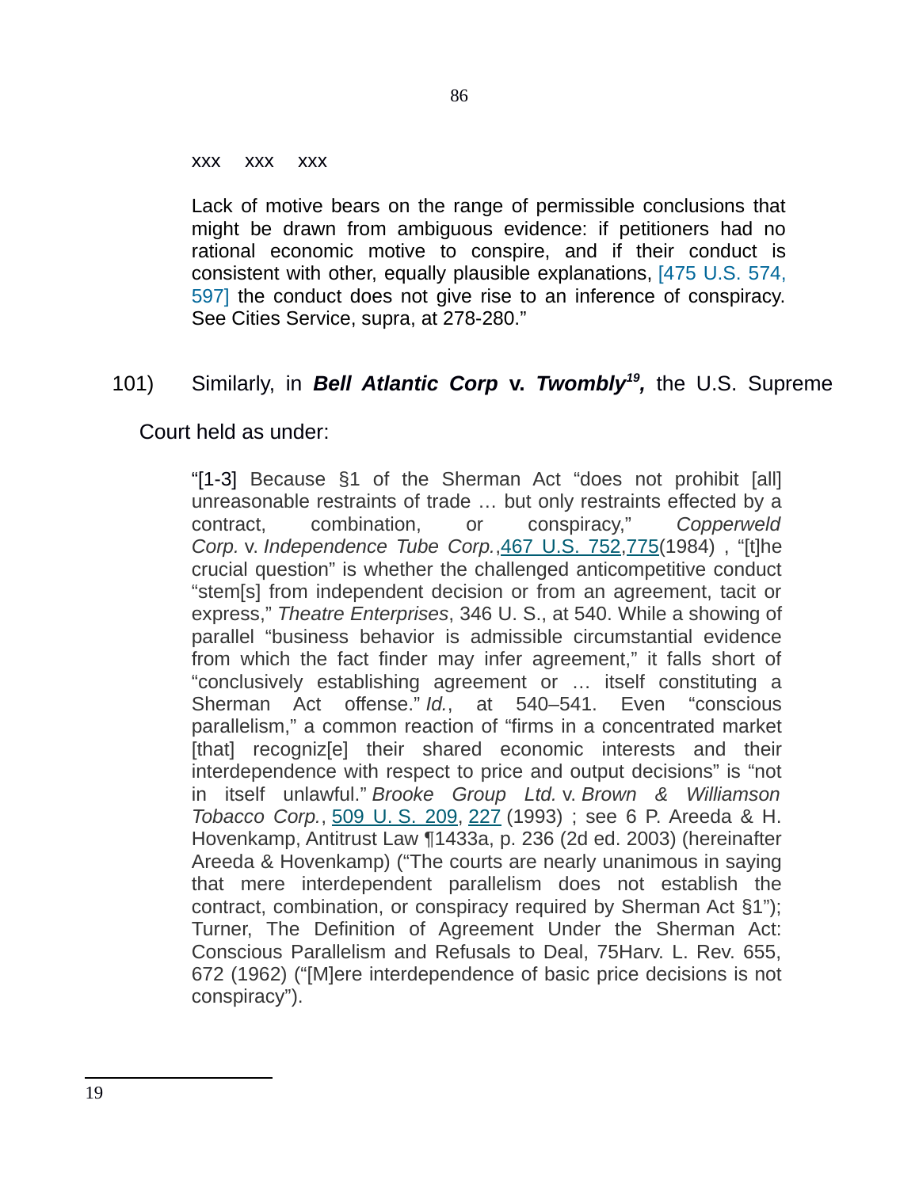xxx xxx xxx

> Lack of motive bears on the range of permissible conclusions that might be drawn from ambiguous evidence: if petitioners had no rational economic motive to conspire, and if their conduct is consistent with other, equally plausible explanations, [475 U.S. 574, 597] the conduct does not give rise to an inference of conspiracy. See Cities Service, supra, at 278-280."

101) Similarly, in ***Bell Atlantic Corp* v. *Twombly*[19],** the U.S. Supreme Court held as under:

> "[1-3] Because §1 of the Sherman Act "does not prohibit [all] unreasonable restraints of trade … but only restraints effected by a contract, combination, or conspiracy," *Copperweld Corp.* v. *Independence Tube Corp.*, 467 U.S. 752, 775 (1984) , "[t]he crucial question" is whether the challenged anticompetitive conduct "stem[s] from independent decision or from an agreement, tacit or express," *Theatre Enterprises*, 346 U. S., at 540. While a showing of parallel "business behavior is admissible circumstantial evidence from which the fact finder may infer agreement," it falls short of "conclusively establishing agreement or … itself constituting a Sherman Act offense." *Id.*, at 540–541. Even "conscious parallelism," a common reaction of "firms in a concentrated market [that] recogniz[e] their shared economic interests and their interdependence with respect to price and output decisions" is "not in itself unlawful." *Brooke Group Ltd.* v. *Brown & Williamson Tobacco Corp.*, 509 U. S. 209, 227 (1993) ; see 6 P. Areeda & H. Hovenkamp, Antitrust Law ¶1433a, p. 236 (2d ed. 2003) (hereinafter Areeda & Hovenkamp) ("The courts are nearly unanimous in saying that mere interdependent parallelism does not establish the contract, combination, or conspiracy required by Sherman Act §1"); Turner, The Definition of Agreement Under the Sherman Act: Conscious Parallelism and Refusals to Deal, 75Harv. L. Rev. 655, 672 (1962) ("[M]ere interdependence of basic price decisions is not conspiracy").

---

19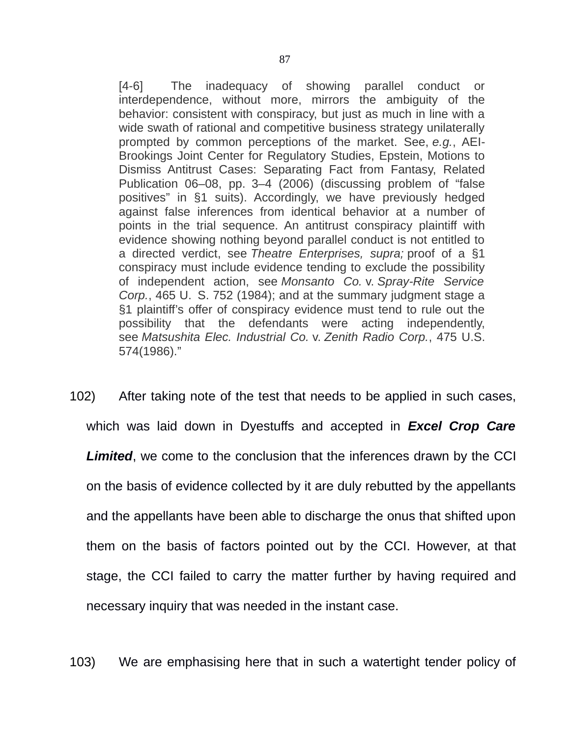> [4-6] The inadequacy of showing parallel conduct or interdependence, without more, mirrors the ambiguity of the behavior: consistent with conspiracy, but just as much in line with a wide swath of rational and competitive business strategy unilaterally prompted by common perceptions of the market. See, *e.g.*, AEI-Brookings Joint Center for Regulatory Studies, Epstein, Motions to Dismiss Antitrust Cases: Separating Fact from Fantasy, Related Publication 06–08, pp. 3–4 (2006) (discussing problem of "false positives" in §1 suits). Accordingly, we have previously hedged against false inferences from identical behavior at a number of points in the trial sequence. An antitrust conspiracy plaintiff with evidence showing nothing beyond parallel conduct is not entitled to a directed verdict, see *Theatre Enterprises, supra;* proof of a §1 conspiracy must include evidence tending to exclude the possibility of independent action, see *Monsanto Co.* v. *Spray-Rite Service Corp.*, 465 U. S. 752 (1984); and at the summary judgment stage a §1 plaintiff's offer of conspiracy evidence must tend to rule out the possibility that the defendants were acting independently, see *Matsushita Elec. Industrial Co.* v. *Zenith Radio Corp.*, 475 U.S. 574(1986)."

102) After taking note of the test that needs to be applied in such cases, which was laid down in Dyestuffs and accepted in ***Excel Crop Care Limited***, we come to the conclusion that the inferences drawn by the CCI on the basis of evidence collected by it are duly rebutted by the appellants and the appellants have been able to discharge the onus that shifted upon them on the basis of factors pointed out by the CCI. However, at that stage, the CCI failed to carry the matter further by having required and necessary inquiry that was needed in the instant case.

103) We are emphasising here that in such a watertight tender policy of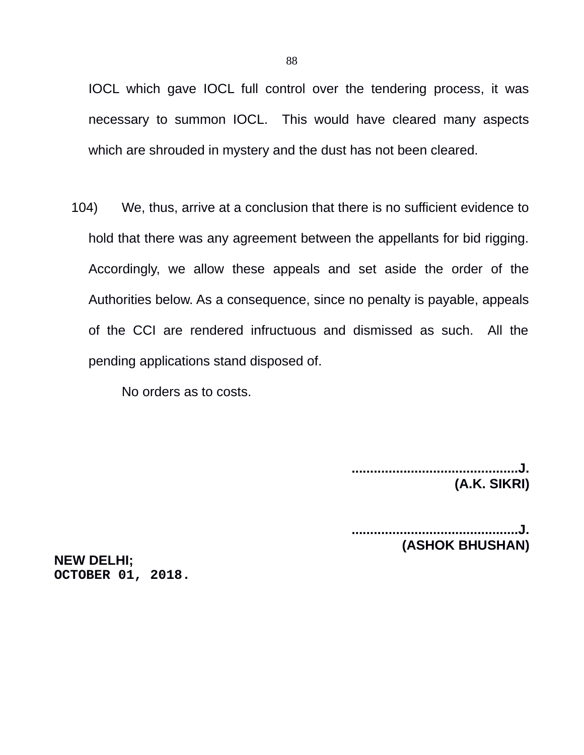IOCL which gave IOCL full control over the tendering process, it was necessary to summon IOCL. This would have cleared many aspects which are shrouded in mystery and the dust has not been cleared.

104) We, thus, arrive at a conclusion that there is no sufficient evidence to hold that there was any agreement between the appellants for bid rigging. Accordingly, we allow these appeals and set aside the order of the Authorities below. As a consequence, since no penalty is payable, appeals of the CCI are rendered infructuous and dismissed as such. All the pending applications stand disposed of.

No orders as to costs.

**.............................................J.**
**(A.K. SIKRI)**

**.............................................J.**
**(ASHOK BHUSHAN)**

**NEW DELHI;**
**OCTOBER 01, 2018.**